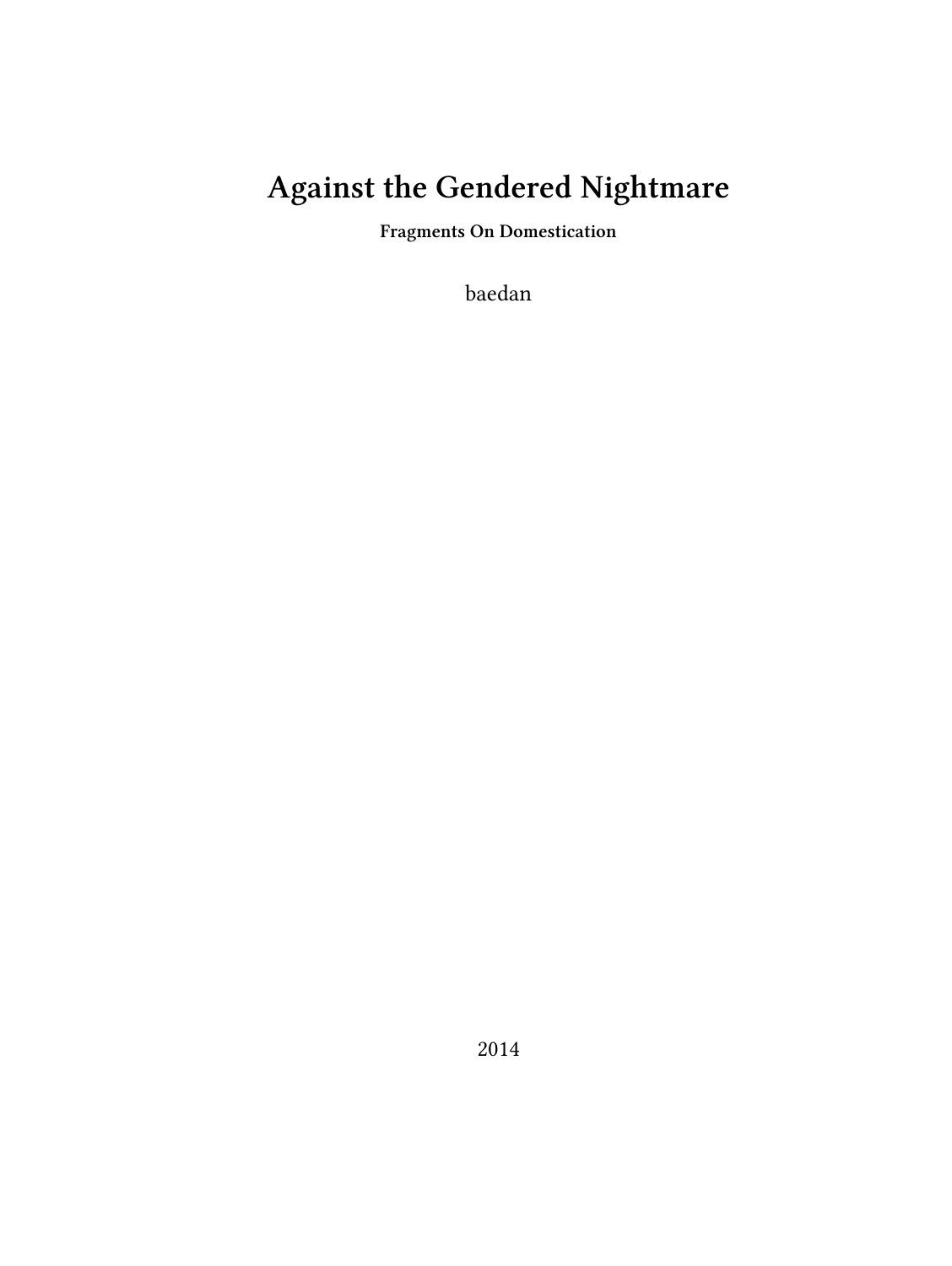# Against the Gendered Nightmare

**Fragments On Domestication**

baedan

2014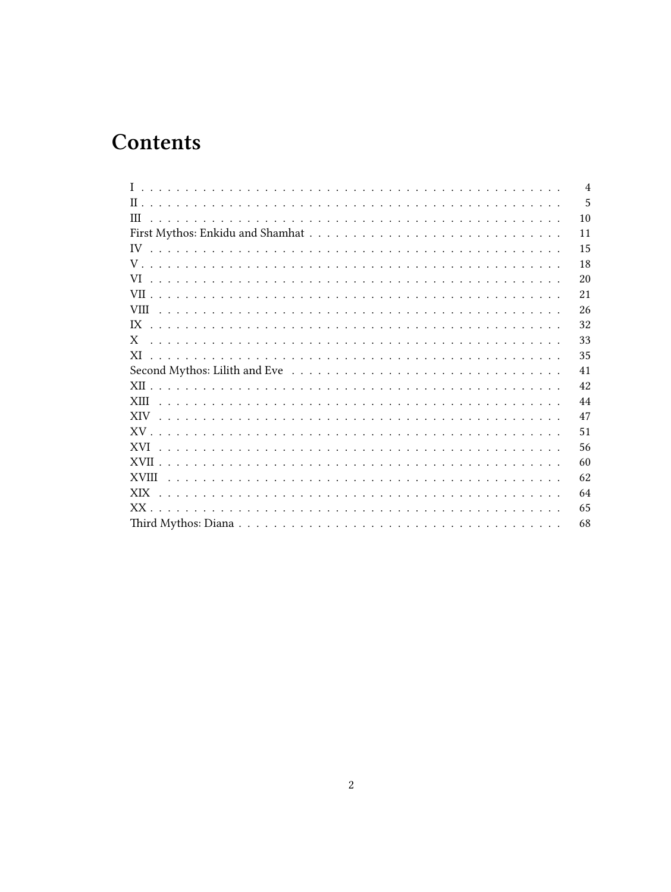# Contents

| | |
|---|---|
| I | 4 |
| II | 5 |
| III | 10 |
| First Mythos: Enkidu and Shamhat | 11 |
| IV | 15 |
| V | 18 |
| VI | 20 |
| VII | 21 |
| VIII | 26 |
| IX | 32 |
| X | 33 |
| XI | 35 |
| Second Mythos: Lilith and Eve | 41 |
| XII | 42 |
| XIII | 44 |
| XIV | 47 |
| XV | 51 |
| XVI | 56 |
| XVII | 60 |
| XVIII | 62 |
| XIX | 64 |
| XX | 65 |
| Third Mythos: Diana | 68 |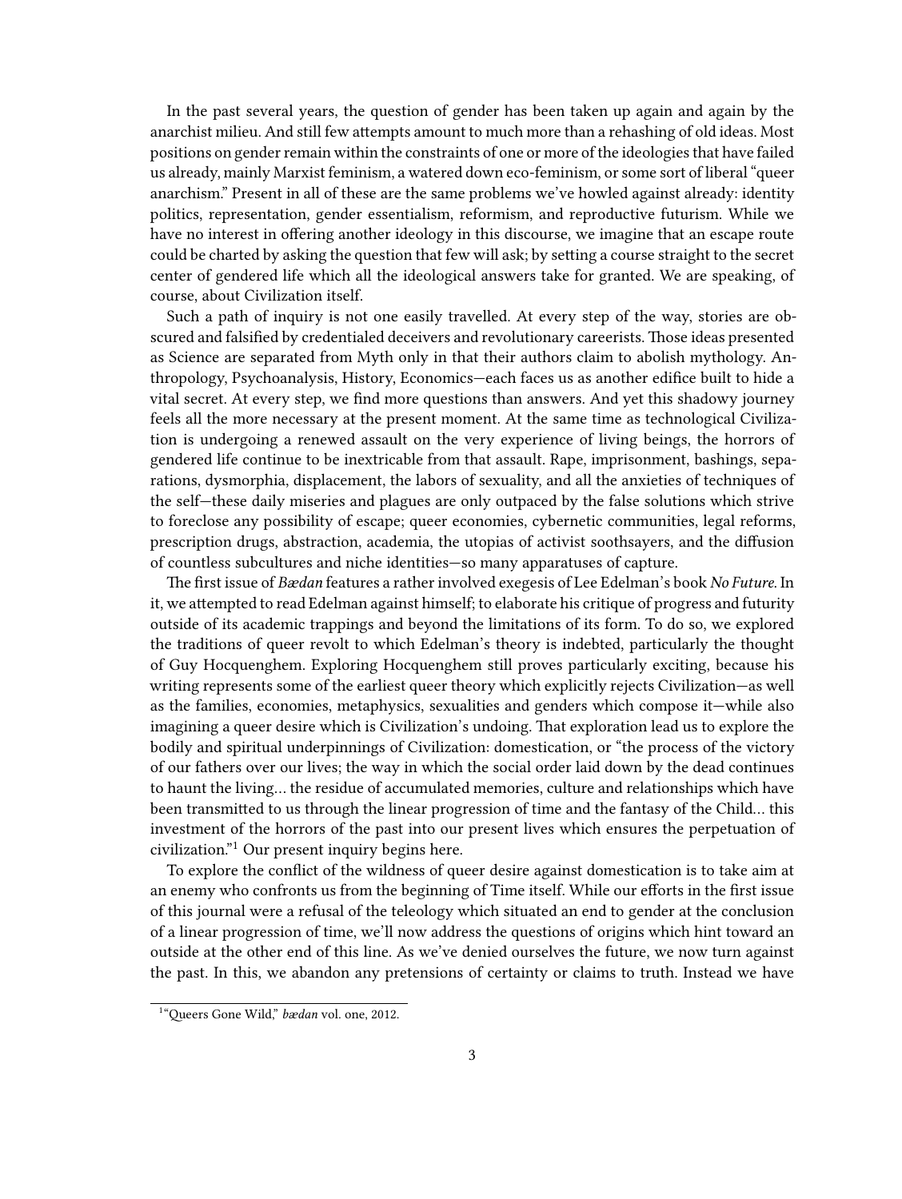In the past several years, the question of gender has been taken up again and again by the anarchist milieu. And still few attempts amount to much more than a rehashing of old ideas. Most positions on gender remain within the constraints of one or more of the ideologies that have failed us already, mainly Marxist feminism, a watered down eco-feminism, or some sort of liberal "queer anarchism." Present in all of these are the same problems we've howled against already: identity politics, representation, gender essentialism, reformism, and reproductive futurism. While we have no interest in offering another ideology in this discourse, we imagine that an escape route could be charted by asking the question that few will ask; by setting a course straight to the secret center of gendered life which all the ideological answers take for granted. We are speaking, of course, about Civilization itself.

Such a path of inquiry is not one easily travelled. At every step of the way, stories are obscured and falsified by credentialed deceivers and revolutionary careerists. Those ideas presented as Science are separated from Myth only in that their authors claim to abolish mythology. Anthropology, Psychoanalysis, History, Economics—each faces us as another edifice built to hide a vital secret. At every step, we find more questions than answers. And yet this shadowy journey feels all the more necessary at the present moment. At the same time as technological Civilization is undergoing a renewed assault on the very experience of living beings, the horrors of gendered life continue to be inextricable from that assault. Rape, imprisonment, bashings, separations, dysmorphia, displacement, the labors of sexuality, and all the anxieties of techniques of the self—these daily miseries and plagues are only outpaced by the false solutions which strive to foreclose any possibility of escape; queer economies, cybernetic communities, legal reforms, prescription drugs, abstraction, academia, the utopias of activist soothsayers, and the diffusion of countless subcultures and niche identities—so many apparatuses of capture.

The first issue of *Bædan* features a rather involved exegesis of Lee Edelman's book *No Future.* In it, we attempted to read Edelman against himself; to elaborate his critique of progress and futurity outside of its academic trappings and beyond the limitations of its form. To do so, we explored the traditions of queer revolt to which Edelman's theory is indebted, particularly the thought of Guy Hocquenghem. Exploring Hocquenghem still proves particularly exciting, because his writing represents some of the earliest queer theory which explicitly rejects Civilization—as well as the families, economies, metaphysics, sexualities and genders which compose it—while also imagining a queer desire which is Civilization's undoing. That exploration lead us to explore the bodily and spiritual underpinnings of Civilization: domestication, or "the process of the victory of our fathers over our lives; the way in which the social order laid down by the dead continues to haunt the living… the residue of accumulated memories, culture and relationships which have been transmitted to us through the linear progression of time and the fantasy of the Child… this investment of the horrors of the past into our present lives which ensures the perpetuation of civilization."[1] Our present inquiry begins here.

To explore the conflict of the wildness of queer desire against domestication is to take aim at an enemy who confronts us from the beginning of Time itself. While our efforts in the first issue of this journal were a refusal of the teleology which situated an end to gender at the conclusion of a linear progression of time, we'll now address the questions of origins which hint toward an outside at the other end of this line. As we've denied ourselves the future, we now turn against the past. In this, we abandon any pretensions of certainty or claims to truth. Instead we have

[1] "Queers Gone Wild," *bædan* vol. one, 2012.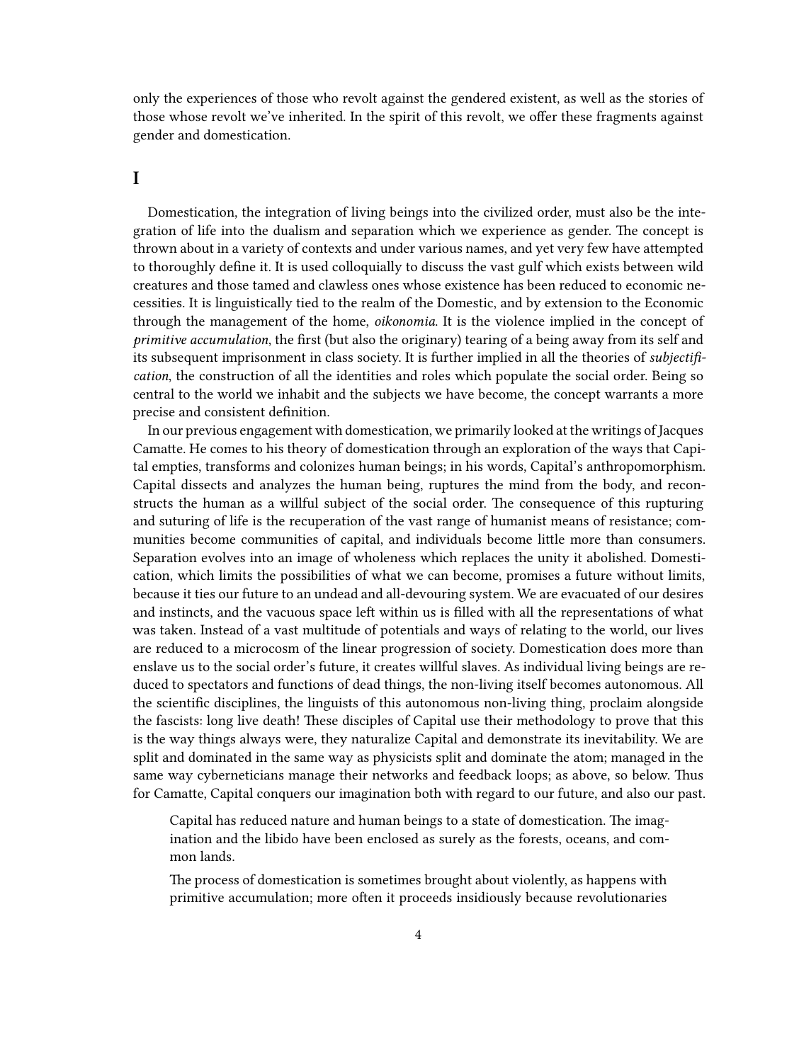only the experiences of those who revolt against the gendered existent, as well as the stories of those whose revolt we've inherited. In the spirit of this revolt, we offer these fragments against gender and domestication.

## I

Domestication, the integration of living beings into the civilized order, must also be the integration of life into the dualism and separation which we experience as gender. The concept is thrown about in a variety of contexts and under various names, and yet very few have attempted to thoroughly define it. It is used colloquially to discuss the vast gulf which exists between wild creatures and those tamed and clawless ones whose existence has been reduced to economic necessities. It is linguistically tied to the realm of the Domestic, and by extension to the Economic through the management of the home, *oikonomia*. It is the violence implied in the concept of *primitive accumulation*, the first (but also the originary) tearing of a being away from its self and its subsequent imprisonment in class society. It is further implied in all the theories of *subjectification*, the construction of all the identities and roles which populate the social order. Being so central to the world we inhabit and the subjects we have become, the concept warrants a more precise and consistent definition.

In our previous engagement with domestication, we primarily looked at the writings of Jacques Camatte. He comes to his theory of domestication through an exploration of the ways that Capital empties, transforms and colonizes human beings; in his words, Capital's anthropomorphism. Capital dissects and analyzes the human being, ruptures the mind from the body, and reconstructs the human as a willful subject of the social order. The consequence of this rupturing and suturing of life is the recuperation of the vast range of humanist means of resistance; communities become communities of capital, and individuals become little more than consumers. Separation evolves into an image of wholeness which replaces the unity it abolished. Domestication, which limits the possibilities of what we can become, promises a future without limits, because it ties our future to an undead and all-devouring system. We are evacuated of our desires and instincts, and the vacuous space left within us is filled with all the representations of what was taken. Instead of a vast multitude of potentials and ways of relating to the world, our lives are reduced to a microcosm of the linear progression of society. Domestication does more than enslave us to the social order's future, it creates willful slaves. As individual living beings are reduced to spectators and functions of dead things, the non-living itself becomes autonomous. All the scientific disciplines, the linguists of this autonomous non-living thing, proclaim alongside the fascists: long live death! These disciples of Capital use their methodology to prove that this is the way things always were, they naturalize Capital and demonstrate its inevitability. We are split and dominated in the same way as physicists split and dominate the atom; managed in the same way cyberneticians manage their networks and feedback loops; as above, so below. Thus for Camatte, Capital conquers our imagination both with regard to our future, and also our past.

> Capital has reduced nature and human beings to a state of domestication. The imagination and the libido have been enclosed as surely as the forests, oceans, and common lands.
>
> The process of domestication is sometimes brought about violently, as happens with primitive accumulation; more often it proceeds insidiously because revolutionaries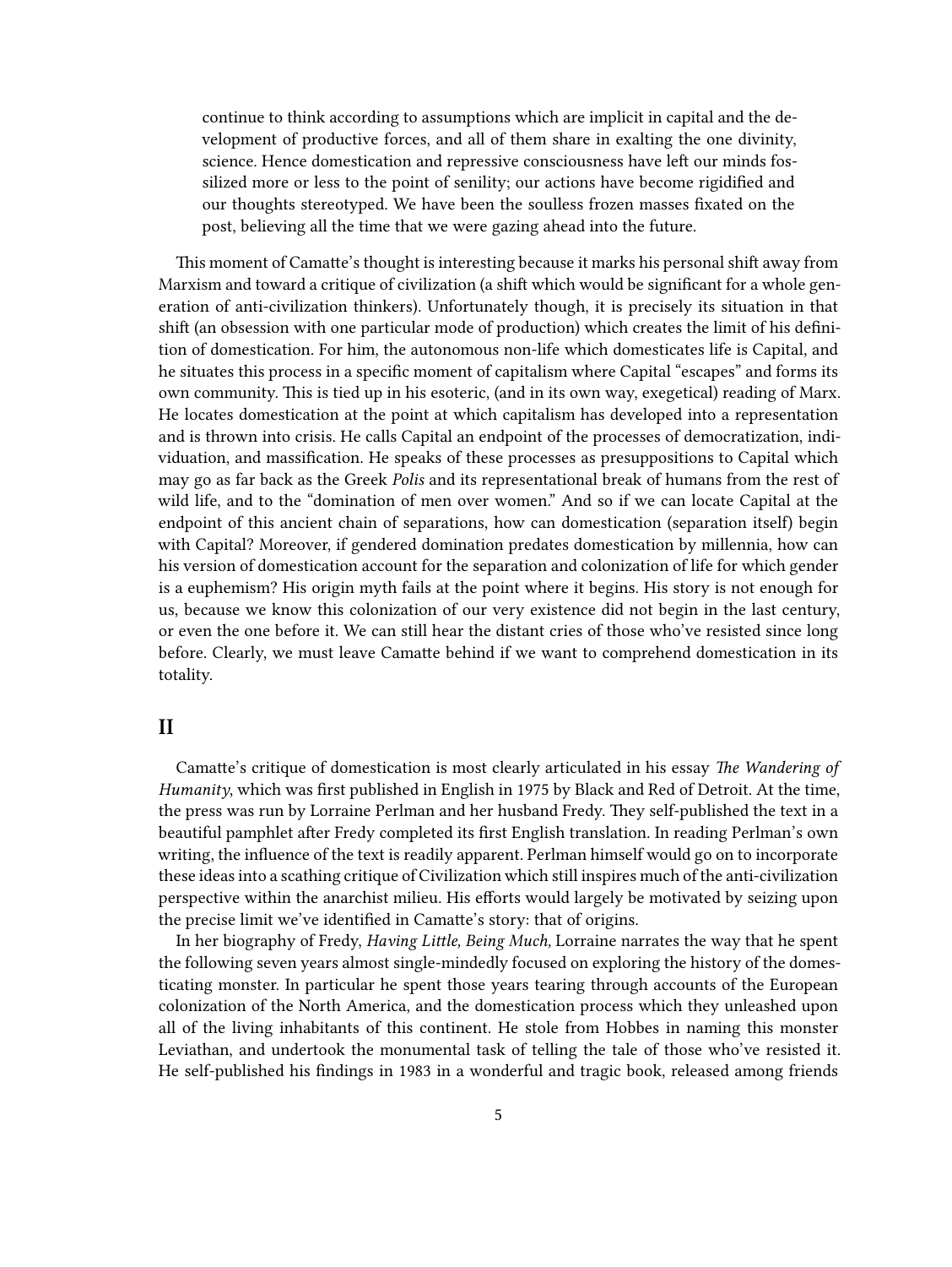> continue to think according to assumptions which are implicit in capital and the development of productive forces, and all of them share in exalting the one divinity, science. Hence domestication and repressive consciousness have left our minds fossilized more or less to the point of senility; our actions have become rigidified and our thoughts stereotyped. We have been the soulless frozen masses fixated on the post, believing all the time that we were gazing ahead into the future.

This moment of Camatte's thought is interesting because it marks his personal shift away from Marxism and toward a critique of civilization (a shift which would be significant for a whole generation of anti-civilization thinkers). Unfortunately though, it is precisely its situation in that shift (an obsession with one particular mode of production) which creates the limit of his definition of domestication. For him, the autonomous non-life which domesticates life is Capital, and he situates this process in a specific moment of capitalism where Capital "escapes" and forms its own community. This is tied up in his esoteric, (and in its own way, exegetical) reading of Marx. He locates domestication at the point at which capitalism has developed into a representation and is thrown into crisis. He calls Capital an endpoint of the processes of democratization, individuation, and massification. He speaks of these processes as presuppositions to Capital which may go as far back as the Greek *Polis* and its representational break of humans from the rest of wild life, and to the "domination of men over women." And so if we can locate Capital at the endpoint of this ancient chain of separations, how can domestication (separation itself) begin with Capital? Moreover, if gendered domination predates domestication by millennia, how can his version of domestication account for the separation and colonization of life for which gender is a euphemism? His origin myth fails at the point where it begins. His story is not enough for us, because we know this colonization of our very existence did not begin in the last century, or even the one before it. We can still hear the distant cries of those who've resisted since long before. Clearly, we must leave Camatte behind if we want to comprehend domestication in its totality.

## II

Camatte's critique of domestication is most clearly articulated in his essay *The Wandering of Humanity*, which was first published in English in 1975 by Black and Red of Detroit. At the time, the press was run by Lorraine Perlman and her husband Fredy. They self-published the text in a beautiful pamphlet after Fredy completed its first English translation. In reading Perlman's own writing, the influence of the text is readily apparent. Perlman himself would go on to incorporate these ideas into a scathing critique of Civilization which still inspires much of the anti-civilization perspective within the anarchist milieu. His efforts would largely be motivated by seizing upon the precise limit we've identified in Camatte's story: that of origins.

In her biography of Fredy, *Having Little, Being Much,* Lorraine narrates the way that he spent the following seven years almost single-mindedly focused on exploring the history of the domesticating monster. In particular he spent those years tearing through accounts of the European colonization of the North America, and the domestication process which they unleashed upon all of the living inhabitants of this continent. He stole from Hobbes in naming this monster Leviathan, and undertook the monumental task of telling the tale of those who've resisted it. He self-published his findings in 1983 in a wonderful and tragic book, released among friends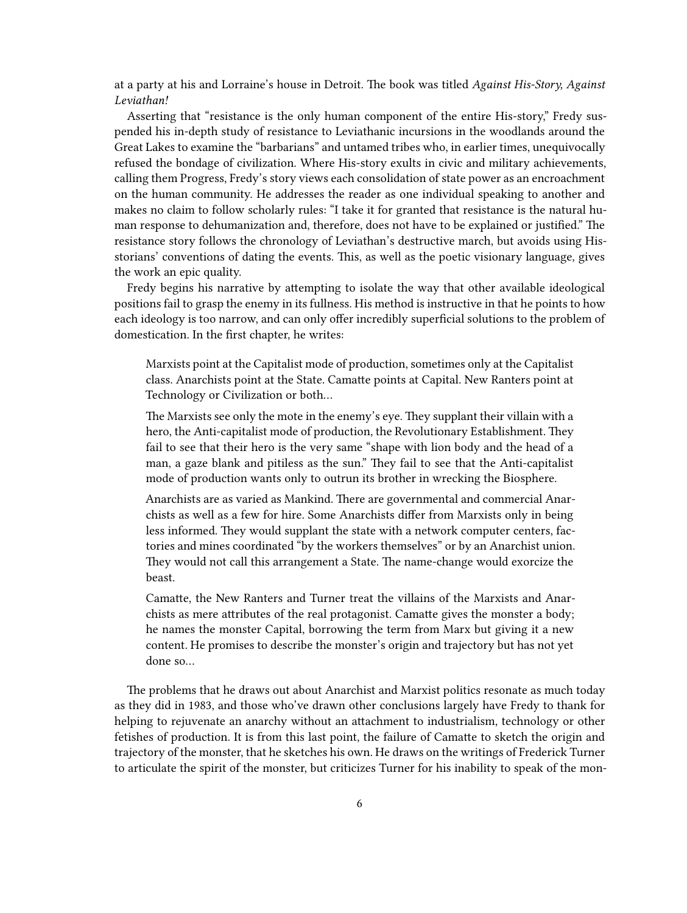at a party at his and Lorraine's house in Detroit. The book was titled *Against His-Story, Against Leviathan!*

Asserting that "resistance is the only human component of the entire His-story," Fredy suspended his in-depth study of resistance to Leviathanic incursions in the woodlands around the Great Lakes to examine the "barbarians" and untamed tribes who, in earlier times, unequivocally refused the bondage of civilization. Where His-story exults in civic and military achievements, calling them Progress, Fredy's story views each consolidation of state power as an encroachment on the human community. He addresses the reader as one individual speaking to another and makes no claim to follow scholarly rules: "I take it for granted that resistance is the natural human response to dehumanization and, therefore, does not have to be explained or justified." The resistance story follows the chronology of Leviathan's destructive march, but avoids using His-storians' conventions of dating the events. This, as well as the poetic visionary language, gives the work an epic quality.

Fredy begins his narrative by attempting to isolate the way that other available ideological positions fail to grasp the enemy in its fullness. His method is instructive in that he points to how each ideology is too narrow, and can only offer incredibly superficial solutions to the problem of domestication. In the first chapter, he writes:

> Marxists point at the Capitalist mode of production, sometimes only at the Capitalist class. Anarchists point at the State. Camatte points at Capital. New Ranters point at Technology or Civilization or both…
>
> The Marxists see only the mote in the enemy's eye. They supplant their villain with a hero, the Anti-capitalist mode of production, the Revolutionary Establishment. They fail to see that their hero is the very same "shape with lion body and the head of a man, a gaze blank and pitiless as the sun." They fail to see that the Anti-capitalist mode of production wants only to outrun its brother in wrecking the Biosphere.
>
> Anarchists are as varied as Mankind. There are governmental and commercial Anarchists as well as a few for hire. Some Anarchists differ from Marxists only in being less informed. They would supplant the state with a network computer centers, factories and mines coordinated "by the workers themselves" or by an Anarchist union. They would not call this arrangement a State. The name-change would exorcize the beast.
>
> Camatte, the New Ranters and Turner treat the villains of the Marxists and Anarchists as mere attributes of the real protagonist. Camatte gives the monster a body; he names the monster Capital, borrowing the term from Marx but giving it a new content. He promises to describe the monster's origin and trajectory but has not yet done so…

The problems that he draws out about Anarchist and Marxist politics resonate as much today as they did in 1983, and those who've drawn other conclusions largely have Fredy to thank for helping to rejuvenate an anarchy without an attachment to industrialism, technology or other fetishes of production. It is from this last point, the failure of Camatte to sketch the origin and trajectory of the monster, that he sketches his own. He draws on the writings of Frederick Turner to articulate the spirit of the monster, but criticizes Turner for his inability to speak of the mon-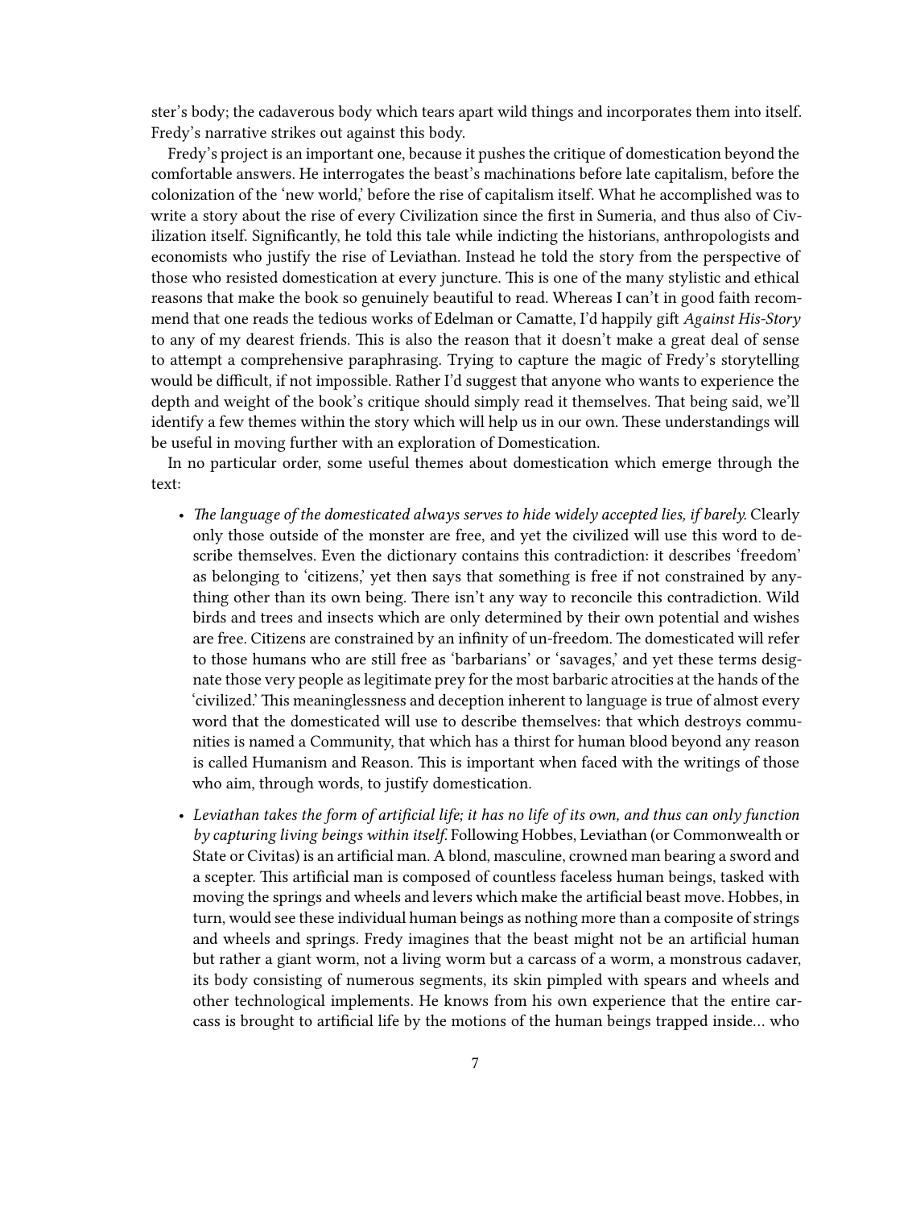ster's body; the cadaverous body which tears apart wild things and incorporates them into itself. Fredy's narrative strikes out against this body.

Fredy's project is an important one, because it pushes the critique of domestication beyond the comfortable answers. He interrogates the beast's machinations before late capitalism, before the colonization of the 'new world,' before the rise of capitalism itself. What he accomplished was to write a story about the rise of every Civilization since the first in Sumeria, and thus also of Civilization itself. Significantly, he told this tale while indicting the historians, anthropologists and economists who justify the rise of Leviathan. Instead he told the story from the perspective of those who resisted domestication at every juncture. This is one of the many stylistic and ethical reasons that make the book so genuinely beautiful to read. Whereas I can't in good faith recommend that one reads the tedious works of Edelman or Camatte, I'd happily gift *Against His-Story* to any of my dearest friends. This is also the reason that it doesn't make a great deal of sense to attempt a comprehensive paraphrasing. Trying to capture the magic of Fredy's storytelling would be difficult, if not impossible. Rather I'd suggest that anyone who wants to experience the depth and weight of the book's critique should simply read it themselves. That being said, we'll identify a few themes within the story which will help us in our own. These understandings will be useful in moving further with an exploration of Domestication.

In no particular order, some useful themes about domestication which emerge through the text:

- *The language of the domesticated always serves to hide widely accepted lies, if barely.* Clearly only those outside of the monster are free, and yet the civilized will use this word to describe themselves. Even the dictionary contains this contradiction: it describes 'freedom' as belonging to 'citizens,' yet then says that something is free if not constrained by anything other than its own being. There isn't any way to reconcile this contradiction. Wild birds and trees and insects which are only determined by their own potential and wishes are free. Citizens are constrained by an infinity of un-freedom. The domesticated will refer to those humans who are still free as 'barbarians' or 'savages,' and yet these terms designate those very people as legitimate prey for the most barbaric atrocities at the hands of the 'civilized.' This meaninglessness and deception inherent to language is true of almost every word that the domesticated will use to describe themselves: that which destroys communities is named a Community, that which has a thirst for human blood beyond any reason is called Humanism and Reason. This is important when faced with the writings of those who aim, through words, to justify domestication.
- *Leviathan takes the form of artificial life; it has no life of its own, and thus can only function by capturing living beings within itself.* Following Hobbes, Leviathan (or Commonwealth or State or Civitas) is an artificial man. A blond, masculine, crowned man bearing a sword and a scepter. This artificial man is composed of countless faceless human beings, tasked with moving the springs and wheels and levers which make the artificial beast move. Hobbes, in turn, would see these individual human beings as nothing more than a composite of strings and wheels and springs. Fredy imagines that the beast might not be an artificial human but rather a giant worm, not a living worm but a carcass of a worm, a monstrous cadaver, its body consisting of numerous segments, its skin pimpled with spears and wheels and other technological implements. He knows from his own experience that the entire carcass is brought to artificial life by the motions of the human beings trapped inside… who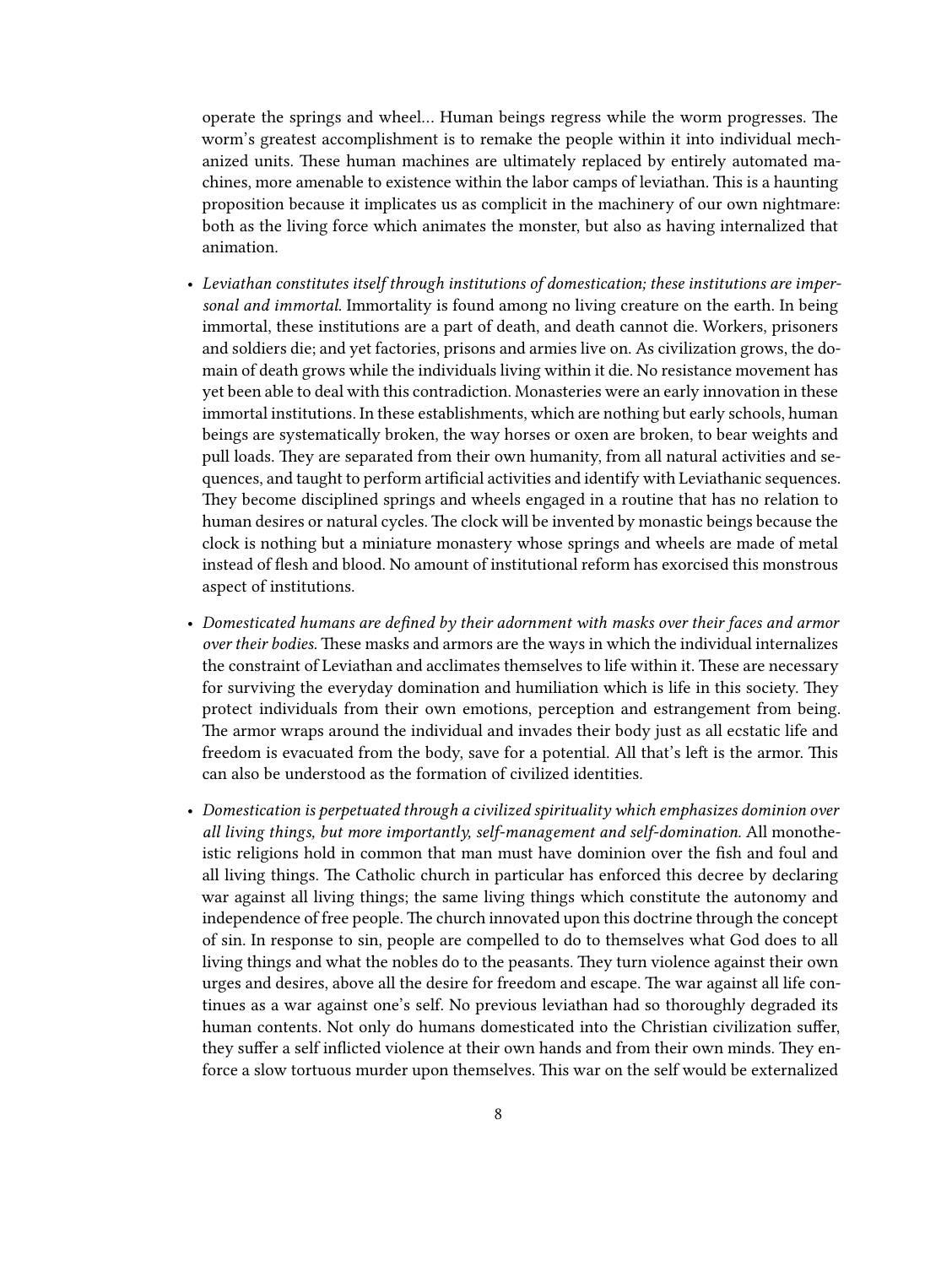operate the springs and wheel… Human beings regress while the worm progresses. The worm's greatest accomplishment is to remake the people within it into individual mechanized units. These human machines are ultimately replaced by entirely automated machines, more amenable to existence within the labor camps of leviathan. This is a haunting proposition because it implicates us as complicit in the machinery of our own nightmare: both as the living force which animates the monster, but also as having internalized that animation.

- *Leviathan constitutes itself through institutions of domestication; these institutions are impersonal and immortal.* Immortality is found among no living creature on the earth. In being immortal, these institutions are a part of death, and death cannot die. Workers, prisoners and soldiers die; and yet factories, prisons and armies live on. As civilization grows, the domain of death grows while the individuals living within it die. No resistance movement has yet been able to deal with this contradiction. Monasteries were an early innovation in these immortal institutions. In these establishments, which are nothing but early schools, human beings are systematically broken, the way horses or oxen are broken, to bear weights and pull loads. They are separated from their own humanity, from all natural activities and sequences, and taught to perform artificial activities and identify with Leviathanic sequences. They become disciplined springs and wheels engaged in a routine that has no relation to human desires or natural cycles. The clock will be invented by monastic beings because the clock is nothing but a miniature monastery whose springs and wheels are made of metal instead of flesh and blood. No amount of institutional reform has exorcised this monstrous aspect of institutions.

- *Domesticated humans are defined by their adornment with masks over their faces and armor over their bodies.* These masks and armors are the ways in which the individual internalizes the constraint of Leviathan and acclimates themselves to life within it. These are necessary for surviving the everyday domination and humiliation which is life in this society. They protect individuals from their own emotions, perception and estrangement from being. The armor wraps around the individual and invades their body just as all ecstatic life and freedom is evacuated from the body, save for a potential. All that's left is the armor. This can also be understood as the formation of civilized identities.

- *Domestication is perpetuated through a civilized spirituality which emphasizes dominion over all living things, but more importantly, self-management and self-domination.* All monotheistic religions hold in common that man must have dominion over the fish and foul and all living things. The Catholic church in particular has enforced this decree by declaring war against all living things; the same living things which constitute the autonomy and independence of free people. The church innovated upon this doctrine through the concept of sin. In response to sin, people are compelled to do to themselves what God does to all living things and what the nobles do to the peasants. They turn violence against their own urges and desires, above all the desire for freedom and escape. The war against all life continues as a war against one's self. No previous leviathan had so thoroughly degraded its human contents. Not only do humans domesticated into the Christian civilization suffer, they suffer a self inflicted violence at their own hands and from their own minds. They enforce a slow tortuous murder upon themselves. This war on the self would be externalized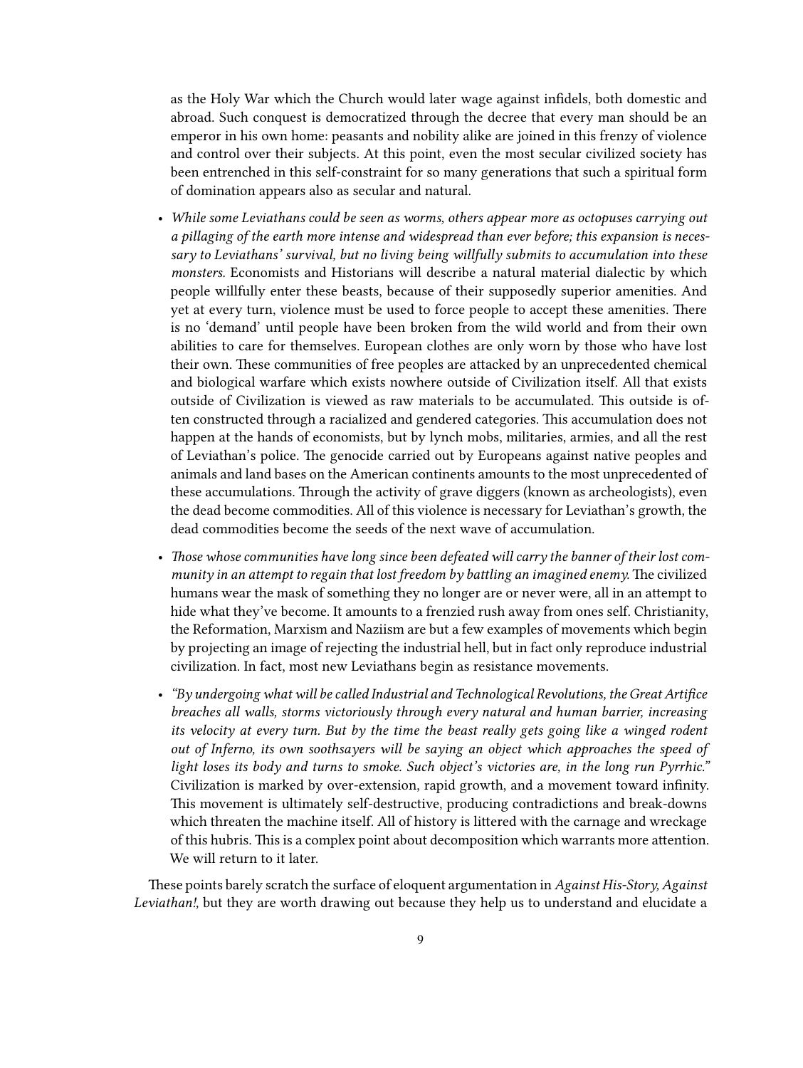as the Holy War which the Church would later wage against infidels, both domestic and abroad. Such conquest is democratized through the decree that every man should be an emperor in his own home: peasants and nobility alike are joined in this frenzy of violence and control over their subjects. At this point, even the most secular civilized society has been entrenched in this self-constraint for so many generations that such a spiritual form of domination appears also as secular and natural.

- *While some Leviathans could be seen as worms, others appear more as octopuses carrying out a pillaging of the earth more intense and widespread than ever before; this expansion is necessary to Leviathans' survival, but no living being willfully submits to accumulation into these monsters.* Economists and Historians will describe a natural material dialectic by which people willfully enter these beasts, because of their supposedly superior amenities. And yet at every turn, violence must be used to force people to accept these amenities. There is no 'demand' until people have been broken from the wild world and from their own abilities to care for themselves. European clothes are only worn by those who have lost their own. These communities of free peoples are attacked by an unprecedented chemical and biological warfare which exists nowhere outside of Civilization itself. All that exists outside of Civilization is viewed as raw materials to be accumulated. This outside is often constructed through a racialized and gendered categories. This accumulation does not happen at the hands of economists, but by lynch mobs, militaries, armies, and all the rest of Leviathan's police. The genocide carried out by Europeans against native peoples and animals and land bases on the American continents amounts to the most unprecedented of these accumulations. Through the activity of grave diggers (known as archeologists), even the dead become commodities. All of this violence is necessary for Leviathan's growth, the dead commodities become the seeds of the next wave of accumulation.
- *Those whose communities have long since been defeated will carry the banner of their lost community in an attempt to regain that lost freedom by battling an imagined enemy.* The civilized humans wear the mask of something they no longer are or never were, all in an attempt to hide what they've become. It amounts to a frenzied rush away from ones self. Christianity, the Reformation, Marxism and Naziism are but a few examples of movements which begin by projecting an image of rejecting the industrial hell, but in fact only reproduce industrial civilization. In fact, most new Leviathans begin as resistance movements.
- *"By undergoing what will be called Industrial and Technological Revolutions, the Great Artifice breaches all walls, storms victoriously through every natural and human barrier, increasing its velocity at every turn. But by the time the beast really gets going like a winged rodent out of Inferno, its own soothsayers will be saying an object which approaches the speed of light loses its body and turns to smoke. Such object's victories are, in the long run Pyrrhic."* Civilization is marked by over-extension, rapid growth, and a movement toward infinity. This movement is ultimately self-destructive, producing contradictions and break-downs which threaten the machine itself. All of history is littered with the carnage and wreckage of this hubris. This is a complex point about decomposition which warrants more attention. We will return to it later.

These points barely scratch the surface of eloquent argumentation in *Against His-Story, Against Leviathan!,* but they are worth drawing out because they help us to understand and elucidate a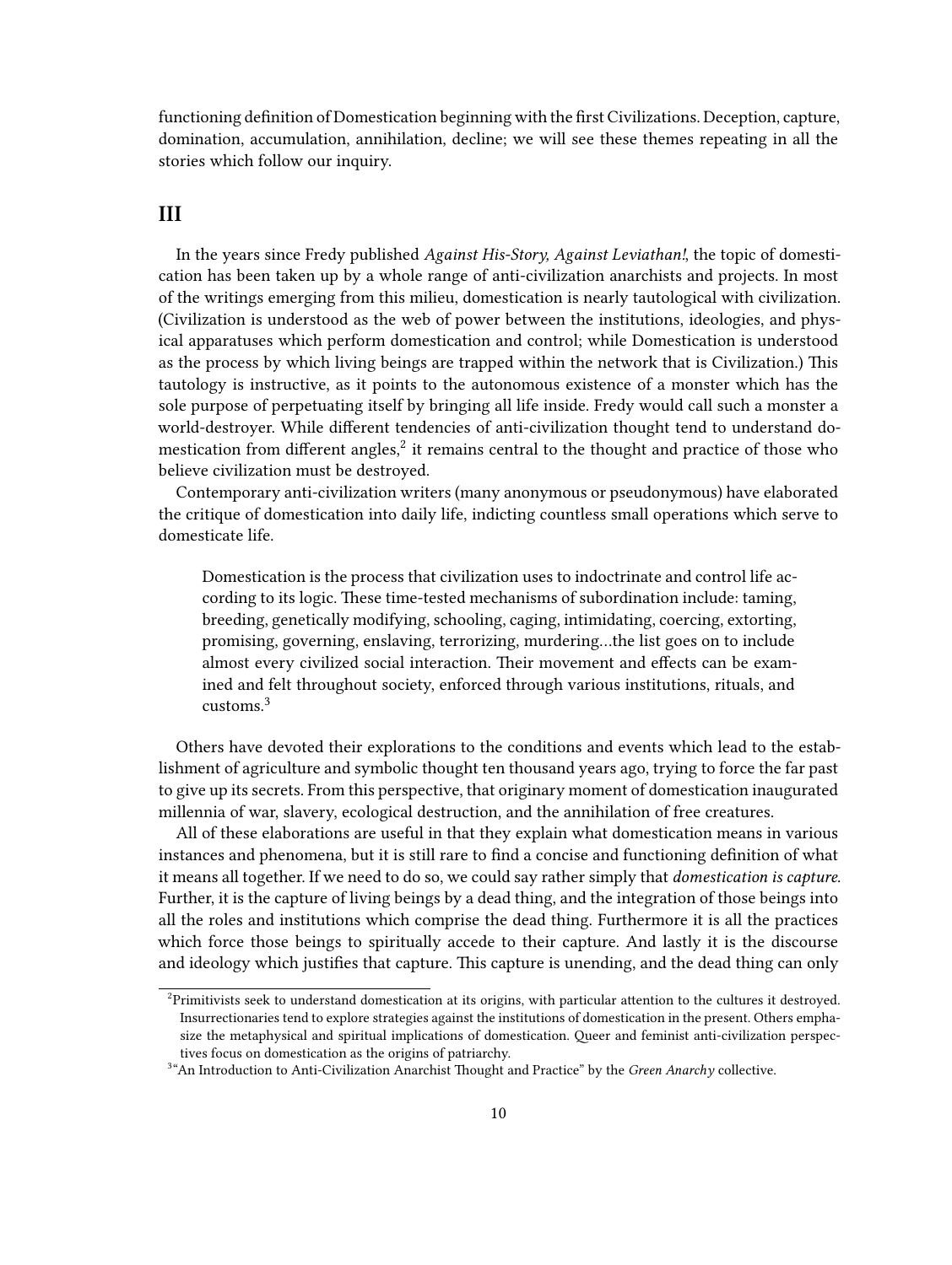functioning definition of Domestication beginning with the first Civilizations. Deception, capture, domination, accumulation, annihilation, decline; we will see these themes repeating in all the stories which follow our inquiry.

## III

In the years since Fredy published *Against His-Story, Against Leviathan!*, the topic of domestication has been taken up by a whole range of anti-civilization anarchists and projects. In most of the writings emerging from this milieu, domestication is nearly tautological with civilization. (Civilization is understood as the web of power between the institutions, ideologies, and physical apparatuses which perform domestication and control; while Domestication is understood as the process by which living beings are trapped within the network that is Civilization.) This tautology is instructive, as it points to the autonomous existence of a monster which has the sole purpose of perpetuating itself by bringing all life inside. Fredy would call such a monster a world-destroyer. While different tendencies of anti-civilization thought tend to understand domestication from different angles,[2] it remains central to the thought and practice of those who believe civilization must be destroyed.

Contemporary anti-civilization writers (many anonymous or pseudonymous) have elaborated the critique of domestication into daily life, indicting countless small operations which serve to domesticate life.

> Domestication is the process that civilization uses to indoctrinate and control life according to its logic. These time-tested mechanisms of subordination include: taming, breeding, genetically modifying, schooling, caging, intimidating, coercing, extorting, promising, governing, enslaving, terrorizing, murdering…the list goes on to include almost every civilized social interaction. Their movement and effects can be examined and felt throughout society, enforced through various institutions, rituals, and customs.[3]

Others have devoted their explorations to the conditions and events which lead to the establishment of agriculture and symbolic thought ten thousand years ago, trying to force the far past to give up its secrets. From this perspective, that originary moment of domestication inaugurated millennia of war, slavery, ecological destruction, and the annihilation of free creatures.

All of these elaborations are useful in that they explain what domestication means in various instances and phenomena, but it is still rare to find a concise and functioning definition of what it means all together. If we need to do so, we could say rather simply that *domestication is capture*. Further, it is the capture of living beings by a dead thing, and the integration of those beings into all the roles and institutions which comprise the dead thing. Furthermore it is all the practices which force those beings to spiritually accede to their capture. And lastly it is the discourse and ideology which justifies that capture. This capture is unending, and the dead thing can only

[2] Primitivists seek to understand domestication at its origins, with particular attention to the cultures it destroyed. Insurrectionaries tend to explore strategies against the institutions of domestication in the present. Others emphasize the metaphysical and spiritual implications of domestication. Queer and feminist anti-civilization perspectives focus on domestication as the origins of patriarchy.

[3] "An Introduction to Anti-Civilization Anarchist Thought and Practice" by the *Green Anarchy* collective.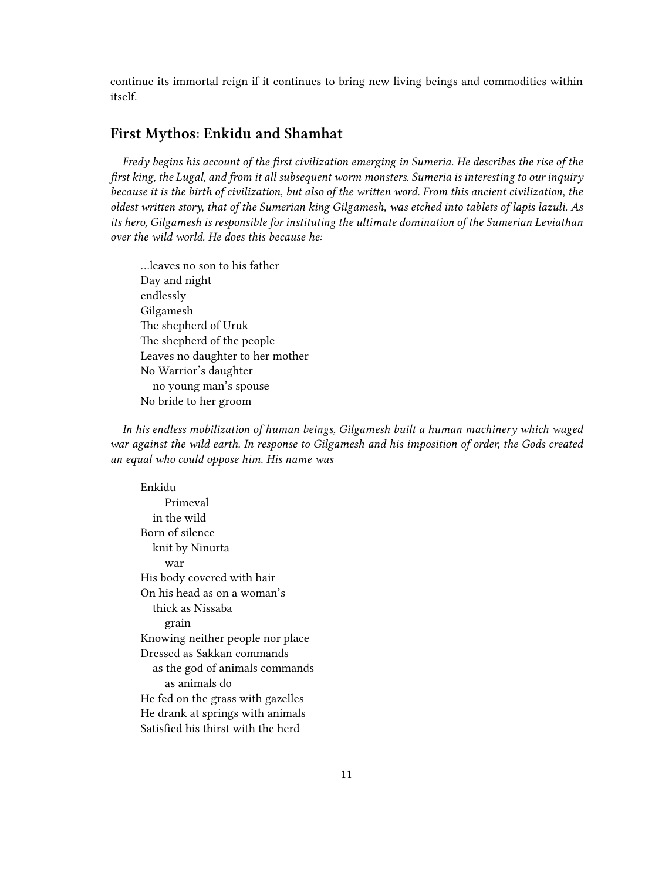continue its immortal reign if it continues to bring new living beings and commodities within itself.

## First Mythos: Enkidu and Shamhat

*Fredy begins his account of the first civilization emerging in Sumeria. He describes the rise of the first king, the Lugal, and from it all subsequent worm monsters. Sumeria is interesting to our inquiry because it is the birth of civilization, but also of the written word. From this ancient civilization, the oldest written story, that of the Sumerian king Gilgamesh, was etched into tablets of lapis lazuli. As its hero, Gilgamesh is responsible for instituting the ultimate domination of the Sumerian Leviathan over the wild world. He does this because he:*

> …leaves no son to his father
> Day and night
> endlessly
> Gilgamesh
> The shepherd of Uruk
> The shepherd of the people
> Leaves no daughter to her mother
> No Warrior's daughter
> no young man's spouse
> No bride to her groom

*In his endless mobilization of human beings, Gilgamesh built a human machinery which waged war against the wild earth. In response to Gilgamesh and his imposition of order, the Gods created an equal who could oppose him. His name was*

> Enkidu
> Primeval
> in the wild
> Born of silence
> knit by Ninurta
> war
> His body covered with hair
> On his head as on a woman's
> thick as Nissaba
> grain
> Knowing neither people nor place
> Dressed as Sakkan commands
> as the god of animals commands
> as animals do
> He fed on the grass with gazelles
> He drank at springs with animals
> Satisfied his thirst with the herd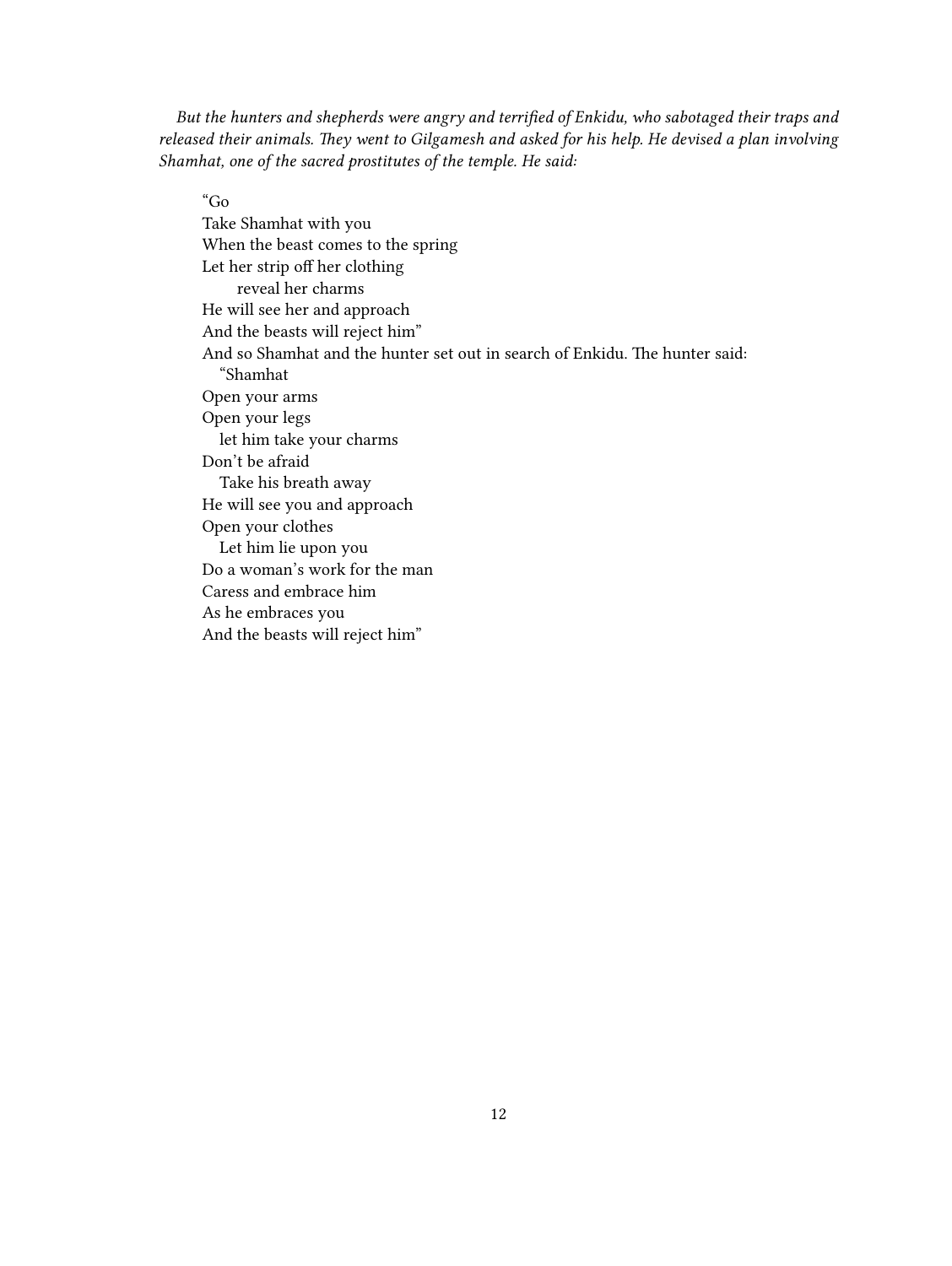*But the hunters and shepherds were angry and terrified of Enkidu, who sabotaged their traps and released their animals. They went to Gilgamesh and asked for his help. He devised a plan involving Shamhat, one of the sacred prostitutes of the temple. He said:*

> "Go
> Take Shamhat with you
> When the beast comes to the spring
> Let her strip off her clothing
> &nbsp;&nbsp;&nbsp;&nbsp;reveal her charms
> He will see her and approach
> And the beasts will reject him"
> And so Shamhat and the hunter set out in search of Enkidu. The hunter said:
> &nbsp;&nbsp;"Shamhat
> Open your arms
> Open your legs
> &nbsp;&nbsp;let him take your charms
> Don't be afraid
> &nbsp;&nbsp;Take his breath away
> He will see you and approach
> Open your clothes
> &nbsp;&nbsp;Let him lie upon you
> Do a woman's work for the man
> Caress and embrace him
> As he embraces you
> And the beasts will reject him"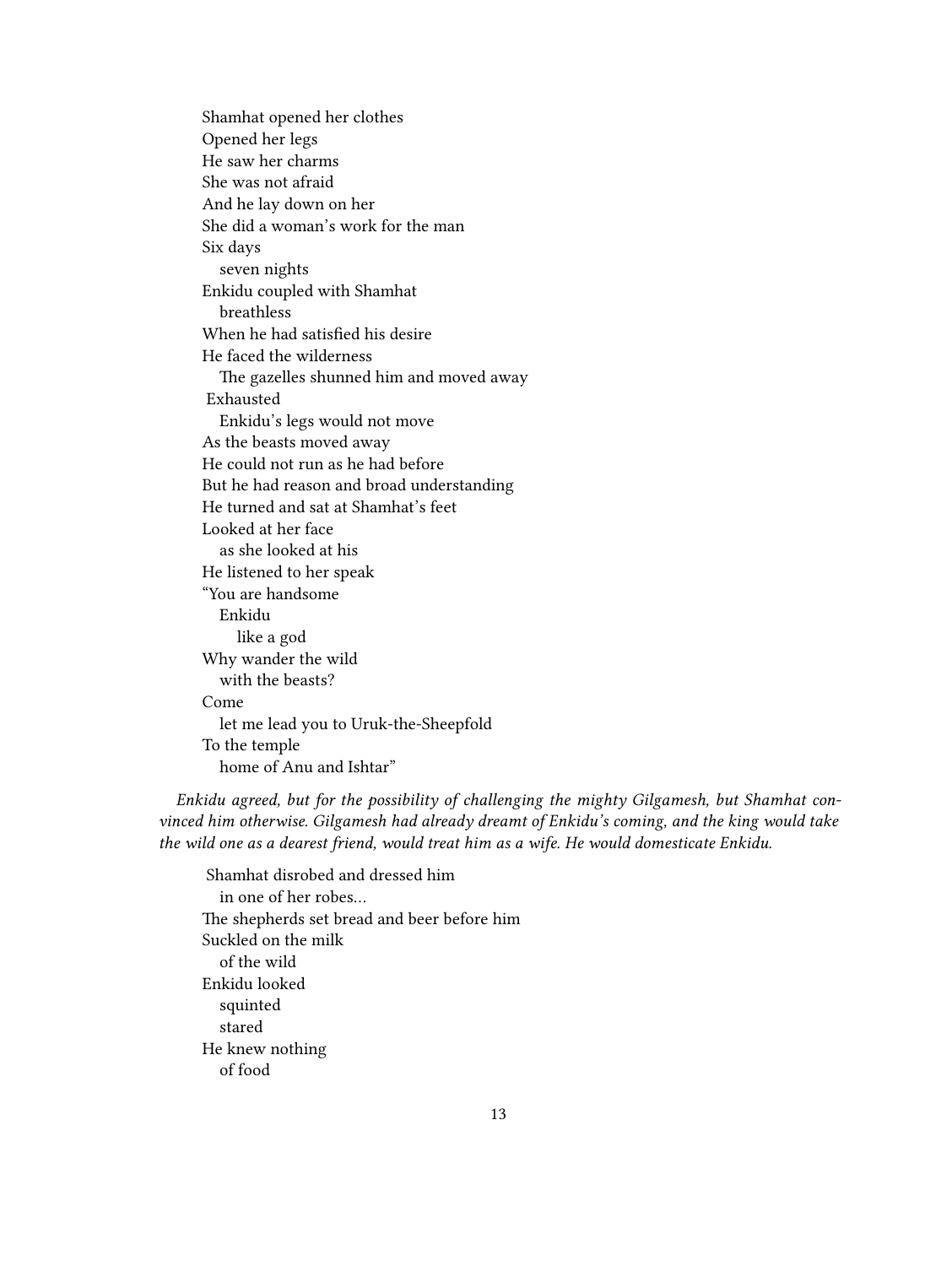Shamhat opened her clothes
Opened her legs
He saw her charms
She was not afraid
And he lay down on her
She did a woman's work for the man
Six days
  seven nights
Enkidu coupled with Shamhat
  breathless
When he had satisfied his desire
He faced the wilderness
  The gazelles shunned him and moved away
Exhausted
  Enkidu's legs would not move
As the beasts moved away
He could not run as he had before
But he had reason and broad understanding
He turned and sat at Shamhat's feet
Looked at her face
  as she looked at his
He listened to her speak
"You are handsome
  Enkidu
    like a god
Why wander the wild
  with the beasts?
Come
  let me lead you to Uruk-the-Sheepfold
To the temple
  home of Anu and Ishtar"

*Enkidu agreed, but for the possibility of challenging the mighty Gilgamesh, but Shamhat convinced him otherwise. Gilgamesh had already dreamt of Enkidu's coming, and the king would take the wild one as a dearest friend, would treat him as a wife. He would domesticate Enkidu.*

Shamhat disrobed and dressed him
  in one of her robes…
The shepherds set bread and beer before him
Suckled on the milk
  of the wild
Enkidu looked
  squinted
  stared
He knew nothing
  of food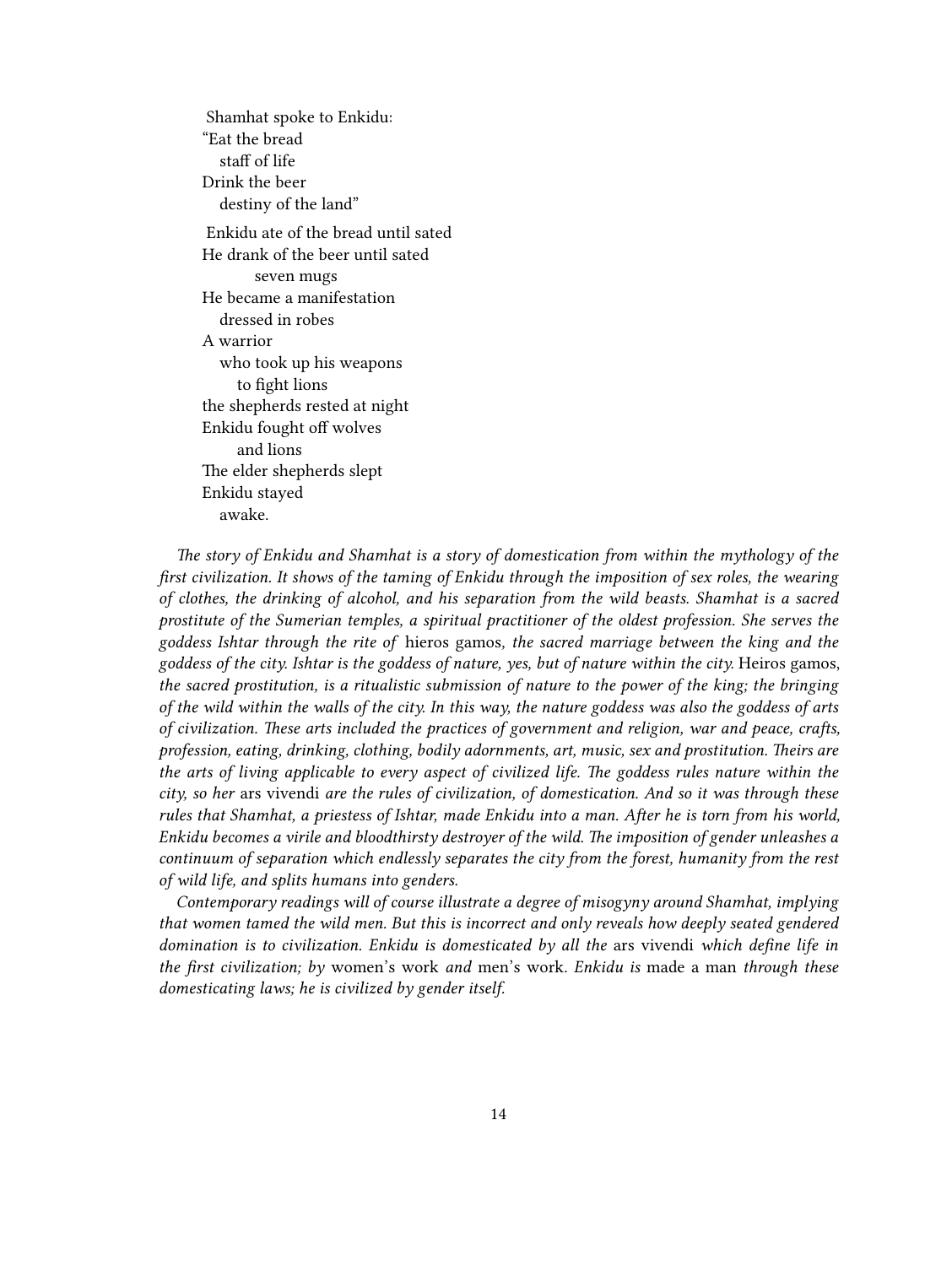Shamhat spoke to Enkidu:  
"Eat the bread  
  staff of life  
Drink the beer  
  destiny of the land"

Enkidu ate of the bread until sated  
He drank of the beer until sated  
    seven mugs  
He became a manifestation  
  dressed in robes  
A warrior  
  who took up his weapons  
    to fight lions  
the shepherds rested at night  
Enkidu fought off wolves  
    and lions  
The elder shepherds slept  
Enkidu stayed  
  awake.

*The story of Enkidu and Shamhat is a story of domestication from within the mythology of the first civilization. It shows of the taming of Enkidu through the imposition of sex roles, the wearing of clothes, the drinking of alcohol, and his separation from the wild beasts. Shamhat is a sacred prostitute of the Sumerian temples, a spiritual practitioner of the oldest profession. She serves the goddess Ishtar through the rite of* hieros gamos*, the sacred marriage between the king and the goddess of the city. Ishtar is the goddess of nature, yes, but of nature within the city.* Heiros gamos*, the sacred prostitution, is a ritualistic submission of nature to the power of the king; the bringing of the wild within the walls of the city. In this way, the nature goddess was also the goddess of arts of civilization. These arts included the practices of government and religion, war and peace, crafts, profession, eating, drinking, clothing, bodily adornments, art, music, sex and prostitution. Theirs are the arts of living applicable to every aspect of civilized life. The goddess rules nature within the city, so her* ars vivendi *are the rules of civilization, of domestication. And so it was through these rules that Shamhat, a priestess of Ishtar, made Enkidu into a man. After he is torn from his world, Enkidu becomes a virile and bloodthirsty destroyer of the wild. The imposition of gender unleashes a continuum of separation which endlessly separates the city from the forest, humanity from the rest of wild life, and splits humans into genders.*

*Contemporary readings will of course illustrate a degree of misogyny around Shamhat, implying that women tamed the wild men. But this is incorrect and only reveals how deeply seated gendered domination is to civilization. Enkidu is domesticated by all the* ars vivendi *which define life in the first civilization; by* women's work *and* men's work. *Enkidu is* made a man *through these domesticating laws; he is civilized by gender itself.*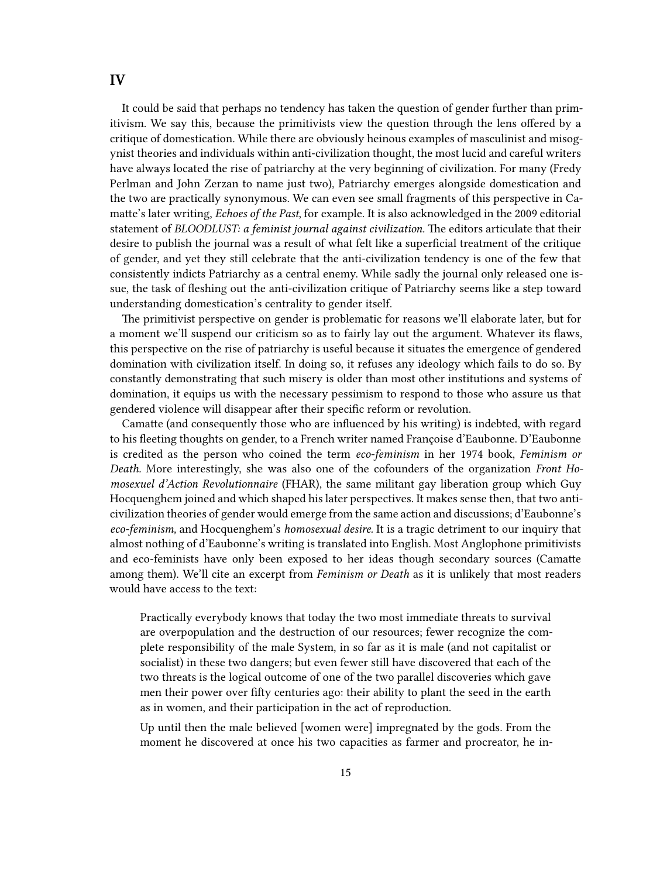## IV

It could be said that perhaps no tendency has taken the question of gender further than primitivism. We say this, because the primitivists view the question through the lens offered by a critique of domestication. While there are obviously heinous examples of masculinist and misogynist theories and individuals within anti-civilization thought, the most lucid and careful writers have always located the rise of patriarchy at the very beginning of civilization. For many (Fredy Perlman and John Zerzan to name just two), Patriarchy emerges alongside domestication and the two are practically synonymous. We can even see small fragments of this perspective in Camatte's later writing, *Echoes of the Past*, for example. It is also acknowledged in the 2009 editorial statement of *BLOODLUST: a feminist journal against civilization.* The editors articulate that their desire to publish the journal was a result of what felt like a superficial treatment of the critique of gender, and yet they still celebrate that the anti-civilization tendency is one of the few that consistently indicts Patriarchy as a central enemy. While sadly the journal only released one issue, the task of fleshing out the anti-civilization critique of Patriarchy seems like a step toward understanding domestication's centrality to gender itself.

The primitivist perspective on gender is problematic for reasons we'll elaborate later, but for a moment we'll suspend our criticism so as to fairly lay out the argument. Whatever its flaws, this perspective on the rise of patriarchy is useful because it situates the emergence of gendered domination with civilization itself. In doing so, it refuses any ideology which fails to do so. By constantly demonstrating that such misery is older than most other institutions and systems of domination, it equips us with the necessary pessimism to respond to those who assure us that gendered violence will disappear after their specific reform or revolution.

Camatte (and consequently those who are influenced by his writing) is indebted, with regard to his fleeting thoughts on gender, to a French writer named Françoise d'Eaubonne. D'Eaubonne is credited as the person who coined the term *eco-feminism* in her 1974 book, *Feminism or Death.* More interestingly, she was also one of the cofounders of the organization *Front Homosexuel d'Action Revolutionnaire* (FHAR), the same militant gay liberation group which Guy Hocquenghem joined and which shaped his later perspectives. It makes sense then, that two anti-civilization theories of gender would emerge from the same action and discussions; d'Eaubonne's *eco-feminism,* and Hocquenghem's *homosexual desire.* It is a tragic detriment to our inquiry that almost nothing of d'Eaubonne's writing is translated into English. Most Anglophone primitivists and eco-feminists have only been exposed to her ideas though secondary sources (Camatte among them). We'll cite an excerpt from *Feminism or Death* as it is unlikely that most readers would have access to the text:

> Practically everybody knows that today the two most immediate threats to survival are overpopulation and the destruction of our resources; fewer recognize the complete responsibility of the male System, in so far as it is male (and not capitalist or socialist) in these two dangers; but even fewer still have discovered that each of the two threats is the logical outcome of one of the two parallel discoveries which gave men their power over fifty centuries ago: their ability to plant the seed in the earth as in women, and their participation in the act of reproduction.
>
> Up until then the male believed [women were] impregnated by the gods. From the moment he discovered at once his two capacities as farmer and procreator, he in-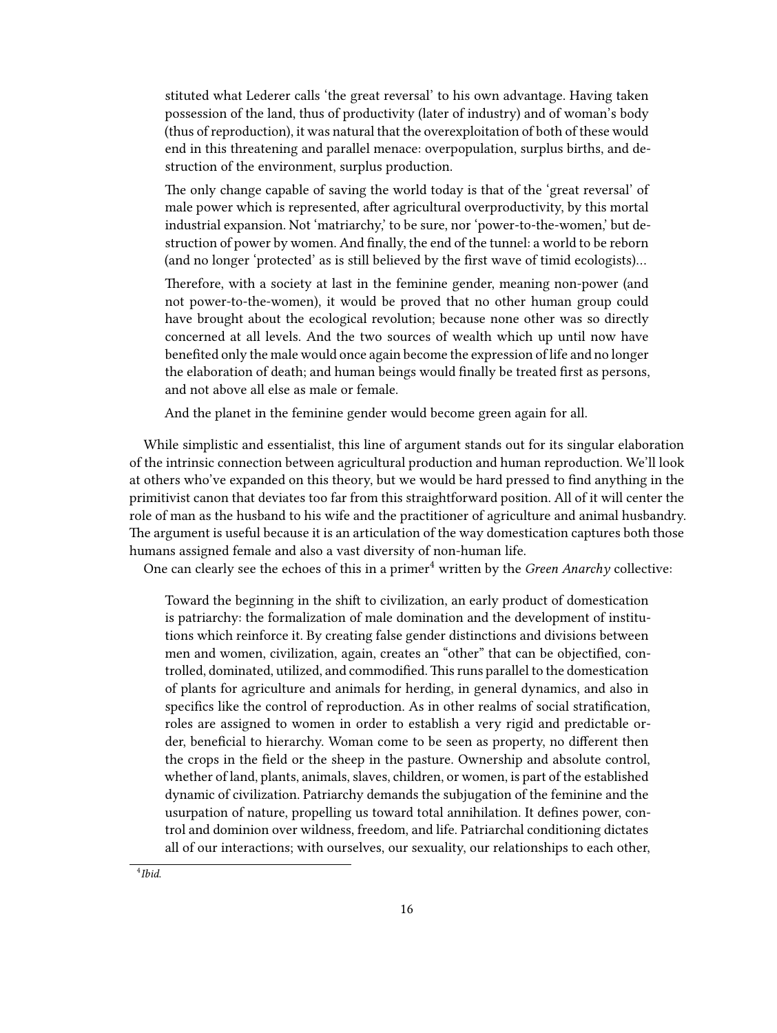> stituted what Lederer calls 'the great reversal' to his own advantage. Having taken possession of the land, thus of productivity (later of industry) and of woman's body (thus of reproduction), it was natural that the overexploitation of both of these would end in this threatening and parallel menace: overpopulation, surplus births, and destruction of the environment, surplus production.
>
> The only change capable of saving the world today is that of the 'great reversal' of male power which is represented, after agricultural overproductivity, by this mortal industrial expansion. Not 'matriarchy,' to be sure, nor 'power-to-the-women,' but destruction of power by women. And finally, the end of the tunnel: a world to be reborn (and no longer 'protected' as is still believed by the first wave of timid ecologists)…
>
> Therefore, with a society at last in the feminine gender, meaning non-power (and not power-to-the-women), it would be proved that no other human group could have brought about the ecological revolution; because none other was so directly concerned at all levels. And the two sources of wealth which up until now have benefited only the male would once again become the expression of life and no longer the elaboration of death; and human beings would finally be treated first as persons, and not above all else as male or female.
>
> And the planet in the feminine gender would become green again for all.

While simplistic and essentialist, this line of argument stands out for its singular elaboration of the intrinsic connection between agricultural production and human reproduction. We'll look at others who've expanded on this theory, but we would be hard pressed to find anything in the primitivist canon that deviates too far from this straightforward position. All of it will center the role of man as the husband to his wife and the practitioner of agriculture and animal husbandry. The argument is useful because it is an articulation of the way domestication captures both those humans assigned female and also a vast diversity of non-human life.

One can clearly see the echoes of this in a primer[4] written by the *Green Anarchy* collective:

> Toward the beginning in the shift to civilization, an early product of domestication is patriarchy: the formalization of male domination and the development of institutions which reinforce it. By creating false gender distinctions and divisions between men and women, civilization, again, creates an "other" that can be objectified, controlled, dominated, utilized, and commodified. This runs parallel to the domestication of plants for agriculture and animals for herding, in general dynamics, and also in specifics like the control of reproduction. As in other realms of social stratification, roles are assigned to women in order to establish a very rigid and predictable order, beneficial to hierarchy. Woman come to be seen as property, no different then the crops in the field or the sheep in the pasture. Ownership and absolute control, whether of land, plants, animals, slaves, children, or women, is part of the established dynamic of civilization. Patriarchy demands the subjugation of the feminine and the usurpation of nature, propelling us toward total annihilation. It defines power, control and dominion over wildness, freedom, and life. Patriarchal conditioning dictates all of our interactions; with ourselves, our sexuality, our relationships to each other,

[4] *Ibid.*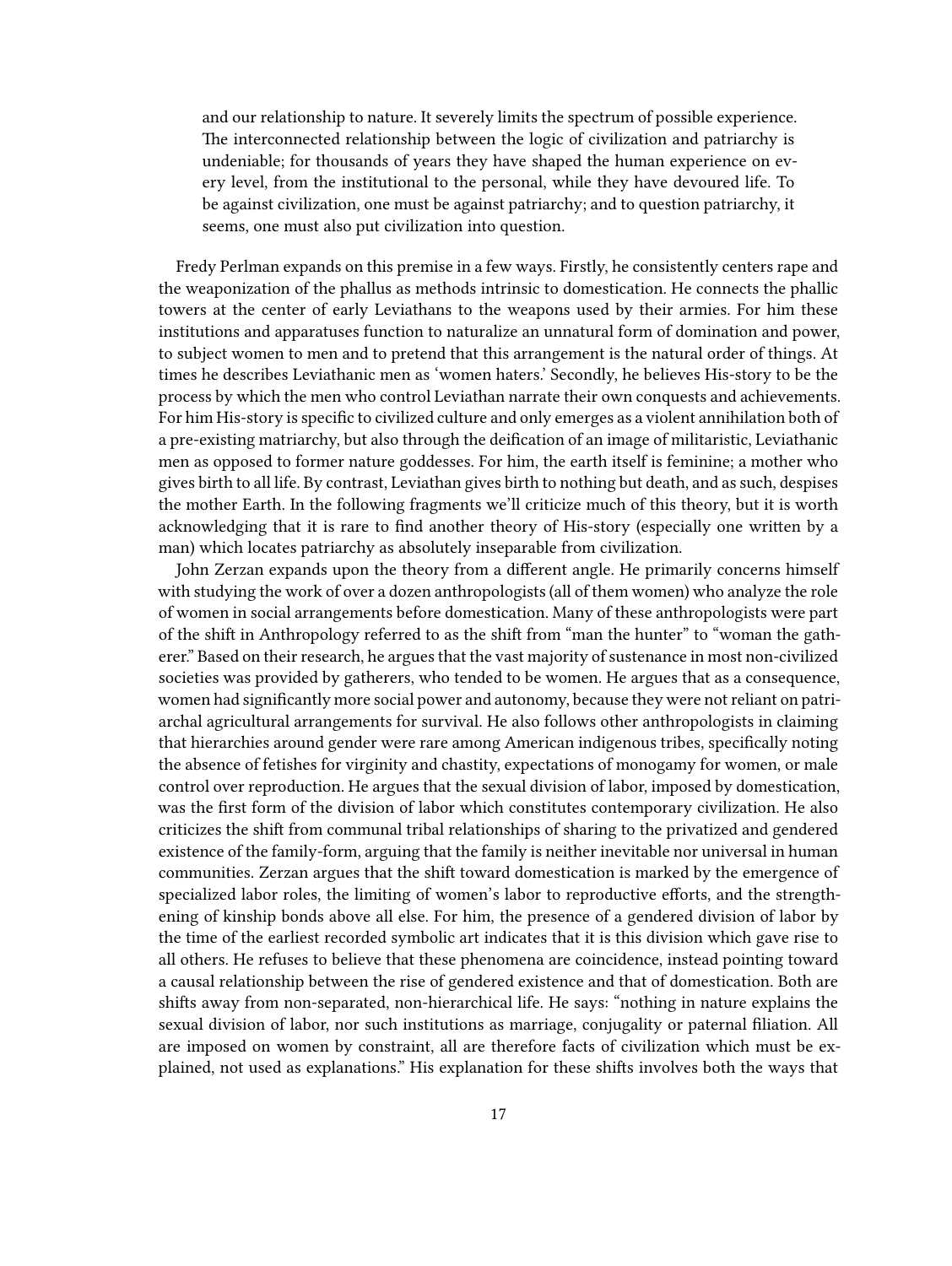> and our relationship to nature. It severely limits the spectrum of possible experience. The interconnected relationship between the logic of civilization and patriarchy is undeniable; for thousands of years they have shaped the human experience on every level, from the institutional to the personal, while they have devoured life. To be against civilization, one must be against patriarchy; and to question patriarchy, it seems, one must also put civilization into question.

Fredy Perlman expands on this premise in a few ways. Firstly, he consistently centers rape and the weaponization of the phallus as methods intrinsic to domestication. He connects the phallic towers at the center of early Leviathans to the weapons used by their armies. For him these institutions and apparatuses function to naturalize an unnatural form of domination and power, to subject women to men and to pretend that this arrangement is the natural order of things. At times he describes Leviathanic men as 'women haters.' Secondly, he believes His-story to be the process by which the men who control Leviathan narrate their own conquests and achievements. For him His-story is specific to civilized culture and only emerges as a violent annihilation both of a pre-existing matriarchy, but also through the deification of an image of militaristic, Leviathanic men as opposed to former nature goddesses. For him, the earth itself is feminine; a mother who gives birth to all life. By contrast, Leviathan gives birth to nothing but death, and as such, despises the mother Earth. In the following fragments we'll criticize much of this theory, but it is worth acknowledging that it is rare to find another theory of His-story (especially one written by a man) which locates patriarchy as absolutely inseparable from civilization.

John Zerzan expands upon the theory from a different angle. He primarily concerns himself with studying the work of over a dozen anthropologists (all of them women) who analyze the role of women in social arrangements before domestication. Many of these anthropologists were part of the shift in Anthropology referred to as the shift from "man the hunter" to "woman the gatherer." Based on their research, he argues that the vast majority of sustenance in most non-civilized societies was provided by gatherers, who tended to be women. He argues that as a consequence, women had significantly more social power and autonomy, because they were not reliant on patriarchal agricultural arrangements for survival. He also follows other anthropologists in claiming that hierarchies around gender were rare among American indigenous tribes, specifically noting the absence of fetishes for virginity and chastity, expectations of monogamy for women, or male control over reproduction. He argues that the sexual division of labor, imposed by domestication, was the first form of the division of labor which constitutes contemporary civilization. He also criticizes the shift from communal tribal relationships of sharing to the privatized and gendered existence of the family-form, arguing that the family is neither inevitable nor universal in human communities. Zerzan argues that the shift toward domestication is marked by the emergence of specialized labor roles, the limiting of women's labor to reproductive efforts, and the strengthening of kinship bonds above all else. For him, the presence of a gendered division of labor by the time of the earliest recorded symbolic art indicates that it is this division which gave rise to all others. He refuses to believe that these phenomena are coincidence, instead pointing toward a causal relationship between the rise of gendered existence and that of domestication. Both are shifts away from non-separated, non-hierarchical life. He says: "nothing in nature explains the sexual division of labor, nor such institutions as marriage, conjugality or paternal filiation. All are imposed on women by constraint, all are therefore facts of civilization which must be explained, not used as explanations." His explanation for these shifts involves both the ways that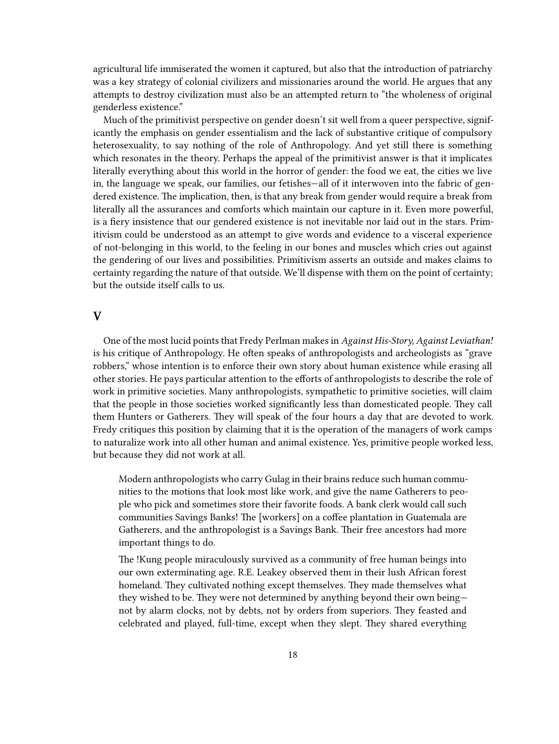agricultural life immiserated the women it captured, but also that the introduction of patriarchy was a key strategy of colonial civilizers and missionaries around the world. He argues that any attempts to destroy civilization must also be an attempted return to "the wholeness of original genderless existence."

Much of the primitivist perspective on gender doesn't sit well from a queer perspective, significantly the emphasis on gender essentialism and the lack of substantive critique of compulsory heterosexuality, to say nothing of the role of Anthropology. And yet still there is something which resonates in the theory. Perhaps the appeal of the primitivist answer is that it implicates literally everything about this world in the horror of gender: the food we eat, the cities we live in, the language we speak, our families, our fetishes—all of it interwoven into the fabric of gendered existence. The implication, then, is that any break from gender would require a break from literally all the assurances and comforts which maintain our capture in it. Even more powerful, is a fiery insistence that our gendered existence is not inevitable nor laid out in the stars. Primitivism could be understood as an attempt to give words and evidence to a visceral experience of not-belonging in this world, to the feeling in our bones and muscles which cries out against the gendering of our lives and possibilities. Primitivism asserts an outside and makes claims to certainty regarding the nature of that outside. We'll dispense with them on the point of certainty; but the outside itself calls to us.

## V

One of the most lucid points that Fredy Perlman makes in *Against His-Story, Against Leviathan!* is his critique of Anthropology. He often speaks of anthropologists and archeologists as "grave robbers," whose intention is to enforce their own story about human existence while erasing all other stories. He pays particular attention to the efforts of anthropologists to describe the role of work in primitive societies. Many anthropologists, sympathetic to primitive societies, will claim that the people in those societies worked significantly less than domesticated people. They call them Hunters or Gatherers. They will speak of the four hours a day that are devoted to work. Fredy critiques this position by claiming that it is the operation of the managers of work camps to naturalize work into all other human and animal existence. Yes, primitive people worked less, but because they did not work at all.

> Modern anthropologists who carry Gulag in their brains reduce such human communities to the motions that look most like work, and give the name Gatherers to people who pick and sometimes store their favorite foods. A bank clerk would call such communities Savings Banks! The [workers] on a coffee plantation in Guatemala are Gatherers, and the anthropologist is a Savings Bank. Their free ancestors had more important things to do.
>
> The !Kung people miraculously survived as a community of free human beings into our own exterminating age. R.E. Leakey observed them in their lush African forest homeland. They cultivated nothing except themselves. They made themselves what they wished to be. They were not determined by anything beyond their own being—not by alarm clocks, not by debts, not by orders from superiors. They feasted and celebrated and played, full-time, except when they slept. They shared everything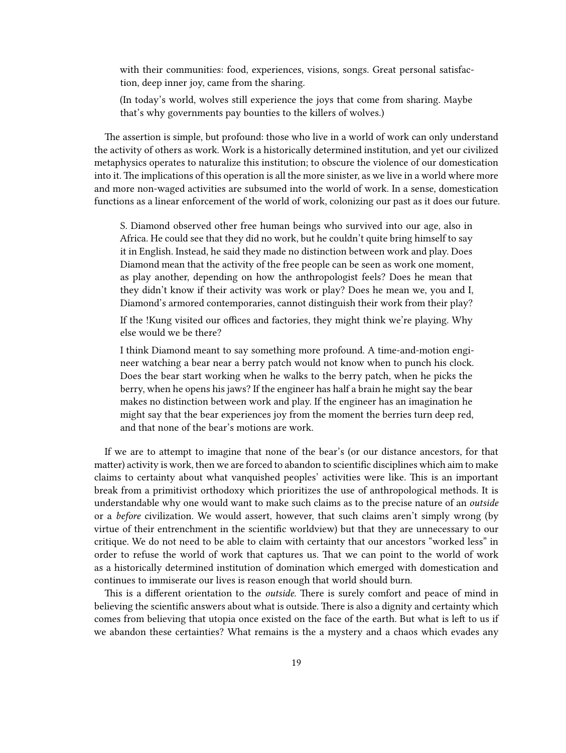> with their communities: food, experiences, visions, songs. Great personal satisfaction, deep inner joy, came from the sharing.
>
> (In today's world, wolves still experience the joys that come from sharing. Maybe that's why governments pay bounties to the killers of wolves.)

The assertion is simple, but profound: those who live in a world of work can only understand the activity of others as work. Work is a historically determined institution, and yet our civilized metaphysics operates to naturalize this institution; to obscure the violence of our domestication into it. The implications of this operation is all the more sinister, as we live in a world where more and more non-waged activities are subsumed into the world of work. In a sense, domestication functions as a linear enforcement of the world of work, colonizing our past as it does our future.

> S. Diamond observed other free human beings who survived into our age, also in Africa. He could see that they did no work, but he couldn't quite bring himself to say it in English. Instead, he said they made no distinction between work and play. Does Diamond mean that the activity of the free people can be seen as work one moment, as play another, depending on how the anthropologist feels? Does he mean that they didn't know if their activity was work or play? Does he mean we, you and I, Diamond's armored contemporaries, cannot distinguish their work from their play?
>
> If the !Kung visited our offices and factories, they might think we're playing. Why else would we be there?
>
> I think Diamond meant to say something more profound. A time-and-motion engineer watching a bear near a berry patch would not know when to punch his clock. Does the bear start working when he walks to the berry patch, when he picks the berry, when he opens his jaws? If the engineer has half a brain he might say the bear makes no distinction between work and play. If the engineer has an imagination he might say that the bear experiences joy from the moment the berries turn deep red, and that none of the bear's motions are work.

If we are to attempt to imagine that none of the bear's (or our distance ancestors, for that matter) activity is work, then we are forced to abandon to scientific disciplines which aim to make claims to certainty about what vanquished peoples' activities were like. This is an important break from a primitivist orthodoxy which prioritizes the use of anthropological methods. It is understandable why one would want to make such claims as to the precise nature of an *outside* or a *before* civilization. We would assert, however, that such claims aren't simply wrong (by virtue of their entrenchment in the scientific worldview) but that they are unnecessary to our critique. We do not need to be able to claim with certainty that our ancestors "worked less" in order to refuse the world of work that captures us. That we can point to the world of work as a historically determined institution of domination which emerged with domestication and continues to immiserate our lives is reason enough that world should burn.

This is a different orientation to the *outside*. There is surely comfort and peace of mind in believing the scientific answers about what is outside. There is also a dignity and certainty which comes from believing that utopia once existed on the face of the earth. But what is left to us if we abandon these certainties? What remains is the a mystery and a chaos which evades any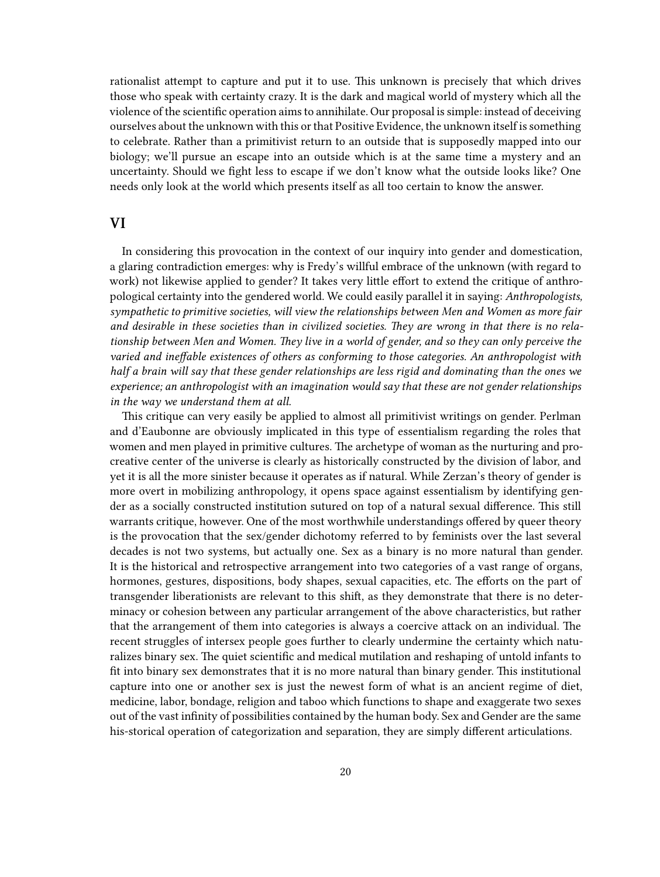rationalist attempt to capture and put it to use. This unknown is precisely that which drives those who speak with certainty crazy. It is the dark and magical world of mystery which all the violence of the scientific operation aims to annihilate. Our proposal is simple: instead of deceiving ourselves about the unknown with this or that Positive Evidence, the unknown itself is something to celebrate. Rather than a primitivist return to an outside that is supposedly mapped into our biology; we'll pursue an escape into an outside which is at the same time a mystery and an uncertainty. Should we fight less to escape if we don't know what the outside looks like? One needs only look at the world which presents itself as all too certain to know the answer.

## VI

In considering this provocation in the context of our inquiry into gender and domestication, a glaring contradiction emerges: why is Fredy's willful embrace of the unknown (with regard to work) not likewise applied to gender? It takes very little effort to extend the critique of anthropological certainty into the gendered world. We could easily parallel it in saying: *Anthropologists, sympathetic to primitive societies, will view the relationships between Men and Women as more fair and desirable in these societies than in civilized societies. They are wrong in that there is no relationship between Men and Women. They live in a world of gender, and so they can only perceive the varied and ineffable existences of others as conforming to those categories. An anthropologist with half a brain will say that these gender relationships are less rigid and dominating than the ones we experience; an anthropologist with an imagination would say that these are not gender relationships in the way we understand them at all.*

This critique can very easily be applied to almost all primitivist writings on gender. Perlman and d'Eaubonne are obviously implicated in this type of essentialism regarding the roles that women and men played in primitive cultures. The archetype of woman as the nurturing and procreative center of the universe is clearly as historically constructed by the division of labor, and yet it is all the more sinister because it operates as if natural. While Zerzan's theory of gender is more overt in mobilizing anthropology, it opens space against essentialism by identifying gender as a socially constructed institution sutured on top of a natural sexual difference. This still warrants critique, however. One of the most worthwhile understandings offered by queer theory is the provocation that the sex/gender dichotomy referred to by feminists over the last several decades is not two systems, but actually one. Sex as a binary is no more natural than gender. It is the historical and retrospective arrangement into two categories of a vast range of organs, hormones, gestures, dispositions, body shapes, sexual capacities, etc. The efforts on the part of transgender liberationists are relevant to this shift, as they demonstrate that there is no determinacy or cohesion between any particular arrangement of the above characteristics, but rather that the arrangement of them into categories is always a coercive attack on an individual. The recent struggles of intersex people goes further to clearly undermine the certainty which naturalizes binary sex. The quiet scientific and medical mutilation and reshaping of untold infants to fit into binary sex demonstrates that it is no more natural than binary gender. This institutional capture into one or another sex is just the newest form of what is an ancient regime of diet, medicine, labor, bondage, religion and taboo which functions to shape and exaggerate two sexes out of the vast infinity of possibilities contained by the human body. Sex and Gender are the same his-storical operation of categorization and separation, they are simply different articulations.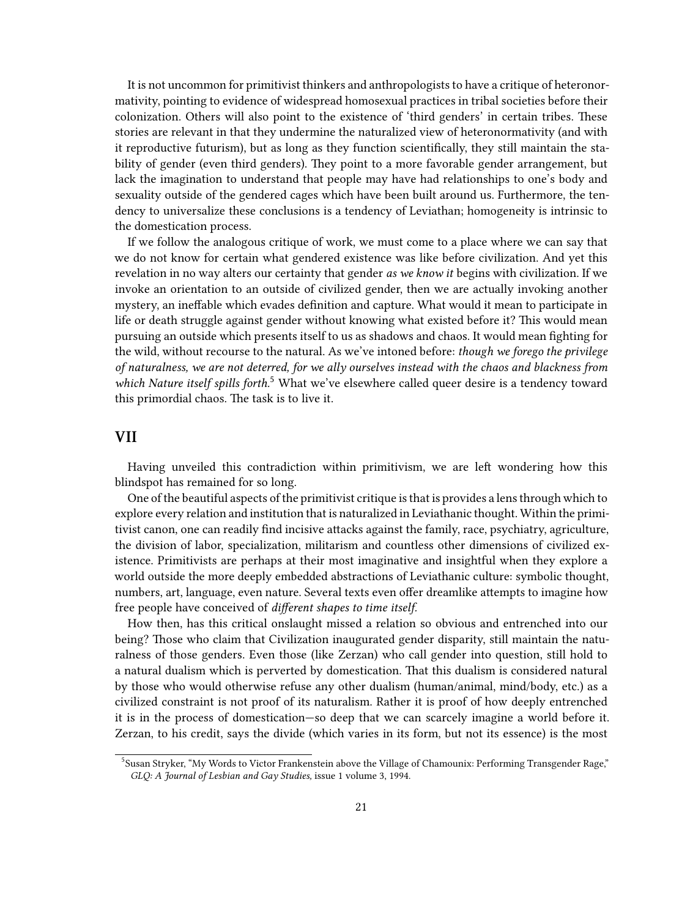It is not uncommon for primitivist thinkers and anthropologists to have a critique of heteronormativity, pointing to evidence of widespread homosexual practices in tribal societies before their colonization. Others will also point to the existence of 'third genders' in certain tribes. These stories are relevant in that they undermine the naturalized view of heteronormativity (and with it reproductive futurism), but as long as they function scientifically, they still maintain the stability of gender (even third genders). They point to a more favorable gender arrangement, but lack the imagination to understand that people may have had relationships to one's body and sexuality outside of the gendered cages which have been built around us. Furthermore, the tendency to universalize these conclusions is a tendency of Leviathan; homogeneity is intrinsic to the domestication process.

If we follow the analogous critique of work, we must come to a place where we can say that we do not know for certain what gendered existence was like before civilization. And yet this revelation in no way alters our certainty that gender *as we know it* begins with civilization. If we invoke an orientation to an outside of civilized gender, then we are actually invoking another mystery, an ineffable which evades definition and capture. What would it mean to participate in life or death struggle against gender without knowing what existed before it? This would mean pursuing an outside which presents itself to us as shadows and chaos. It would mean fighting for the wild, without recourse to the natural. As we've intoned before: *though we forego the privilege of naturalness, we are not deterred, for we ally ourselves instead with the chaos and blackness from which Nature itself spills forth.*[5] What we've elsewhere called queer desire is a tendency toward this primordial chaos. The task is to live it.

## VII

Having unveiled this contradiction within primitivism, we are left wondering how this blindspot has remained for so long.

One of the beautiful aspects of the primitivist critique is that is provides a lens through which to explore every relation and institution that is naturalized in Leviathanic thought. Within the primitivist canon, one can readily find incisive attacks against the family, race, psychiatry, agriculture, the division of labor, specialization, militarism and countless other dimensions of civilized existence. Primitivists are perhaps at their most imaginative and insightful when they explore a world outside the more deeply embedded abstractions of Leviathanic culture: symbolic thought, numbers, art, language, even nature. Several texts even offer dreamlike attempts to imagine how free people have conceived of *different shapes to time itself.*

How then, has this critical onslaught missed a relation so obvious and entrenched into our being? Those who claim that Civilization inaugurated gender disparity, still maintain the naturalness of those genders. Even those (like Zerzan) who call gender into question, still hold to a natural dualism which is perverted by domestication. That this dualism is considered natural by those who would otherwise refuse any other dualism (human/animal, mind/body, etc.) as a civilized constraint is not proof of its naturalism. Rather it is proof of how deeply entrenched it is in the process of domestication—so deep that we can scarcely imagine a world before it. Zerzan, to his credit, says the divide (which varies in its form, but not its essence) is the most

[5] Susan Stryker, "My Words to Victor Frankenstein above the Village of Chamounix: Performing Transgender Rage," *GLQ: A Journal of Lesbian and Gay Studies*, issue 1 volume 3, 1994.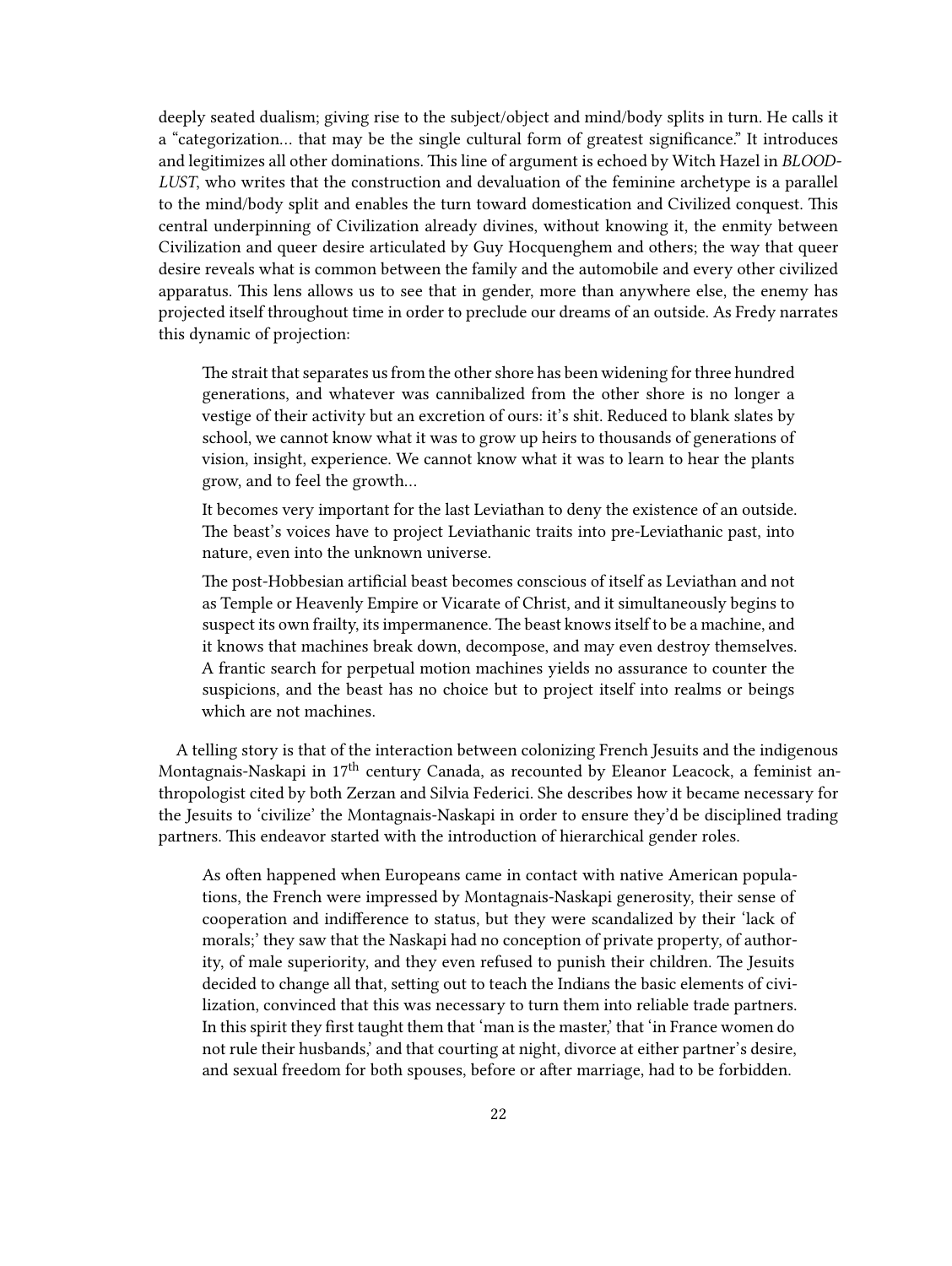deeply seated dualism; giving rise to the subject/object and mind/body splits in turn. He calls it a "categorization… that may be the single cultural form of greatest significance." It introduces and legitimizes all other dominations. This line of argument is echoed by Witch Hazel in *BLOODLUST*, who writes that the construction and devaluation of the feminine archetype is a parallel to the mind/body split and enables the turn toward domestication and Civilized conquest. This central underpinning of Civilization already divines, without knowing it, the enmity between Civilization and queer desire articulated by Guy Hocquenghem and others; the way that queer desire reveals what is common between the family and the automobile and every other civilized apparatus. This lens allows us to see that in gender, more than anywhere else, the enemy has projected itself throughout time in order to preclude our dreams of an outside. As Fredy narrates this dynamic of projection:

> The strait that separates us from the other shore has been widening for three hundred generations, and whatever was cannibalized from the other shore is no longer a vestige of their activity but an excretion of ours: it's shit. Reduced to blank slates by school, we cannot know what it was to grow up heirs to thousands of generations of vision, insight, experience. We cannot know what it was to learn to hear the plants grow, and to feel the growth…
>
> It becomes very important for the last Leviathan to deny the existence of an outside. The beast's voices have to project Leviathanic traits into pre-Leviathanic past, into nature, even into the unknown universe.
>
> The post-Hobbesian artificial beast becomes conscious of itself as Leviathan and not as Temple or Heavenly Empire or Vicarate of Christ, and it simultaneously begins to suspect its own frailty, its impermanence. The beast knows itself to be a machine, and it knows that machines break down, decompose, and may even destroy themselves. A frantic search for perpetual motion machines yields no assurance to counter the suspicions, and the beast has no choice but to project itself into realms or beings which are not machines.

A telling story is that of the interaction between colonizing French Jesuits and the indigenous Montagnais-Naskapi in 17th century Canada, as recounted by Eleanor Leacock, a feminist anthropologist cited by both Zerzan and Silvia Federici. She describes how it became necessary for the Jesuits to 'civilize' the Montagnais-Naskapi in order to ensure they'd be disciplined trading partners. This endeavor started with the introduction of hierarchical gender roles.

> As often happened when Europeans came in contact with native American populations, the French were impressed by Montagnais-Naskapi generosity, their sense of cooperation and indifference to status, but they were scandalized by their 'lack of morals;' they saw that the Naskapi had no conception of private property, of authority, of male superiority, and they even refused to punish their children. The Jesuits decided to change all that, setting out to teach the Indians the basic elements of civilization, convinced that this was necessary to turn them into reliable trade partners. In this spirit they first taught them that 'man is the master,' that 'in France women do not rule their husbands,' and that courting at night, divorce at either partner's desire, and sexual freedom for both spouses, before or after marriage, had to be forbidden.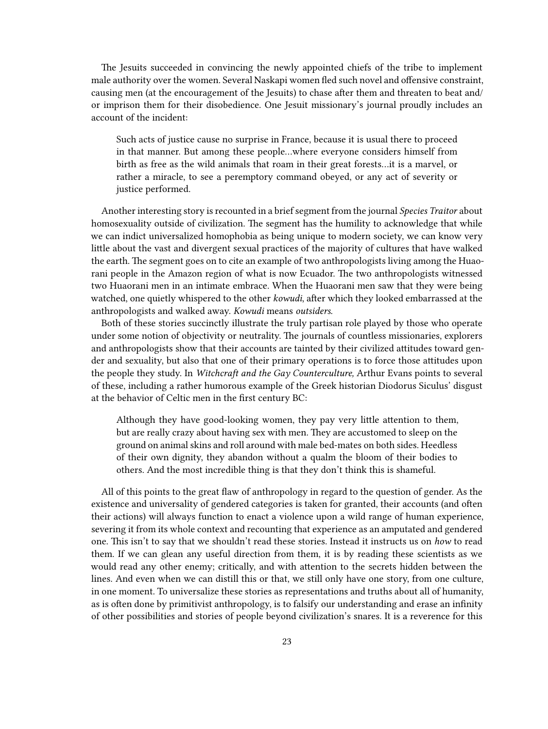The Jesuits succeeded in convincing the newly appointed chiefs of the tribe to implement male authority over the women. Several Naskapi women fled such novel and offensive constraint, causing men (at the encouragement of the Jesuits) to chase after them and threaten to beat and/or imprison them for their disobedience. One Jesuit missionary's journal proudly includes an account of the incident:

> Such acts of justice cause no surprise in France, because it is usual there to proceed in that manner. But among these people…where everyone considers himself from birth as free as the wild animals that roam in their great forests…it is a marvel, or rather a miracle, to see a peremptory command obeyed, or any act of severity or justice performed.

Another interesting story is recounted in a brief segment from the journal *Species Traitor* about homosexuality outside of civilization. The segment has the humility to acknowledge that while we can indict universalized homophobia as being unique to modern society, we can know very little about the vast and divergent sexual practices of the majority of cultures that have walked the earth. The segment goes on to cite an example of two anthropologists living among the Huaorani people in the Amazon region of what is now Ecuador. The two anthropologists witnessed two Huaorani men in an intimate embrace. When the Huaorani men saw that they were being watched, one quietly whispered to the other *kowudi*, after which they looked embarrassed at the anthropologists and walked away. *Kowudi* means *outsiders*.

Both of these stories succinctly illustrate the truly partisan role played by those who operate under some notion of objectivity or neutrality. The journals of countless missionaries, explorers and anthropologists show that their accounts are tainted by their civilized attitudes toward gender and sexuality, but also that one of their primary operations is to force those attitudes upon the people they study. In *Witchcraft and the Gay Counterculture,* Arthur Evans points to several of these, including a rather humorous example of the Greek historian Diodorus Siculus' disgust at the behavior of Celtic men in the first century BC:

> Although they have good-looking women, they pay very little attention to them, but are really crazy about having sex with men. They are accustomed to sleep on the ground on animal skins and roll around with male bed-mates on both sides. Heedless of their own dignity, they abandon without a qualm the bloom of their bodies to others. And the most incredible thing is that they don't think this is shameful.

All of this points to the great flaw of anthropology in regard to the question of gender. As the existence and universality of gendered categories is taken for granted, their accounts (and often their actions) will always function to enact a violence upon a wild range of human experience, severing it from its whole context and recounting that experience as an amputated and gendered one. This isn't to say that we shouldn't read these stories. Instead it instructs us on *how* to read them. If we can glean any useful direction from them, it is by reading these scientists as we would read any other enemy; critically, and with attention to the secrets hidden between the lines. And even when we can distill this or that, we still only have one story, from one culture, in one moment. To universalize these stories as representations and truths about all of humanity, as is often done by primitivist anthropology, is to falsify our understanding and erase an infinity of other possibilities and stories of people beyond civilization's snares. It is a reverence for this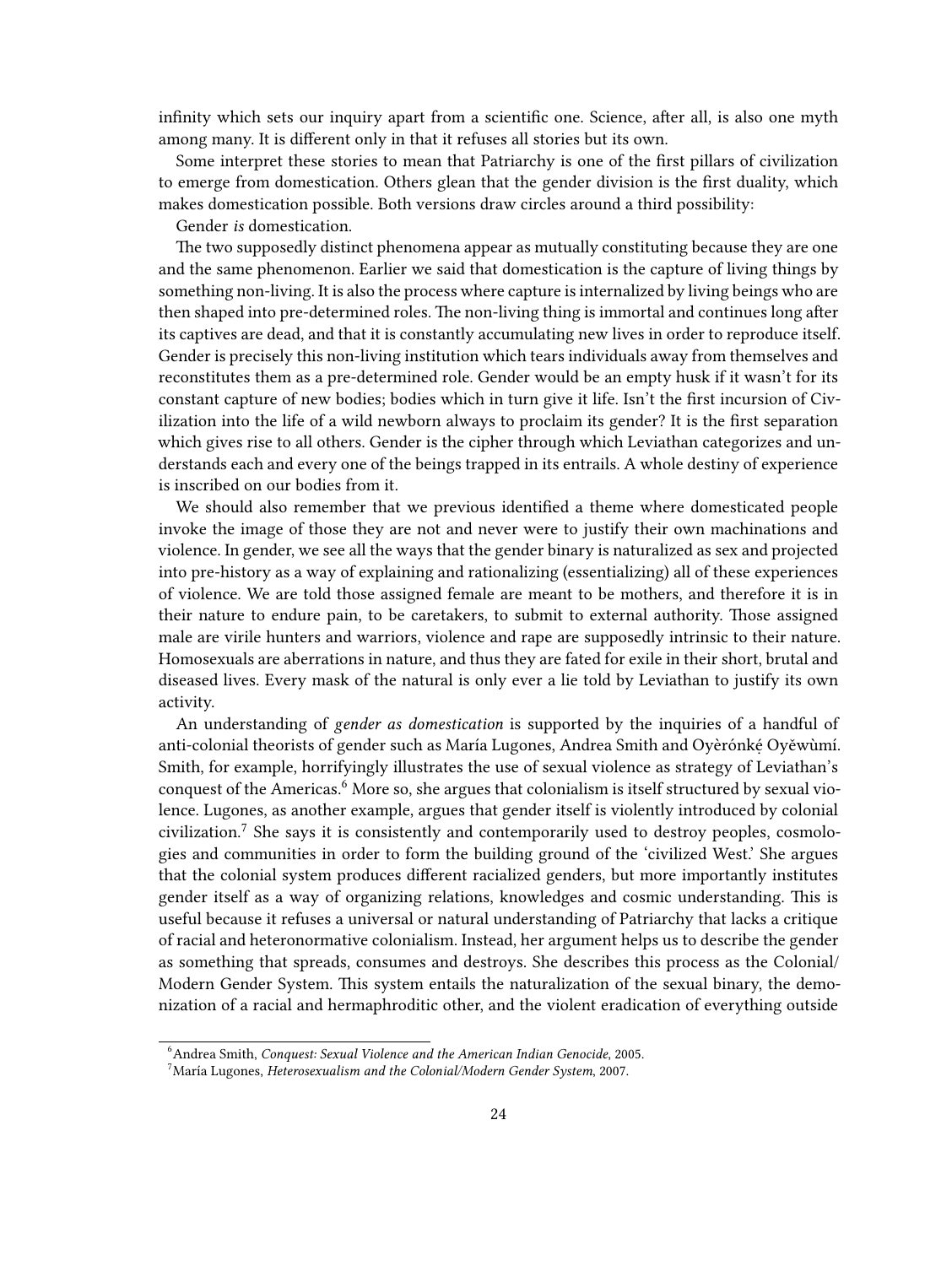infinity which sets our inquiry apart from a scientific one. Science, after all, is also one myth among many. It is different only in that it refuses all stories but its own.

Some interpret these stories to mean that Patriarchy is one of the first pillars of civilization to emerge from domestication. Others glean that the gender division is the first duality, which makes domestication possible. Both versions draw circles around a third possibility:

Gender *is* domestication.

The two supposedly distinct phenomena appear as mutually constituting because they are one and the same phenomenon. Earlier we said that domestication is the capture of living things by something non-living. It is also the process where capture is internalized by living beings who are then shaped into pre-determined roles. The non-living thing is immortal and continues long after its captives are dead, and that it is constantly accumulating new lives in order to reproduce itself. Gender is precisely this non-living institution which tears individuals away from themselves and reconstitutes them as a pre-determined role. Gender would be an empty husk if it wasn't for its constant capture of new bodies; bodies which in turn give it life. Isn't the first incursion of Civilization into the life of a wild newborn always to proclaim its gender? It is the first separation which gives rise to all others. Gender is the cipher through which Leviathan categorizes and understands each and every one of the beings trapped in its entrails. A whole destiny of experience is inscribed on our bodies from it.

We should also remember that we previous identified a theme where domesticated people invoke the image of those they are not and never were to justify their own machinations and violence. In gender, we see all the ways that the gender binary is naturalized as sex and projected into pre-history as a way of explaining and rationalizing (essentializing) all of these experiences of violence. We are told those assigned female are meant to be mothers, and therefore it is in their nature to endure pain, to be caretakers, to submit to external authority. Those assigned male are virile hunters and warriors, violence and rape are supposedly intrinsic to their nature. Homosexuals are aberrations in nature, and thus they are fated for exile in their short, brutal and diseased lives. Every mask of the natural is only ever a lie told by Leviathan to justify its own activity.

An understanding of *gender as domestication* is supported by the inquiries of a handful of anti-colonial theorists of gender such as María Lugones, Andrea Smith and Oyèrónkẹ́ Oyěwùmí. Smith, for example, horrifyingly illustrates the use of sexual violence as strategy of Leviathan's conquest of the Americas.[6] More so, she argues that colonialism is itself structured by sexual violence. Lugones, as another example, argues that gender itself is violently introduced by colonial civilization.[7] She says it is consistently and contemporarily used to destroy peoples, cosmologies and communities in order to form the building ground of the 'civilized West.' She argues that the colonial system produces different racialized genders, but more importantly institutes gender itself as a way of organizing relations, knowledges and cosmic understanding. This is useful because it refuses a universal or natural understanding of Patriarchy that lacks a critique of racial and heteronormative colonialism. Instead, her argument helps us to describe the gender as something that spreads, consumes and destroys. She describes this process as the Colonial/Modern Gender System. This system entails the naturalization of the sexual binary, the demonization of a racial and hermaphroditic other, and the violent eradication of everything outside

[6] Andrea Smith, *Conquest: Sexual Violence and the American Indian Genocide*, 2005.

[7] María Lugones, *Heterosexualism and the Colonial/Modern Gender System*, 2007.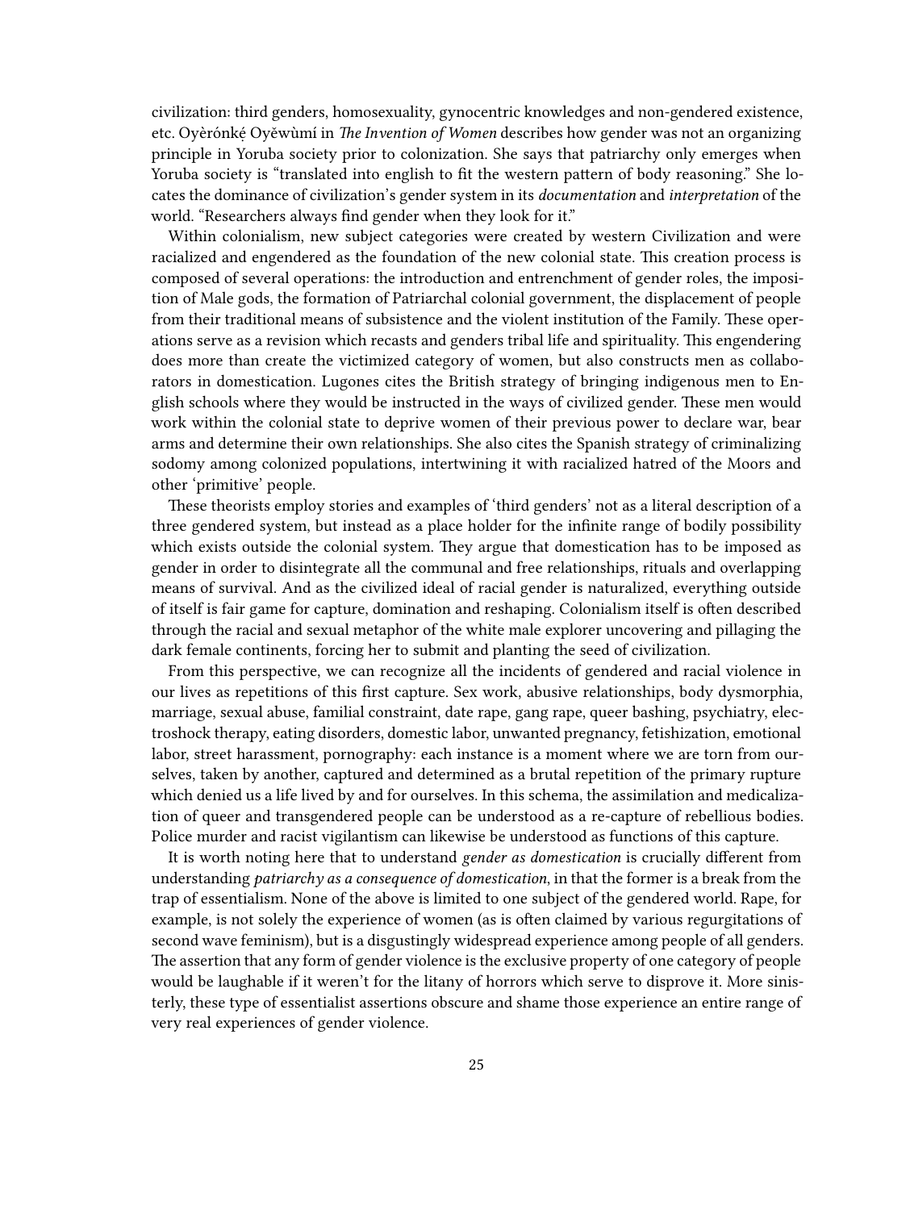civilization: third genders, homosexuality, gynocentric knowledges and non-gendered existence, etc. Oyèrónké̩ Oyěwùmí in *The Invention of Women* describes how gender was not an organizing principle in Yoruba society prior to colonization. She says that patriarchy only emerges when Yoruba society is "translated into english to fit the western pattern of body reasoning." She locates the dominance of civilization's gender system in its *documentation* and *interpretation* of the world. "Researchers always find gender when they look for it."

Within colonialism, new subject categories were created by western Civilization and were racialized and engendered as the foundation of the new colonial state. This creation process is composed of several operations: the introduction and entrenchment of gender roles, the imposition of Male gods, the formation of Patriarchal colonial government, the displacement of people from their traditional means of subsistence and the violent institution of the Family. These operations serve as a revision which recasts and genders tribal life and spirituality. This engendering does more than create the victimized category of women, but also constructs men as collaborators in domestication. Lugones cites the British strategy of bringing indigenous men to English schools where they would be instructed in the ways of civilized gender. These men would work within the colonial state to deprive women of their previous power to declare war, bear arms and determine their own relationships. She also cites the Spanish strategy of criminalizing sodomy among colonized populations, intertwining it with racialized hatred of the Moors and other 'primitive' people.

These theorists employ stories and examples of 'third genders' not as a literal description of a three gendered system, but instead as a place holder for the infinite range of bodily possibility which exists outside the colonial system. They argue that domestication has to be imposed as gender in order to disintegrate all the communal and free relationships, rituals and overlapping means of survival. And as the civilized ideal of racial gender is naturalized, everything outside of itself is fair game for capture, domination and reshaping. Colonialism itself is often described through the racial and sexual metaphor of the white male explorer uncovering and pillaging the dark female continents, forcing her to submit and planting the seed of civilization.

From this perspective, we can recognize all the incidents of gendered and racial violence in our lives as repetitions of this first capture. Sex work, abusive relationships, body dysmorphia, marriage, sexual abuse, familial constraint, date rape, gang rape, queer bashing, psychiatry, electroshock therapy, eating disorders, domestic labor, unwanted pregnancy, fetishization, emotional labor, street harassment, pornography: each instance is a moment where we are torn from ourselves, taken by another, captured and determined as a brutal repetition of the primary rupture which denied us a life lived by and for ourselves. In this schema, the assimilation and medicalization of queer and transgendered people can be understood as a re-capture of rebellious bodies. Police murder and racist vigilantism can likewise be understood as functions of this capture.

It is worth noting here that to understand *gender as domestication* is crucially different from understanding *patriarchy as a consequence of domestication*, in that the former is a break from the trap of essentialism. None of the above is limited to one subject of the gendered world. Rape, for example, is not solely the experience of women (as is often claimed by various regurgitations of second wave feminism), but is a disgustingly widespread experience among people of all genders. The assertion that any form of gender violence is the exclusive property of one category of people would be laughable if it weren't for the litany of horrors which serve to disprove it. More sinisterly, these type of essentialist assertions obscure and shame those experience an entire range of very real experiences of gender violence.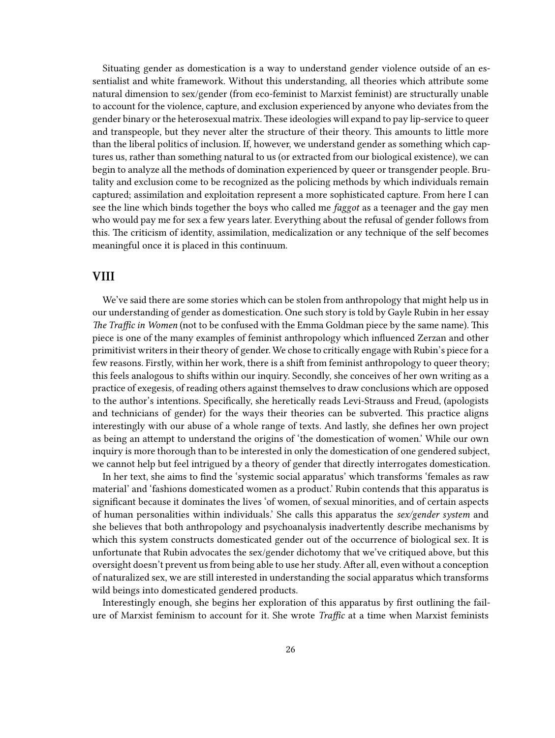Situating gender as domestication is a way to understand gender violence outside of an essentialist and white framework. Without this understanding, all theories which attribute some natural dimension to sex/gender (from eco-feminist to Marxist feminist) are structurally unable to account for the violence, capture, and exclusion experienced by anyone who deviates from the gender binary or the heterosexual matrix. These ideologies will expand to pay lip-service to queer and transpeople, but they never alter the structure of their theory. This amounts to little more than the liberal politics of inclusion. If, however, we understand gender as something which captures us, rather than something natural to us (or extracted from our biological existence), we can begin to analyze all the methods of domination experienced by queer or transgender people. Brutality and exclusion come to be recognized as the policing methods by which individuals remain captured; assimilation and exploitation represent a more sophisticated capture. From here I can see the line which binds together the boys who called me *faggot* as a teenager and the gay men who would pay me for sex a few years later. Everything about the refusal of gender follows from this. The criticism of identity, assimilation, medicalization or any technique of the self becomes meaningful once it is placed in this continuum.

## VIII

We've said there are some stories which can be stolen from anthropology that might help us in our understanding of gender as domestication. One such story is told by Gayle Rubin in her essay *The Traffic in Women* (not to be confused with the Emma Goldman piece by the same name). This piece is one of the many examples of feminist anthropology which influenced Zerzan and other primitivist writers in their theory of gender. We chose to critically engage with Rubin's piece for a few reasons. Firstly, within her work, there is a shift from feminist anthropology to queer theory; this feels analogous to shifts within our inquiry. Secondly, she conceives of her own writing as a practice of exegesis, of reading others against themselves to draw conclusions which are opposed to the author's intentions. Specifically, she heretically reads Levi-Strauss and Freud, (apologists and technicians of gender) for the ways their theories can be subverted. This practice aligns interestingly with our abuse of a whole range of texts. And lastly, she defines her own project as being an attempt to understand the origins of 'the domestication of women.' While our own inquiry is more thorough than to be interested in only the domestication of one gendered subject, we cannot help but feel intrigued by a theory of gender that directly interrogates domestication.

In her text, she aims to find the 'systemic social apparatus' which transforms 'females as raw material' and 'fashions domesticated women as a product.' Rubin contends that this apparatus is significant because it dominates the lives 'of women, of sexual minorities, and of certain aspects of human personalities within individuals.' She calls this apparatus the *sex/gender system* and she believes that both anthropology and psychoanalysis inadvertently describe mechanisms by which this system constructs domesticated gender out of the occurrence of biological sex. It is unfortunate that Rubin advocates the sex/gender dichotomy that we've critiqued above, but this oversight doesn't prevent us from being able to use her study. After all, even without a conception of naturalized sex, we are still interested in understanding the social apparatus which transforms wild beings into domesticated gendered products.

Interestingly enough, she begins her exploration of this apparatus by first outlining the failure of Marxist feminism to account for it. She wrote *Traffic* at a time when Marxist feminists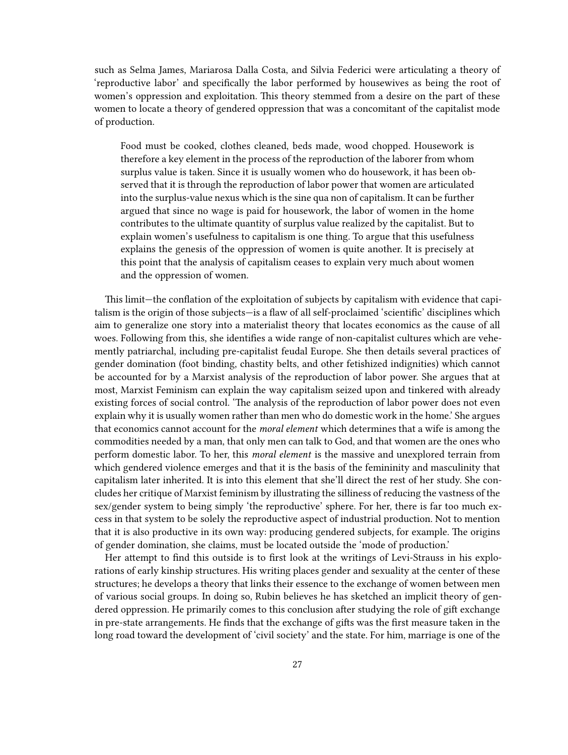such as Selma James, Mariarosa Dalla Costa, and Silvia Federici were articulating a theory of 'reproductive labor' and specifically the labor performed by housewives as being the root of women's oppression and exploitation. This theory stemmed from a desire on the part of these women to locate a theory of gendered oppression that was a concomitant of the capitalist mode of production.

> Food must be cooked, clothes cleaned, beds made, wood chopped. Housework is therefore a key element in the process of the reproduction of the laborer from whom surplus value is taken. Since it is usually women who do housework, it has been observed that it is through the reproduction of labor power that women are articulated into the surplus-value nexus which is the sine qua non of capitalism. It can be further argued that since no wage is paid for housework, the labor of women in the home contributes to the ultimate quantity of surplus value realized by the capitalist. But to explain women's usefulness to capitalism is one thing. To argue that this usefulness explains the genesis of the oppression of women is quite another. It is precisely at this point that the analysis of capitalism ceases to explain very much about women and the oppression of women.

This limit—the conflation of the exploitation of subjects by capitalism with evidence that capitalism is the origin of those subjects—is a flaw of all self-proclaimed 'scientific' disciplines which aim to generalize one story into a materialist theory that locates economics as the cause of all woes. Following from this, she identifies a wide range of non-capitalist cultures which are vehemently patriarchal, including pre-capitalist feudal Europe. She then details several practices of gender domination (foot binding, chastity belts, and other fetishized indignities) which cannot be accounted for by a Marxist analysis of the reproduction of labor power. She argues that at most, Marxist Feminism can explain the way capitalism seized upon and tinkered with already existing forces of social control. 'The analysis of the reproduction of labor power does not even explain why it is usually women rather than men who do domestic work in the home.' She argues that economics cannot account for the *moral element* which determines that a wife is among the commodities needed by a man, that only men can talk to God, and that women are the ones who perform domestic labor. To her, this *moral element* is the massive and unexplored terrain from which gendered violence emerges and that it is the basis of the femininity and masculinity that capitalism later inherited. It is into this element that she'll direct the rest of her study. She concludes her critique of Marxist feminism by illustrating the silliness of reducing the vastness of the sex/gender system to being simply 'the reproductive' sphere. For her, there is far too much excess in that system to be solely the reproductive aspect of industrial production. Not to mention that it is also productive in its own way: producing gendered subjects, for example. The origins of gender domination, she claims, must be located outside the 'mode of production.'

Her attempt to find this outside is to first look at the writings of Levi-Strauss in his explorations of early kinship structures. His writing places gender and sexuality at the center of these structures; he develops a theory that links their essence to the exchange of women between men of various social groups. In doing so, Rubin believes he has sketched an implicit theory of gendered oppression. He primarily comes to this conclusion after studying the role of gift exchange in pre-state arrangements. He finds that the exchange of gifts was the first measure taken in the long road toward the development of 'civil society' and the state. For him, marriage is one of the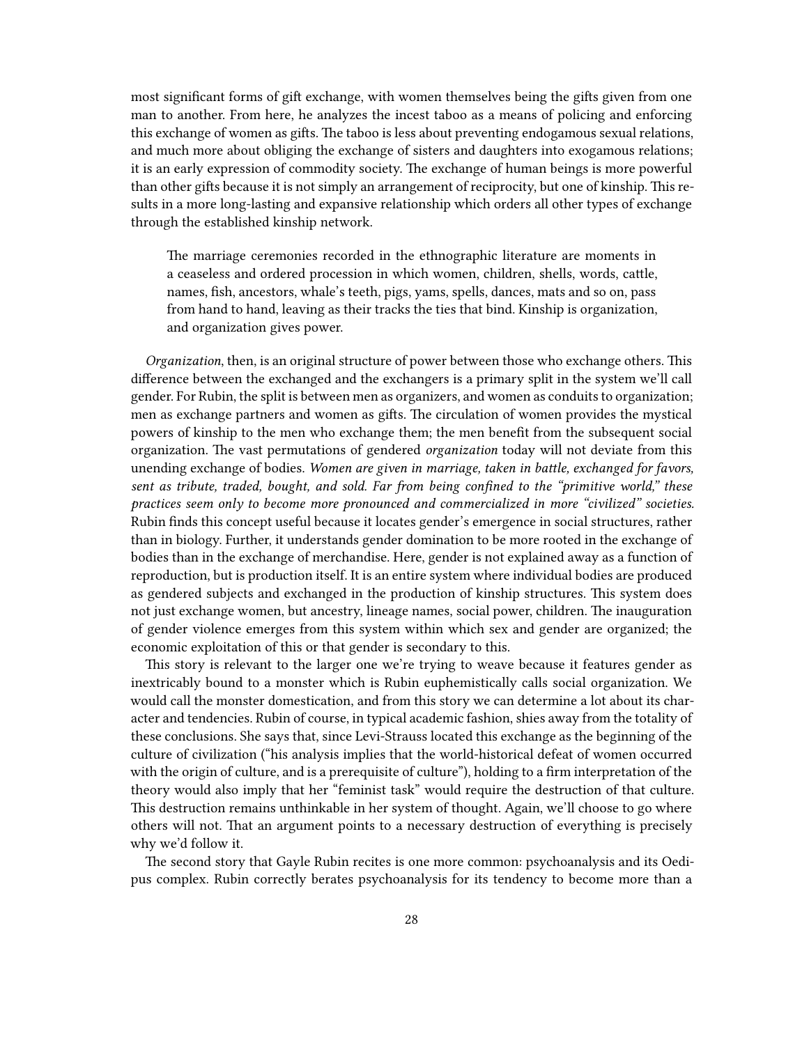most significant forms of gift exchange, with women themselves being the gifts given from one man to another. From here, he analyzes the incest taboo as a means of policing and enforcing this exchange of women as gifts. The taboo is less about preventing endogamous sexual relations, and much more about obliging the exchange of sisters and daughters into exogamous relations; it is an early expression of commodity society. The exchange of human beings is more powerful than other gifts because it is not simply an arrangement of reciprocity, but one of kinship. This results in a more long-lasting and expansive relationship which orders all other types of exchange through the established kinship network.

> The marriage ceremonies recorded in the ethnographic literature are moments in a ceaseless and ordered procession in which women, children, shells, words, cattle, names, fish, ancestors, whale's teeth, pigs, yams, spells, dances, mats and so on, pass from hand to hand, leaving as their tracks the ties that bind. Kinship is organization, and organization gives power.

*Organization*, then, is an original structure of power between those who exchange others. This difference between the exchanged and the exchangers is a primary split in the system we'll call gender. For Rubin, the split is between men as organizers, and women as conduits to organization; men as exchange partners and women as gifts. The circulation of women provides the mystical powers of kinship to the men who exchange them; the men benefit from the subsequent social organization. The vast permutations of gendered *organization* today will not deviate from this unending exchange of bodies. *Women are given in marriage, taken in battle, exchanged for favors, sent as tribute, traded, bought, and sold. Far from being confined to the "primitive world," these practices seem only to become more pronounced and commercialized in more "civilized" societies.* Rubin finds this concept useful because it locates gender's emergence in social structures, rather than in biology. Further, it understands gender domination to be more rooted in the exchange of bodies than in the exchange of merchandise. Here, gender is not explained away as a function of reproduction, but is production itself. It is an entire system where individual bodies are produced as gendered subjects and exchanged in the production of kinship structures. This system does not just exchange women, but ancestry, lineage names, social power, children. The inauguration of gender violence emerges from this system within which sex and gender are organized; the economic exploitation of this or that gender is secondary to this.

This story is relevant to the larger one we're trying to weave because it features gender as inextricably bound to a monster which is Rubin euphemistically calls social organization. We would call the monster domestication, and from this story we can determine a lot about its character and tendencies. Rubin of course, in typical academic fashion, shies away from the totality of these conclusions. She says that, since Levi-Strauss located this exchange as the beginning of the culture of civilization ("his analysis implies that the world-historical defeat of women occurred with the origin of culture, and is a prerequisite of culture"), holding to a firm interpretation of the theory would also imply that her "feminist task" would require the destruction of that culture. This destruction remains unthinkable in her system of thought. Again, we'll choose to go where others will not. That an argument points to a necessary destruction of everything is precisely why we'd follow it.

The second story that Gayle Rubin recites is one more common: psychoanalysis and its Oedipus complex. Rubin correctly berates psychoanalysis for its tendency to become more than a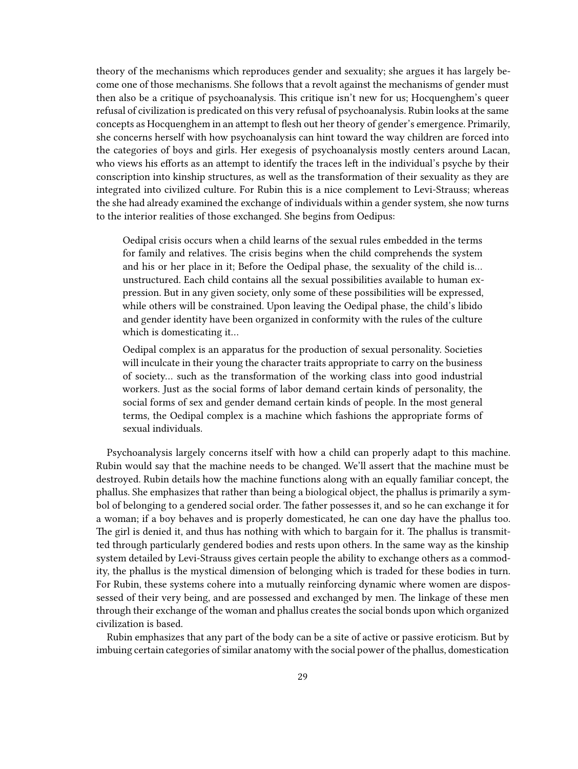theory of the mechanisms which reproduces gender and sexuality; she argues it has largely become one of those mechanisms. She follows that a revolt against the mechanisms of gender must then also be a critique of psychoanalysis. This critique isn't new for us; Hocquenghem's queer refusal of civilization is predicated on this very refusal of psychoanalysis. Rubin looks at the same concepts as Hocquenghem in an attempt to flesh out her theory of gender's emergence. Primarily, she concerns herself with how psychoanalysis can hint toward the way children are forced into the categories of boys and girls. Her exegesis of psychoanalysis mostly centers around Lacan, who views his efforts as an attempt to identify the traces left in the individual's psyche by their conscription into kinship structures, as well as the transformation of their sexuality as they are integrated into civilized culture. For Rubin this is a nice complement to Levi-Strauss; whereas the she had already examined the exchange of individuals within a gender system, she now turns to the interior realities of those exchanged. She begins from Oedipus:

> Oedipal crisis occurs when a child learns of the sexual rules embedded in the terms for family and relatives. The crisis begins when the child comprehends the system and his or her place in it; Before the Oedipal phase, the sexuality of the child is… unstructured. Each child contains all the sexual possibilities available to human expression. But in any given society, only some of these possibilities will be expressed, while others will be constrained. Upon leaving the Oedipal phase, the child's libido and gender identity have been organized in conformity with the rules of the culture which is domesticating it…
>
> Oedipal complex is an apparatus for the production of sexual personality. Societies will inculcate in their young the character traits appropriate to carry on the business of society… such as the transformation of the working class into good industrial workers. Just as the social forms of labor demand certain kinds of personality, the social forms of sex and gender demand certain kinds of people. In the most general terms, the Oedipal complex is a machine which fashions the appropriate forms of sexual individuals.

Psychoanalysis largely concerns itself with how a child can properly adapt to this machine. Rubin would say that the machine needs to be changed. We'll assert that the machine must be destroyed. Rubin details how the machine functions along with an equally familiar concept, the phallus. She emphasizes that rather than being a biological object, the phallus is primarily a symbol of belonging to a gendered social order. The father possesses it, and so he can exchange it for a woman; if a boy behaves and is properly domesticated, he can one day have the phallus too. The girl is denied it, and thus has nothing with which to bargain for it. The phallus is transmitted through particularly gendered bodies and rests upon others. In the same way as the kinship system detailed by Levi-Strauss gives certain people the ability to exchange others as a commodity, the phallus is the mystical dimension of belonging which is traded for these bodies in turn. For Rubin, these systems cohere into a mutually reinforcing dynamic where women are dispossessed of their very being, and are possessed and exchanged by men. The linkage of these men through their exchange of the woman and phallus creates the social bonds upon which organized civilization is based.

Rubin emphasizes that any part of the body can be a site of active or passive eroticism. But by imbuing certain categories of similar anatomy with the social power of the phallus, domestication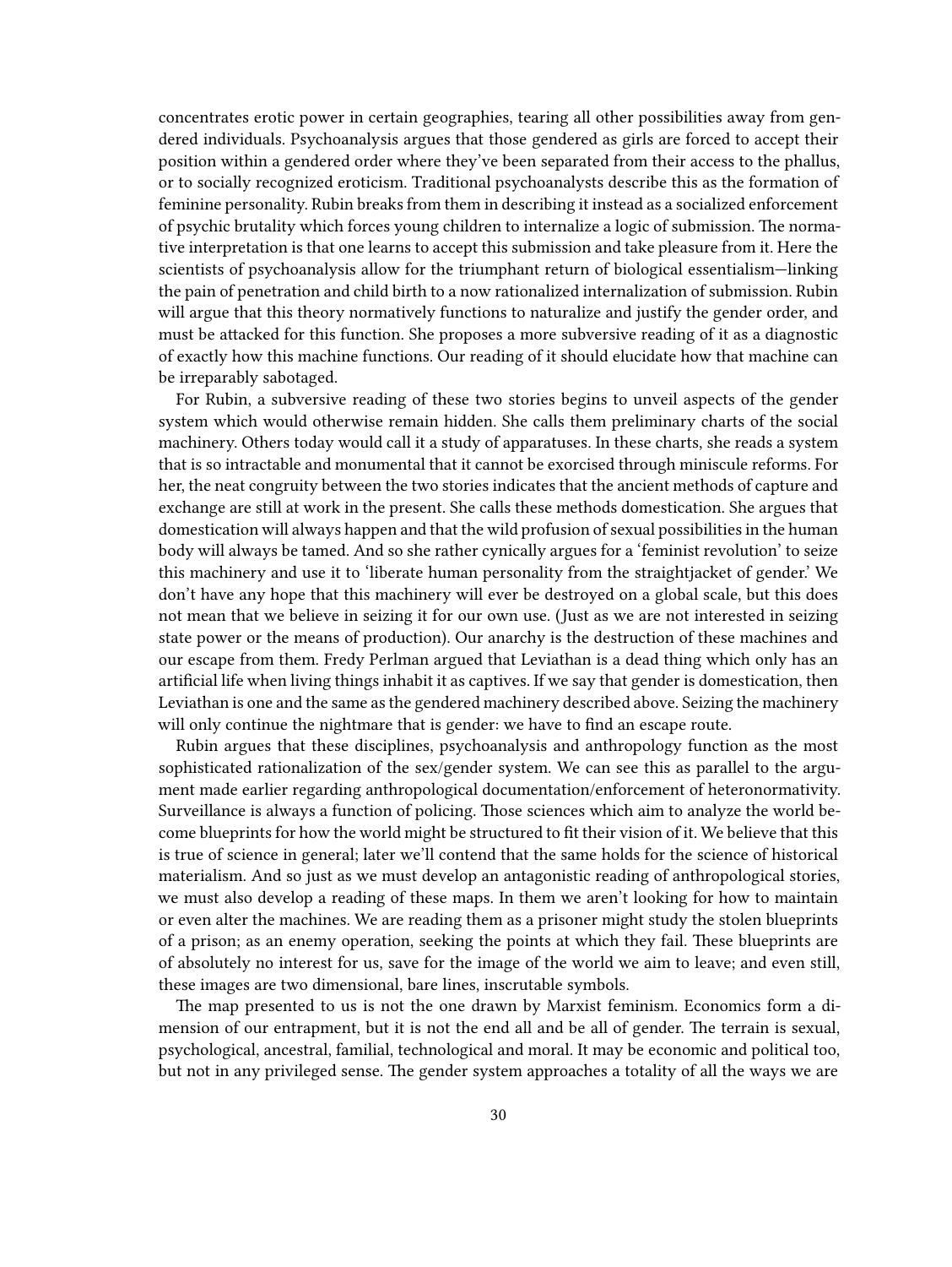concentrates erotic power in certain geographies, tearing all other possibilities away from gendered individuals. Psychoanalysis argues that those gendered as girls are forced to accept their position within a gendered order where they've been separated from their access to the phallus, or to socially recognized eroticism. Traditional psychoanalysts describe this as the formation of feminine personality. Rubin breaks from them in describing it instead as a socialized enforcement of psychic brutality which forces young children to internalize a logic of submission. The normative interpretation is that one learns to accept this submission and take pleasure from it. Here the scientists of psychoanalysis allow for the triumphant return of biological essentialism—linking the pain of penetration and child birth to a now rationalized internalization of submission. Rubin will argue that this theory normatively functions to naturalize and justify the gender order, and must be attacked for this function. She proposes a more subversive reading of it as a diagnostic of exactly how this machine functions. Our reading of it should elucidate how that machine can be irreparably sabotaged.

For Rubin, a subversive reading of these two stories begins to unveil aspects of the gender system which would otherwise remain hidden. She calls them preliminary charts of the social machinery. Others today would call it a study of apparatuses. In these charts, she reads a system that is so intractable and monumental that it cannot be exorcised through miniscule reforms. For her, the neat congruity between the two stories indicates that the ancient methods of capture and exchange are still at work in the present. She calls these methods domestication. She argues that domestication will always happen and that the wild profusion of sexual possibilities in the human body will always be tamed. And so she rather cynically argues for a 'feminist revolution' to seize this machinery and use it to 'liberate human personality from the straightjacket of gender.' We don't have any hope that this machinery will ever be destroyed on a global scale, but this does not mean that we believe in seizing it for our own use. (Just as we are not interested in seizing state power or the means of production). Our anarchy is the destruction of these machines and our escape from them. Fredy Perlman argued that Leviathan is a dead thing which only has an artificial life when living things inhabit it as captives. If we say that gender is domestication, then Leviathan is one and the same as the gendered machinery described above. Seizing the machinery will only continue the nightmare that is gender: we have to find an escape route.

Rubin argues that these disciplines, psychoanalysis and anthropology function as the most sophisticated rationalization of the sex/gender system. We can see this as parallel to the argument made earlier regarding anthropological documentation/enforcement of heteronormativity. Surveillance is always a function of policing. Those sciences which aim to analyze the world become blueprints for how the world might be structured to fit their vision of it. We believe that this is true of science in general; later we'll contend that the same holds for the science of historical materialism. And so just as we must develop an antagonistic reading of anthropological stories, we must also develop a reading of these maps. In them we aren't looking for how to maintain or even alter the machines. We are reading them as a prisoner might study the stolen blueprints of a prison; as an enemy operation, seeking the points at which they fail. These blueprints are of absolutely no interest for us, save for the image of the world we aim to leave; and even still, these images are two dimensional, bare lines, inscrutable symbols.

The map presented to us is not the one drawn by Marxist feminism. Economics form a dimension of our entrapment, but it is not the end all and be all of gender. The terrain is sexual, psychological, ancestral, familial, technological and moral. It may be economic and political too, but not in any privileged sense. The gender system approaches a totality of all the ways we are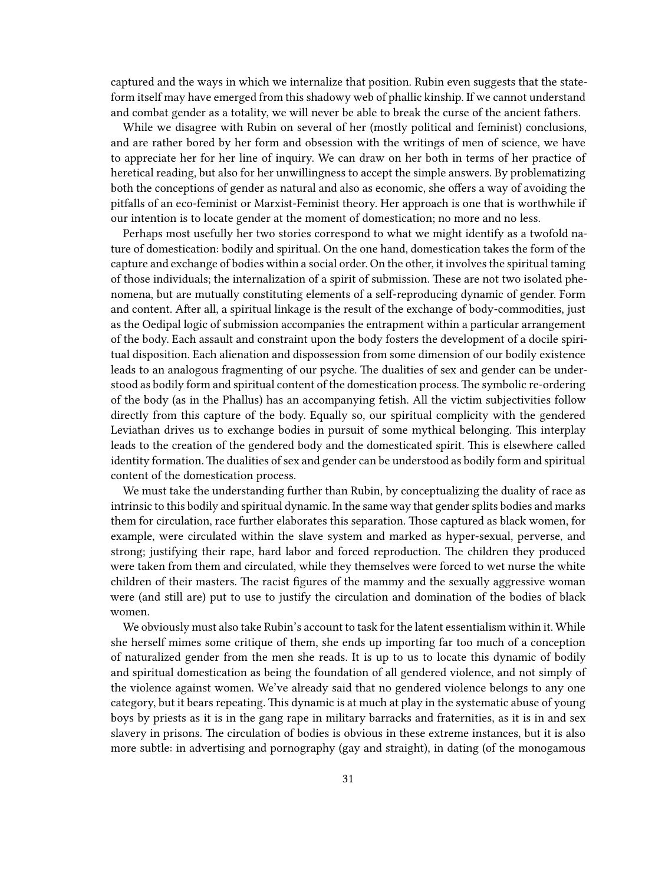captured and the ways in which we internalize that position. Rubin even suggests that the state-form itself may have emerged from this shadowy web of phallic kinship. If we cannot understand and combat gender as a totality, we will never be able to break the curse of the ancient fathers.

While we disagree with Rubin on several of her (mostly political and feminist) conclusions, and are rather bored by her form and obsession with the writings of men of science, we have to appreciate her for her line of inquiry. We can draw on her both in terms of her practice of heretical reading, but also for her unwillingness to accept the simple answers. By problematizing both the conceptions of gender as natural and also as economic, she offers a way of avoiding the pitfalls of an eco-feminist or Marxist-Feminist theory. Her approach is one that is worthwhile if our intention is to locate gender at the moment of domestication; no more and no less.

Perhaps most usefully her two stories correspond to what we might identify as a twofold nature of domestication: bodily and spiritual. On the one hand, domestication takes the form of the capture and exchange of bodies within a social order. On the other, it involves the spiritual taming of those individuals; the internalization of a spirit of submission. These are not two isolated phenomena, but are mutually constituting elements of a self-reproducing dynamic of gender. Form and content. After all, a spiritual linkage is the result of the exchange of body-commodities, just as the Oedipal logic of submission accompanies the entrapment within a particular arrangement of the body. Each assault and constraint upon the body fosters the development of a docile spiritual disposition. Each alienation and dispossession from some dimension of our bodily existence leads to an analogous fragmenting of our psyche. The dualities of sex and gender can be understood as bodily form and spiritual content of the domestication process. The symbolic re-ordering of the body (as in the Phallus) has an accompanying fetish. All the victim subjectivities follow directly from this capture of the body. Equally so, our spiritual complicity with the gendered Leviathan drives us to exchange bodies in pursuit of some mythical belonging. This interplay leads to the creation of the gendered body and the domesticated spirit. This is elsewhere called identity formation. The dualities of sex and gender can be understood as bodily form and spiritual content of the domestication process.

We must take the understanding further than Rubin, by conceptualizing the duality of race as intrinsic to this bodily and spiritual dynamic. In the same way that gender splits bodies and marks them for circulation, race further elaborates this separation. Those captured as black women, for example, were circulated within the slave system and marked as hyper-sexual, perverse, and strong; justifying their rape, hard labor and forced reproduction. The children they produced were taken from them and circulated, while they themselves were forced to wet nurse the white children of their masters. The racist figures of the mammy and the sexually aggressive woman were (and still are) put to use to justify the circulation and domination of the bodies of black women.

We obviously must also take Rubin's account to task for the latent essentialism within it. While she herself mimes some critique of them, she ends up importing far too much of a conception of naturalized gender from the men she reads. It is up to us to locate this dynamic of bodily and spiritual domestication as being the foundation of all gendered violence, and not simply of the violence against women. We've already said that no gendered violence belongs to any one category, but it bears repeating. This dynamic is at much at play in the systematic abuse of young boys by priests as it is in the gang rape in military barracks and fraternities, as it is in and sex slavery in prisons. The circulation of bodies is obvious in these extreme instances, but it is also more subtle: in advertising and pornography (gay and straight), in dating (of the monogamous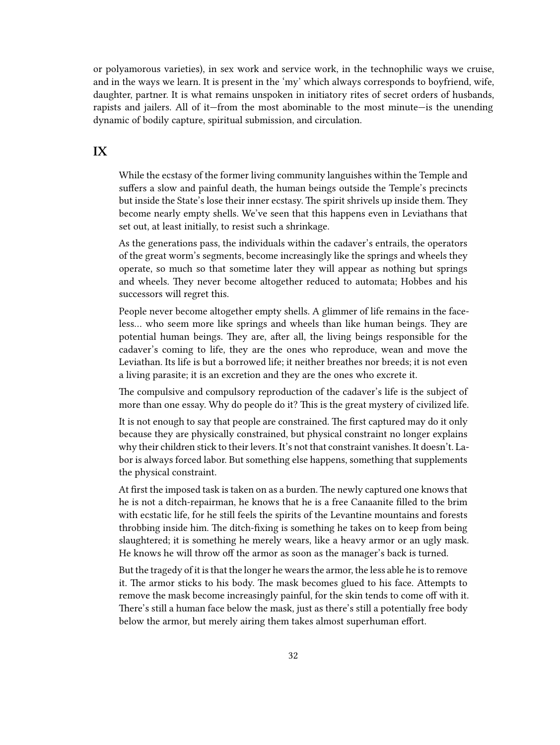or polyamorous varieties), in sex work and service work, in the technophilic ways we cruise, and in the ways we learn. It is present in the 'my' which always corresponds to boyfriend, wife, daughter, partner. It is what remains unspoken in initiatory rites of secret orders of husbands, rapists and jailers. All of it—from the most abominable to the most minute—is the unending dynamic of bodily capture, spiritual submission, and circulation.

## IX

> While the ecstasy of the former living community languishes within the Temple and suffers a slow and painful death, the human beings outside the Temple's precincts but inside the State's lose their inner ecstasy. The spirit shrivels up inside them. They become nearly empty shells. We've seen that this happens even in Leviathans that set out, at least initially, to resist such a shrinkage.
>
> As the generations pass, the individuals within the cadaver's entrails, the operators of the great worm's segments, become increasingly like the springs and wheels they operate, so much so that sometime later they will appear as nothing but springs and wheels. They never become altogether reduced to automata; Hobbes and his successors will regret this.
>
> People never become altogether empty shells. A glimmer of life remains in the face-less… who seem more like springs and wheels than like human beings. They are potential human beings. They are, after all, the living beings responsible for the cadaver's coming to life, they are the ones who reproduce, wean and move the Leviathan. Its life is but a borrowed life; it neither breathes nor breeds; it is not even a living parasite; it is an excretion and they are the ones who excrete it.
>
> The compulsive and compulsory reproduction of the cadaver's life is the subject of more than one essay. Why do people do it? This is the great mystery of civilized life.
>
> It is not enough to say that people are constrained. The first captured may do it only because they are physically constrained, but physical constraint no longer explains why their children stick to their levers. It's not that constraint vanishes. It doesn't. Labor is always forced labor. But something else happens, something that supplements the physical constraint.
>
> At first the imposed task is taken on as a burden. The newly captured one knows that he is not a ditch-repairman, he knows that he is a free Canaanite filled to the brim with ecstatic life, for he still feels the spirits of the Levantine mountains and forests throbbing inside him. The ditch-fixing is something he takes on to keep from being slaughtered; it is something he merely wears, like a heavy armor or an ugly mask. He knows he will throw off the armor as soon as the manager's back is turned.
>
> But the tragedy of it is that the longer he wears the armor, the less able he is to remove it. The armor sticks to his body. The mask becomes glued to his face. Attempts to remove the mask become increasingly painful, for the skin tends to come off with it. There's still a human face below the mask, just as there's still a potentially free body below the armor, but merely airing them takes almost superhuman effort.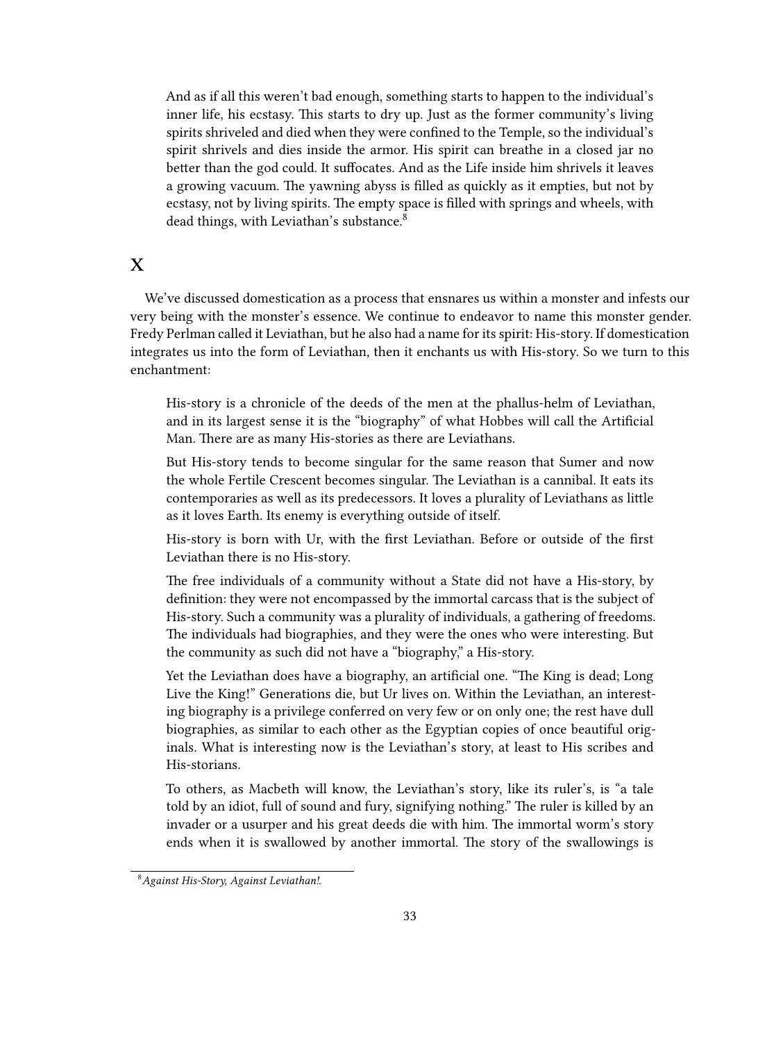> And as if all this weren't bad enough, something starts to happen to the individual's inner life, his ecstasy. This starts to dry up. Just as the former community's living spirits shriveled and died when they were confined to the Temple, so the individual's spirit shrivels and dies inside the armor. His spirit can breathe in a closed jar no better than the god could. It suffocates. And as the Life inside him shrivels it leaves a growing vacuum. The yawning abyss is filled as quickly as it empties, but not by ecstasy, not by living spirits. The empty space is filled with springs and wheels, with dead things, with Leviathan's substance.[8]

## X

We've discussed domestication as a process that ensnares us within a monster and infests our very being with the monster's essence. We continue to endeavor to name this monster gender. Fredy Perlman called it Leviathan, but he also had a name for its spirit: His-story. If domestication integrates us into the form of Leviathan, then it enchants us with His-story. So we turn to this enchantment:

> His-story is a chronicle of the deeds of the men at the phallus-helm of Leviathan, and in its largest sense it is the "biography" of what Hobbes will call the Artificial Man. There are as many His-stories as there are Leviathans.
>
> But His-story tends to become singular for the same reason that Sumer and now the whole Fertile Crescent becomes singular. The Leviathan is a cannibal. It eats its contemporaries as well as its predecessors. It loves a plurality of Leviathans as little as it loves Earth. Its enemy is everything outside of itself.
>
> His-story is born with Ur, with the first Leviathan. Before or outside of the first Leviathan there is no His-story.
>
> The free individuals of a community without a State did not have a His-story, by definition: they were not encompassed by the immortal carcass that is the subject of His-story. Such a community was a plurality of individuals, a gathering of freedoms. The individuals had biographies, and they were the ones who were interesting. But the community as such did not have a "biography," a His-story.
>
> Yet the Leviathan does have a biography, an artificial one. "The King is dead; Long Live the King!" Generations die, but Ur lives on. Within the Leviathan, an interesting biography is a privilege conferred on very few or on only one; the rest have dull biographies, as similar to each other as the Egyptian copies of once beautiful originals. What is interesting now is the Leviathan's story, at least to His scribes and His-storians.
>
> To others, as Macbeth will know, the Leviathan's story, like its ruler's, is "a tale told by an idiot, full of sound and fury, signifying nothing." The ruler is killed by an invader or a usurper and his great deeds die with him. The immortal worm's story ends when it is swallowed by another immortal. The story of the swallowings is

[8] *Against His-Story, Against Leviathan!.*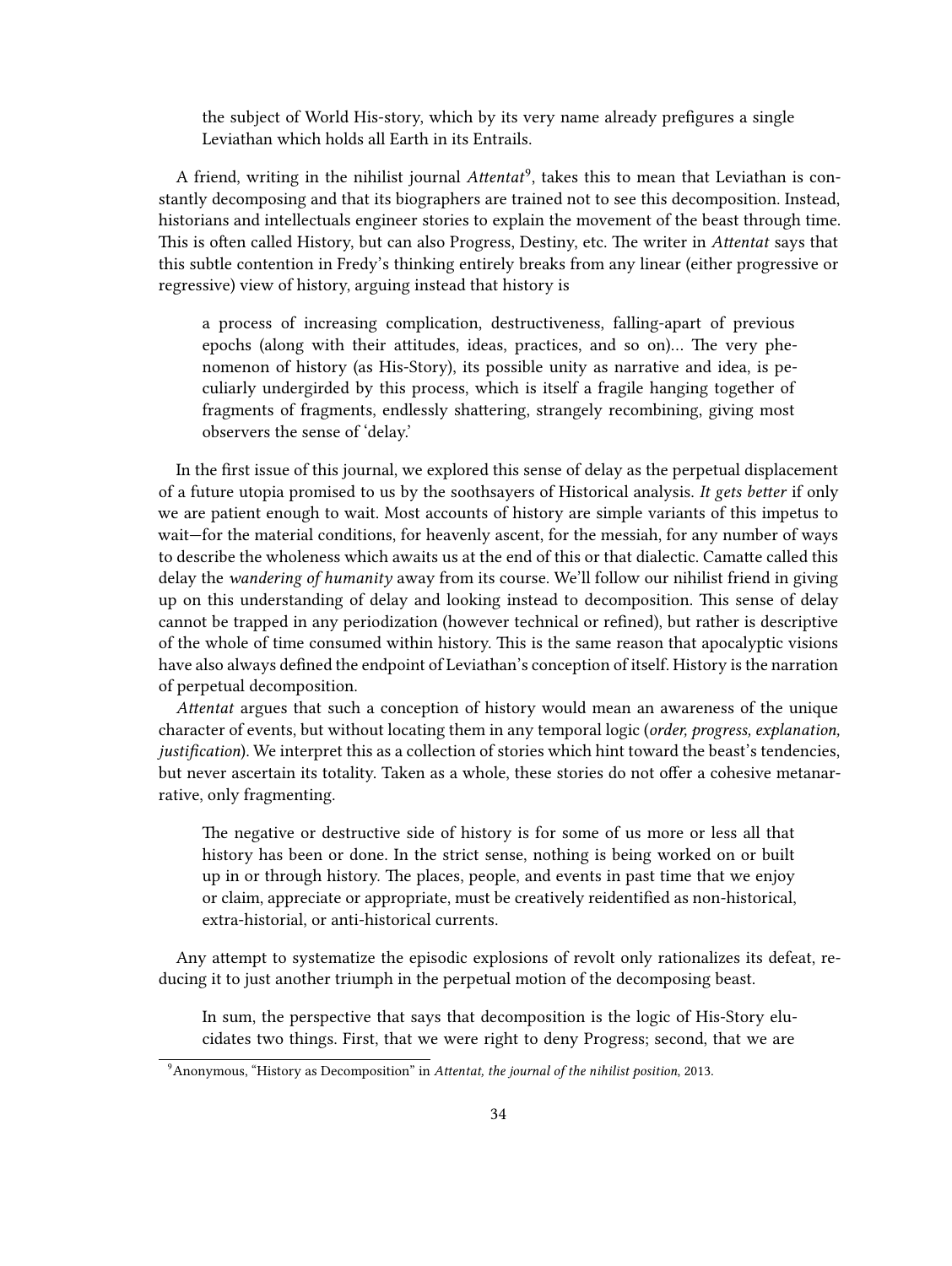> the subject of World His-story, which by its very name already prefigures a single Leviathan which holds all Earth in its Entrails.

A friend, writing in the nihilist journal *Attentat*[9], takes this to mean that Leviathan is constantly decomposing and that its biographers are trained not to see this decomposition. Instead, historians and intellectuals engineer stories to explain the movement of the beast through time. This is often called History, but can also Progress, Destiny, etc. The writer in *Attentat* says that this subtle contention in Fredy's thinking entirely breaks from any linear (either progressive or regressive) view of history, arguing instead that history is

> a process of increasing complication, destructiveness, falling-apart of previous epochs (along with their attitudes, ideas, practices, and so on)… The very phenomenon of history (as His-Story), its possible unity as narrative and idea, is peculiarly undergirded by this process, which is itself a fragile hanging together of fragments of fragments, endlessly shattering, strangely recombining, giving most observers the sense of 'delay.'

In the first issue of this journal, we explored this sense of delay as the perpetual displacement of a future utopia promised to us by the soothsayers of Historical analysis. *It gets better* if only we are patient enough to wait. Most accounts of history are simple variants of this impetus to wait—for the material conditions, for heavenly ascent, for the messiah, for any number of ways to describe the wholeness which awaits us at the end of this or that dialectic. Camatte called this delay the *wandering of humanity* away from its course. We'll follow our nihilist friend in giving up on this understanding of delay and looking instead to decomposition. This sense of delay cannot be trapped in any periodization (however technical or refined), but rather is descriptive of the whole of time consumed within history. This is the same reason that apocalyptic visions have also always defined the endpoint of Leviathan's conception of itself. History is the narration of perpetual decomposition.

*Attentat* argues that such a conception of history would mean an awareness of the unique character of events, but without locating them in any temporal logic (*order, progress, explanation, justification*). We interpret this as a collection of stories which hint toward the beast's tendencies, but never ascertain its totality. Taken as a whole, these stories do not offer a cohesive metanarrative, only fragmenting.

> The negative or destructive side of history is for some of us more or less all that history has been or done. In the strict sense, nothing is being worked on or built up in or through history. The places, people, and events in past time that we enjoy or claim, appreciate or appropriate, must be creatively reidentified as non-historical, extra-historial, or anti-historical currents.

Any attempt to systematize the episodic explosions of revolt only rationalizes its defeat, reducing it to just another triumph in the perpetual motion of the decomposing beast.

> In sum, the perspective that says that decomposition is the logic of His-Story elucidates two things. First, that we were right to deny Progress; second, that we are

[9] Anonymous, "History as Decomposition" in *Attentat, the journal of the nihilist position*, 2013.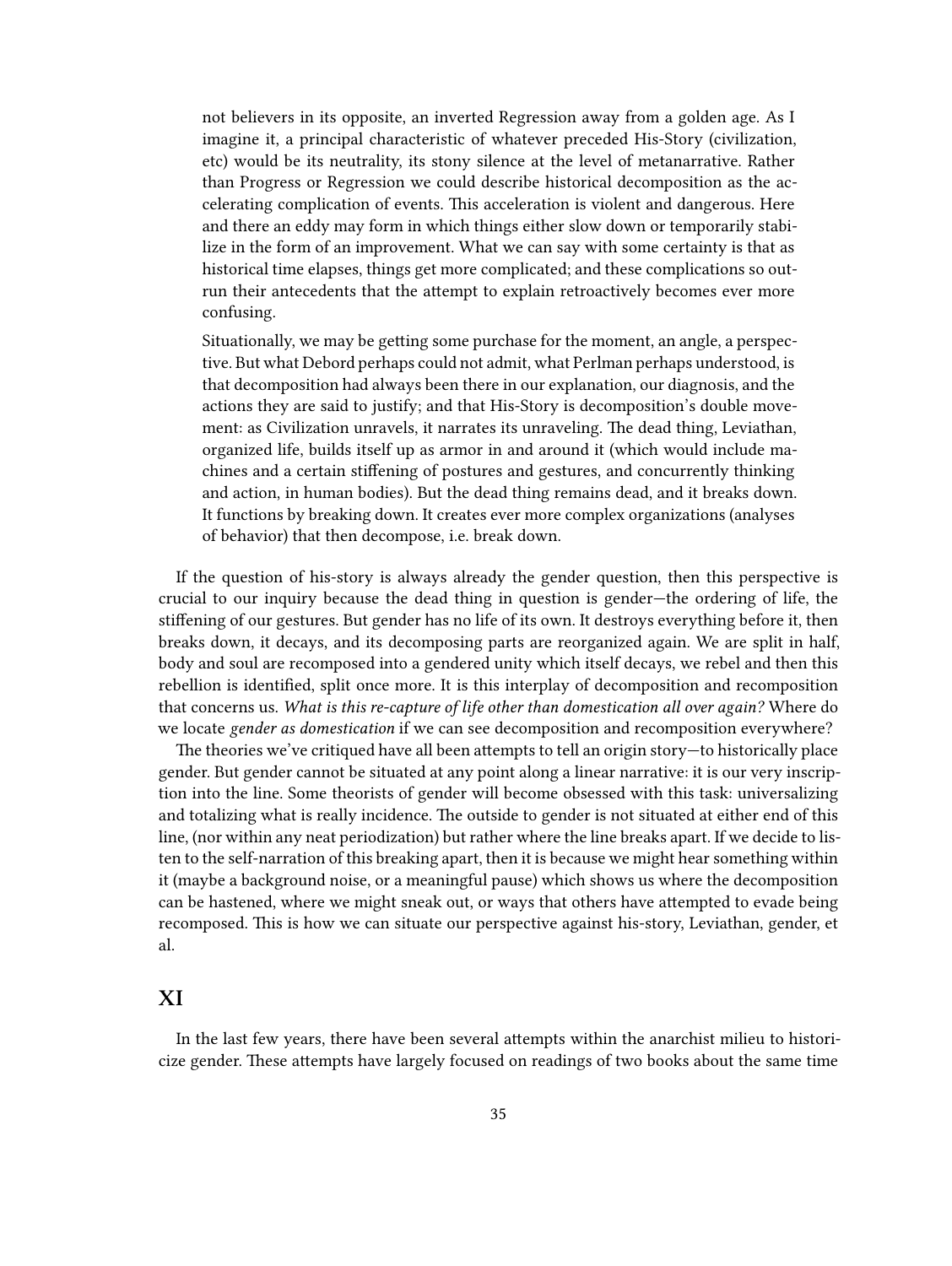> not believers in its opposite, an inverted Regression away from a golden age. As I imagine it, a principal characteristic of whatever preceded His-Story (civilization, etc) would be its neutrality, its stony silence at the level of metanarrative. Rather than Progress or Regression we could describe historical decomposition as the accelerating complication of events. This acceleration is violent and dangerous. Here and there an eddy may form in which things either slow down or temporarily stabilize in the form of an improvement. What we can say with some certainty is that as historical time elapses, things get more complicated; and these complications so outrun their antecedents that the attempt to explain retroactively becomes ever more confusing.
>
> Situationally, we may be getting some purchase for the moment, an angle, a perspective. But what Debord perhaps could not admit, what Perlman perhaps understood, is that decomposition had always been there in our explanation, our diagnosis, and the actions they are said to justify; and that His-Story is decomposition's double movement: as Civilization unravels, it narrates its unraveling. The dead thing, Leviathan, organized life, builds itself up as armor in and around it (which would include machines and a certain stiffening of postures and gestures, and concurrently thinking and action, in human bodies). But the dead thing remains dead, and it breaks down. It functions by breaking down. It creates ever more complex organizations (analyses of behavior) that then decompose, i.e. break down.

If the question of his-story is always already the gender question, then this perspective is crucial to our inquiry because the dead thing in question is gender—the ordering of life, the stiffening of our gestures. But gender has no life of its own. It destroys everything before it, then breaks down, it decays, and its decomposing parts are reorganized again. We are split in half, body and soul are recomposed into a gendered unity which itself decays, we rebel and then this rebellion is identified, split once more. It is this interplay of decomposition and recomposition that concerns us. *What is this re-capture of life other than domestication all over again?* Where do we locate *gender as domestication* if we can see decomposition and recomposition everywhere?

The theories we've critiqued have all been attempts to tell an origin story—to historically place gender. But gender cannot be situated at any point along a linear narrative: it is our very inscription into the line. Some theorists of gender will become obsessed with this task: universalizing and totalizing what is really incidence. The outside to gender is not situated at either end of this line, (nor within any neat periodization) but rather where the line breaks apart. If we decide to listen to the self-narration of this breaking apart, then it is because we might hear something within it (maybe a background noise, or a meaningful pause) which shows us where the decomposition can be hastened, where we might sneak out, or ways that others have attempted to evade being recomposed. This is how we can situate our perspective against his-story, Leviathan, gender, et al.

## XI

In the last few years, there have been several attempts within the anarchist milieu to historicize gender. These attempts have largely focused on readings of two books about the same time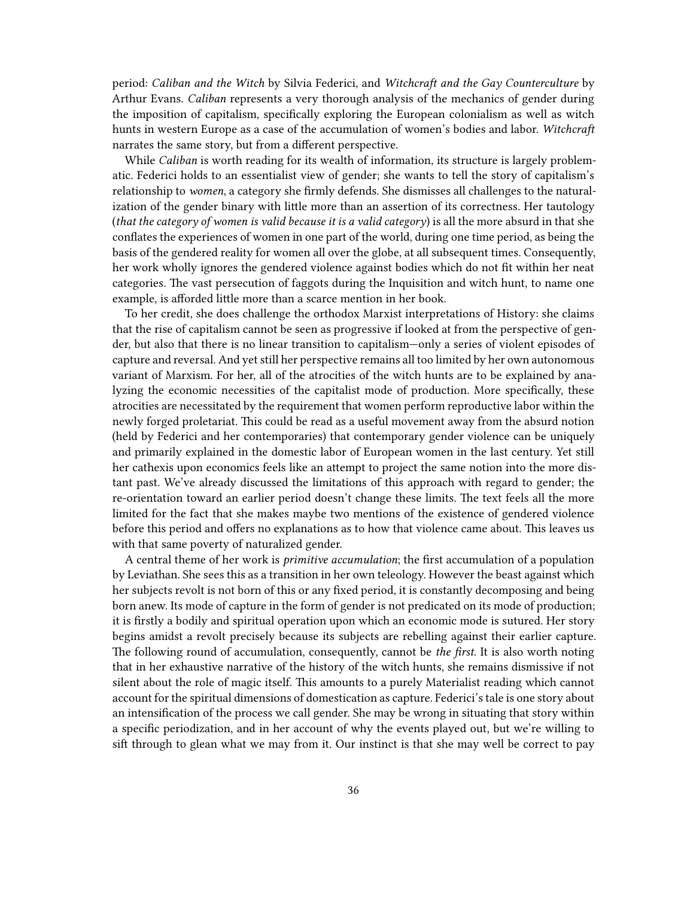period: *Caliban and the Witch* by Silvia Federici, and *Witchcraft and the Gay Counterculture* by Arthur Evans. *Caliban* represents a very thorough analysis of the mechanics of gender during the imposition of capitalism, specifically exploring the European colonialism as well as witch hunts in western Europe as a case of the accumulation of women's bodies and labor. *Witchcraft* narrates the same story, but from a different perspective.

While *Caliban* is worth reading for its wealth of information, its structure is largely problematic. Federici holds to an essentialist view of gender; she wants to tell the story of capitalism's relationship to *women*, a category she firmly defends. She dismisses all challenges to the naturalization of the gender binary with little more than an assertion of its correctness. Her tautology (*that the category of women is valid because it is a valid category*) is all the more absurd in that she conflates the experiences of women in one part of the world, during one time period, as being the basis of the gendered reality for women all over the globe, at all subsequent times. Consequently, her work wholly ignores the gendered violence against bodies which do not fit within her neat categories. The vast persecution of faggots during the Inquisition and witch hunt, to name one example, is afforded little more than a scarce mention in her book.

To her credit, she does challenge the orthodox Marxist interpretations of History: she claims that the rise of capitalism cannot be seen as progressive if looked at from the perspective of gender, but also that there is no linear transition to capitalism—only a series of violent episodes of capture and reversal. And yet still her perspective remains all too limited by her own autonomous variant of Marxism. For her, all of the atrocities of the witch hunts are to be explained by analyzing the economic necessities of the capitalist mode of production. More specifically, these atrocities are necessitated by the requirement that women perform reproductive labor within the newly forged proletariat. This could be read as a useful movement away from the absurd notion (held by Federici and her contemporaries) that contemporary gender violence can be uniquely and primarily explained in the domestic labor of European women in the last century. Yet still her cathexis upon economics feels like an attempt to project the same notion into the more distant past. We've already discussed the limitations of this approach with regard to gender; the re-orientation toward an earlier period doesn't change these limits. The text feels all the more limited for the fact that she makes maybe two mentions of the existence of gendered violence before this period and offers no explanations as to how that violence came about. This leaves us with that same poverty of naturalized gender.

A central theme of her work is *primitive accumulation*; the first accumulation of a population by Leviathan. She sees this as a transition in her own teleology. However the beast against which her subjects revolt is not born of this or any fixed period, it is constantly decomposing and being born anew. Its mode of capture in the form of gender is not predicated on its mode of production; it is firstly a bodily and spiritual operation upon which an economic mode is sutured. Her story begins amidst a revolt precisely because its subjects are rebelling against their earlier capture. The following round of accumulation, consequently, cannot be *the first*. It is also worth noting that in her exhaustive narrative of the history of the witch hunts, she remains dismissive if not silent about the role of magic itself. This amounts to a purely Materialist reading which cannot account for the spiritual dimensions of domestication as capture. Federici's tale is one story about an intensification of the process we call gender. She may be wrong in situating that story within a specific periodization, and in her account of why the events played out, but we're willing to sift through to glean what we may from it. Our instinct is that she may well be correct to pay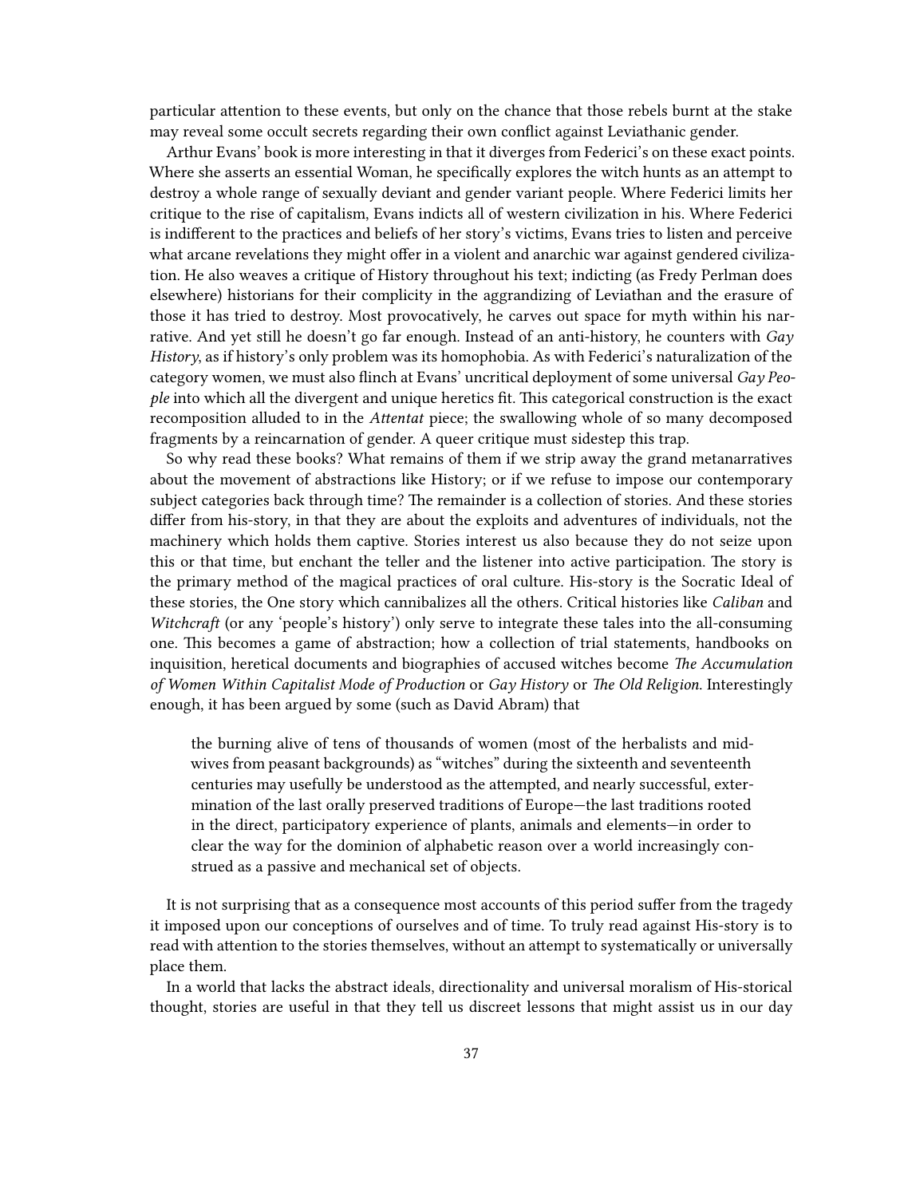particular attention to these events, but only on the chance that those rebels burnt at the stake may reveal some occult secrets regarding their own conflict against Leviathanic gender.

Arthur Evans' book is more interesting in that it diverges from Federici's on these exact points. Where she asserts an essential Woman, he specifically explores the witch hunts as an attempt to destroy a whole range of sexually deviant and gender variant people. Where Federici limits her critique to the rise of capitalism, Evans indicts all of western civilization in his. Where Federici is indifferent to the practices and beliefs of her story's victims, Evans tries to listen and perceive what arcane revelations they might offer in a violent and anarchic war against gendered civilization. He also weaves a critique of History throughout his text; indicting (as Fredy Perlman does elsewhere) historians for their complicity in the aggrandizing of Leviathan and the erasure of those it has tried to destroy. Most provocatively, he carves out space for myth within his narrative. And yet still he doesn't go far enough. Instead of an anti-history, he counters with *Gay History*, as if history's only problem was its homophobia. As with Federici's naturalization of the category women, we must also flinch at Evans' uncritical deployment of some universal *Gay People* into which all the divergent and unique heretics fit. This categorical construction is the exact recomposition alluded to in the *Attentat* piece; the swallowing whole of so many decomposed fragments by a reincarnation of gender. A queer critique must sidestep this trap.

So why read these books? What remains of them if we strip away the grand metanarratives about the movement of abstractions like History; or if we refuse to impose our contemporary subject categories back through time? The remainder is a collection of stories. And these stories differ from his-story, in that they are about the exploits and adventures of individuals, not the machinery which holds them captive. Stories interest us also because they do not seize upon this or that time, but enchant the teller and the listener into active participation. The story is the primary method of the magical practices of oral culture. His-story is the Socratic Ideal of these stories, the One story which cannibalizes all the others. Critical histories like *Caliban* and *Witchcraft* (or any 'people's history') only serve to integrate these tales into the all-consuming one. This becomes a game of abstraction; how a collection of trial statements, handbooks on inquisition, heretical documents and biographies of accused witches become *The Accumulation of Women Within Capitalist Mode of Production* or *Gay History* or *The Old Religion*. Interestingly enough, it has been argued by some (such as David Abram) that

> the burning alive of tens of thousands of women (most of the herbalists and midwives from peasant backgrounds) as "witches" during the sixteenth and seventeenth centuries may usefully be understood as the attempted, and nearly successful, extermination of the last orally preserved traditions of Europe—the last traditions rooted in the direct, participatory experience of plants, animals and elements—in order to clear the way for the dominion of alphabetic reason over a world increasingly construed as a passive and mechanical set of objects.

It is not surprising that as a consequence most accounts of this period suffer from the tragedy it imposed upon our conceptions of ourselves and of time. To truly read against His-story is to read with attention to the stories themselves, without an attempt to systematically or universally place them.

In a world that lacks the abstract ideals, directionality and universal moralism of His-storical thought, stories are useful in that they tell us discreet lessons that might assist us in our day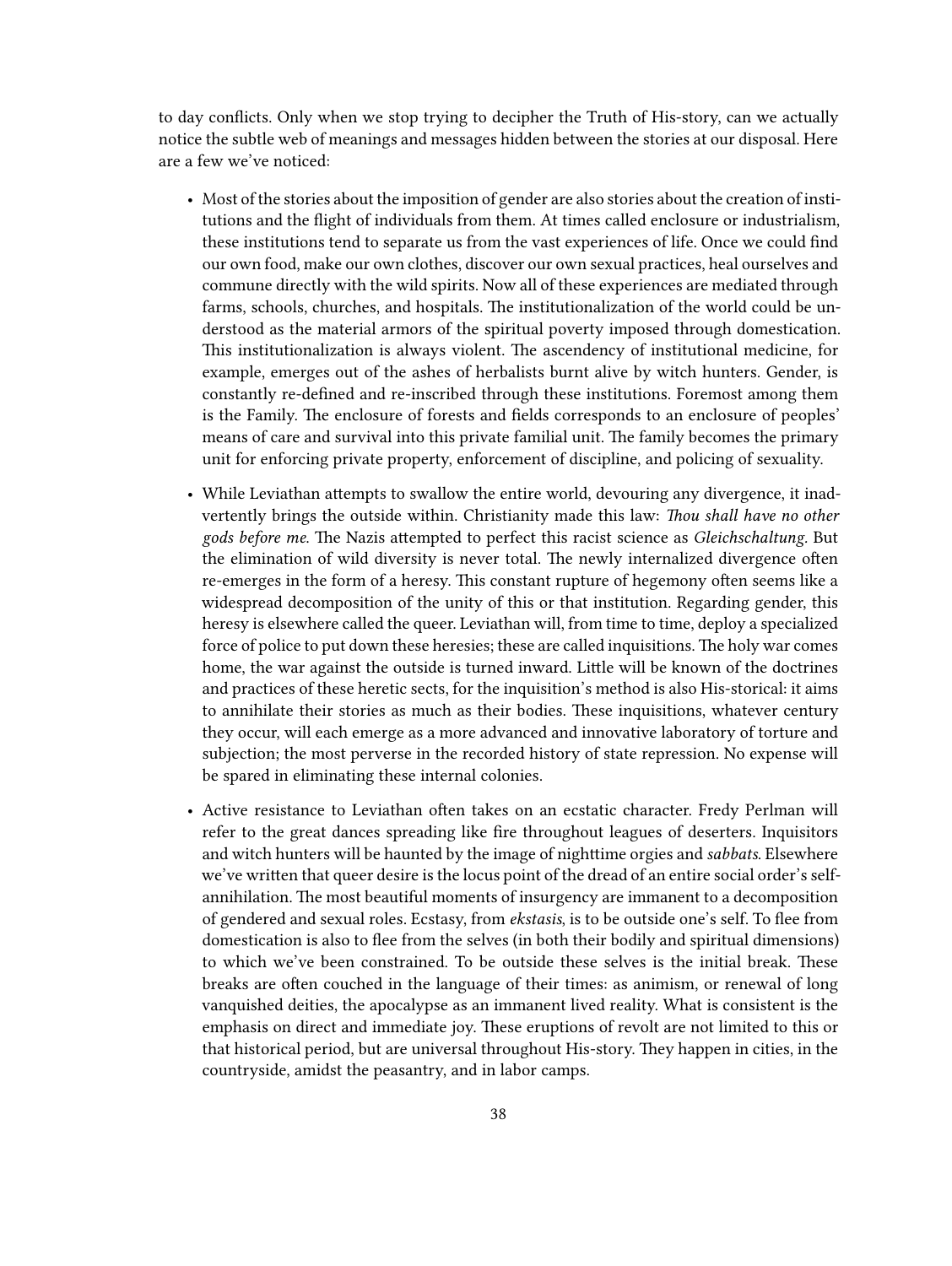to day conflicts. Only when we stop trying to decipher the Truth of His-story, can we actually notice the subtle web of meanings and messages hidden between the stories at our disposal. Here are a few we've noticed:

- Most of the stories about the imposition of gender are also stories about the creation of institutions and the flight of individuals from them. At times called enclosure or industrialism, these institutions tend to separate us from the vast experiences of life. Once we could find our own food, make our own clothes, discover our own sexual practices, heal ourselves and commune directly with the wild spirits. Now all of these experiences are mediated through farms, schools, churches, and hospitals. The institutionalization of the world could be understood as the material armors of the spiritual poverty imposed through domestication. This institutionalization is always violent. The ascendency of institutional medicine, for example, emerges out of the ashes of herbalists burnt alive by witch hunters. Gender, is constantly re-defined and re-inscribed through these institutions. Foremost among them is the Family. The enclosure of forests and fields corresponds to an enclosure of peoples' means of care and survival into this private familial unit. The family becomes the primary unit for enforcing private property, enforcement of discipline, and policing of sexuality.
- While Leviathan attempts to swallow the entire world, devouring any divergence, it inadvertently brings the outside within. Christianity made this law: *Thou shall have no other gods before me*. The Nazis attempted to perfect this racist science as *Gleichschaltung*. But the elimination of wild diversity is never total. The newly internalized divergence often re-emerges in the form of a heresy. This constant rupture of hegemony often seems like a widespread decomposition of the unity of this or that institution. Regarding gender, this heresy is elsewhere called the queer. Leviathan will, from time to time, deploy a specialized force of police to put down these heresies; these are called inquisitions. The holy war comes home, the war against the outside is turned inward. Little will be known of the doctrines and practices of these heretic sects, for the inquisition's method is also His-storical: it aims to annihilate their stories as much as their bodies. These inquisitions, whatever century they occur, will each emerge as a more advanced and innovative laboratory of torture and subjection; the most perverse in the recorded history of state repression. No expense will be spared in eliminating these internal colonies.
- Active resistance to Leviathan often takes on an ecstatic character. Fredy Perlman will refer to the great dances spreading like fire throughout leagues of deserters. Inquisitors and witch hunters will be haunted by the image of nighttime orgies and *sabbats*. Elsewhere we've written that queer desire is the locus point of the dread of an entire social order's self-annihilation. The most beautiful moments of insurgency are immanent to a decomposition of gendered and sexual roles. Ecstasy, from *ekstasis*, is to be outside one's self. To flee from domestication is also to flee from the selves (in both their bodily and spiritual dimensions) to which we've been constrained. To be outside these selves is the initial break. These breaks are often couched in the language of their times: as animism, or renewal of long vanquished deities, the apocalypse as an immanent lived reality. What is consistent is the emphasis on direct and immediate joy. These eruptions of revolt are not limited to this or that historical period, but are universal throughout His-story. They happen in cities, in the countryside, amidst the peasantry, and in labor camps.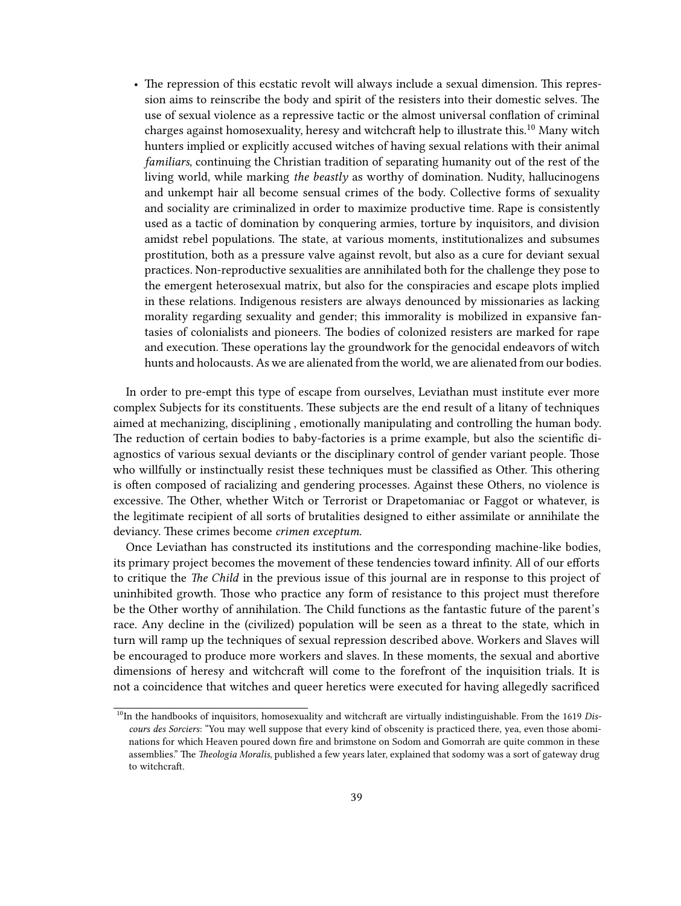- The repression of this ecstatic revolt will always include a sexual dimension. This repression aims to reinscribe the body and spirit of the resisters into their domestic selves. The use of sexual violence as a repressive tactic or the almost universal conflation of criminal charges against homosexuality, heresy and witchcraft help to illustrate this.[10] Many witch hunters implied or explicitly accused witches of having sexual relations with their animal *familiars*, continuing the Christian tradition of separating humanity out of the rest of the living world, while marking *the beastly* as worthy of domination. Nudity, hallucinogens and unkempt hair all become sensual crimes of the body. Collective forms of sexuality and sociality are criminalized in order to maximize productive time. Rape is consistently used as a tactic of domination by conquering armies, torture by inquisitors, and division amidst rebel populations. The state, at various moments, institutionalizes and subsumes prostitution, both as a pressure valve against revolt, but also as a cure for deviant sexual practices. Non-reproductive sexualities are annihilated both for the challenge they pose to the emergent heterosexual matrix, but also for the conspiracies and escape plots implied in these relations. Indigenous resisters are always denounced by missionaries as lacking morality regarding sexuality and gender; this immorality is mobilized in expansive fantasies of colonialists and pioneers. The bodies of colonized resisters are marked for rape and execution. These operations lay the groundwork for the genocidal endeavors of witch hunts and holocausts. As we are alienated from the world, we are alienated from our bodies.

In order to pre-empt this type of escape from ourselves, Leviathan must institute ever more complex Subjects for its constituents. These subjects are the end result of a litany of techniques aimed at mechanizing, disciplining , emotionally manipulating and controlling the human body. The reduction of certain bodies to baby-factories is a prime example, but also the scientific diagnostics of various sexual deviants or the disciplinary control of gender variant people. Those who willfully or instinctually resist these techniques must be classified as Other. This othering is often composed of racializing and gendering processes. Against these Others, no violence is excessive. The Other, whether Witch or Terrorist or Drapetomaniac or Faggot or whatever, is the legitimate recipient of all sorts of brutalities designed to either assimilate or annihilate the deviancy. These crimes become *crimen exceptum*.

Once Leviathan has constructed its institutions and the corresponding machine-like bodies, its primary project becomes the movement of these tendencies toward infinity. All of our efforts to critique the *The Child* in the previous issue of this journal are in response to this project of uninhibited growth. Those who practice any form of resistance to this project must therefore be the Other worthy of annihilation. The Child functions as the fantastic future of the parent's race. Any decline in the (civilized) population will be seen as a threat to the state, which in turn will ramp up the techniques of sexual repression described above. Workers and Slaves will be encouraged to produce more workers and slaves. In these moments, the sexual and abortive dimensions of heresy and witchcraft will come to the forefront of the inquisition trials. It is not a coincidence that witches and queer heretics were executed for having allegedly sacrificed

[10] In the handbooks of inquisitors, homosexuality and witchcraft are virtually indistinguishable. From the 1619 *Discours des Sorciers*: "You may well suppose that every kind of obscenity is practiced there, yea, even those abominations for which Heaven poured down fire and brimstone on Sodom and Gomorrah are quite common in these assemblies." The *Theologia Moralis*, published a few years later, explained that sodomy was a sort of gateway drug to witchcraft.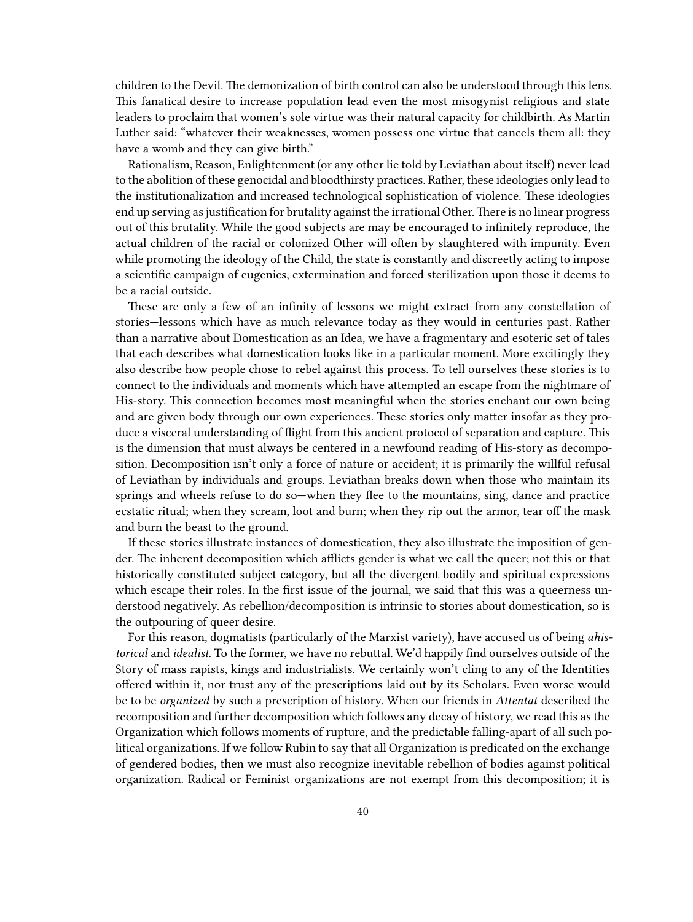children to the Devil. The demonization of birth control can also be understood through this lens. This fanatical desire to increase population lead even the most misogynist religious and state leaders to proclaim that women's sole virtue was their natural capacity for childbirth. As Martin Luther said: "whatever their weaknesses, women possess one virtue that cancels them all: they have a womb and they can give birth."

Rationalism, Reason, Enlightenment (or any other lie told by Leviathan about itself) never lead to the abolition of these genocidal and bloodthirsty practices. Rather, these ideologies only lead to the institutionalization and increased technological sophistication of violence. These ideologies end up serving as justification for brutality against the irrational Other. There is no linear progress out of this brutality. While the good subjects are may be encouraged to infinitely reproduce, the actual children of the racial or colonized Other will often by slaughtered with impunity. Even while promoting the ideology of the Child, the state is constantly and discreetly acting to impose a scientific campaign of eugenics, extermination and forced sterilization upon those it deems to be a racial outside.

These are only a few of an infinity of lessons we might extract from any constellation of stories—lessons which have as much relevance today as they would in centuries past. Rather than a narrative about Domestication as an Idea, we have a fragmentary and esoteric set of tales that each describes what domestication looks like in a particular moment. More excitingly they also describe how people chose to rebel against this process. To tell ourselves these stories is to connect to the individuals and moments which have attempted an escape from the nightmare of His-story. This connection becomes most meaningful when the stories enchant our own being and are given body through our own experiences. These stories only matter insofar as they produce a visceral understanding of flight from this ancient protocol of separation and capture. This is the dimension that must always be centered in a newfound reading of His-story as decomposition. Decomposition isn't only a force of nature or accident; it is primarily the willful refusal of Leviathan by individuals and groups. Leviathan breaks down when those who maintain its springs and wheels refuse to do so—when they flee to the mountains, sing, dance and practice ecstatic ritual; when they scream, loot and burn; when they rip out the armor, tear off the mask and burn the beast to the ground.

If these stories illustrate instances of domestication, they also illustrate the imposition of gender. The inherent decomposition which afflicts gender is what we call the queer; not this or that historically constituted subject category, but all the divergent bodily and spiritual expressions which escape their roles. In the first issue of the journal, we said that this was a queerness understood negatively. As rebellion/decomposition is intrinsic to stories about domestication, so is the outpouring of queer desire.

For this reason, dogmatists (particularly of the Marxist variety), have accused us of being *ahistorical* and *idealist*. To the former, we have no rebuttal. We'd happily find ourselves outside of the Story of mass rapists, kings and industrialists. We certainly won't cling to any of the Identities offered within it, nor trust any of the prescriptions laid out by its Scholars. Even worse would be to be *organized* by such a prescription of history. When our friends in *Attentat* described the recomposition and further decomposition which follows any decay of history, we read this as the Organization which follows moments of rupture, and the predictable falling-apart of all such political organizations. If we follow Rubin to say that all Organization is predicated on the exchange of gendered bodies, then we must also recognize inevitable rebellion of bodies against political organization. Radical or Feminist organizations are not exempt from this decomposition; it is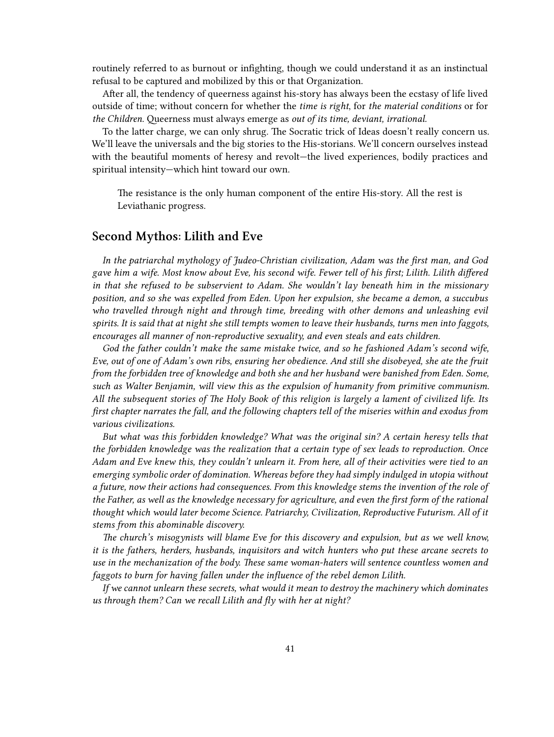routinely referred to as burnout or infighting, though we could understand it as an instinctual refusal to be captured and mobilized by this or that Organization.

After all, the tendency of queerness against his-story has always been the ecstasy of life lived outside of time; without concern for whether the *time is right*, for *the material conditions* or for *the Children*. Queerness must always emerge as *out of its time, deviant, irrational.*

To the latter charge, we can only shrug. The Socratic trick of Ideas doesn't really concern us. We'll leave the universals and the big stories to the His-storians. We'll concern ourselves instead with the beautiful moments of heresy and revolt—the lived experiences, bodily practices and spiritual intensity—which hint toward our own.

> The resistance is the only human component of the entire His-story. All the rest is Leviathanic progress.

## Second Mythos: Lilith and Eve

*In the patriarchal mythology of Judeo-Christian civilization, Adam was the first man, and God gave him a wife. Most know about Eve, his second wife. Fewer tell of his first; Lilith. Lilith differed in that she refused to be subservient to Adam. She wouldn't lay beneath him in the missionary position, and so she was expelled from Eden. Upon her expulsion, she became a demon, a succubus who travelled through night and through time, breeding with other demons and unleashing evil spirits. It is said that at night she still tempts women to leave their husbands, turns men into faggots, encourages all manner of non-reproductive sexuality, and even steals and eats children.*

*God the father couldn't make the same mistake twice, and so he fashioned Adam's second wife, Eve, out of one of Adam's own ribs, ensuring her obedience. And still she disobeyed, she ate the fruit from the forbidden tree of knowledge and both she and her husband were banished from Eden. Some, such as Walter Benjamin, will view this as the expulsion of humanity from primitive communism. All the subsequent stories of The Holy Book of this religion is largely a lament of civilized life. Its first chapter narrates the fall, and the following chapters tell of the miseries within and exodus from various civilizations.*

*But what was this forbidden knowledge? What was the original sin? A certain heresy tells that the forbidden knowledge was the realization that a certain type of sex leads to reproduction. Once Adam and Eve knew this, they couldn't unlearn it. From here, all of their activities were tied to an emerging symbolic order of domination. Whereas before they had simply indulged in utopia without a future, now their actions had consequences. From this knowledge stems the invention of the role of the Father, as well as the knowledge necessary for agriculture, and even the first form of the rational thought which would later become Science. Patriarchy, Civilization, Reproductive Futurism. All of it stems from this abominable discovery.*

*The church's misogynists will blame Eve for this discovery and expulsion, but as we well know, it is the fathers, herders, husbands, inquisitors and witch hunters who put these arcane secrets to use in the mechanization of the body. These same woman-haters will sentence countless women and faggots to burn for having fallen under the influence of the rebel demon Lilith.*

*If we cannot unlearn these secrets, what would it mean to destroy the machinery which dominates us through them? Can we recall Lilith and fly with her at night?*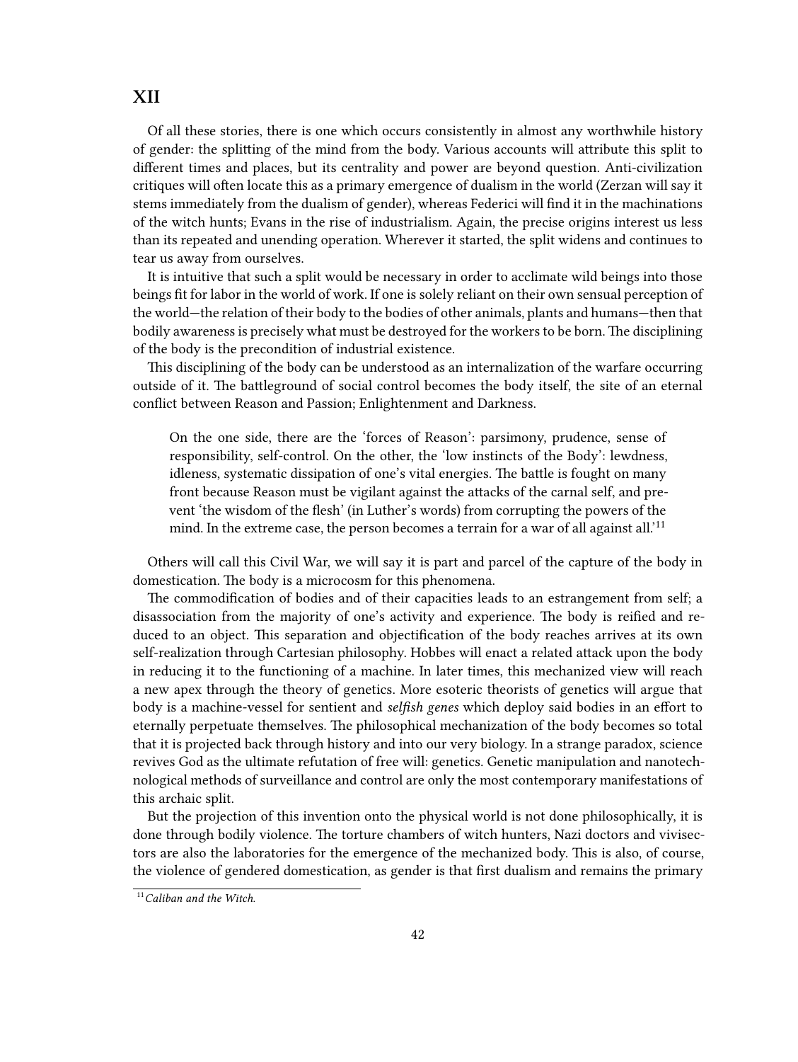## XII

Of all these stories, there is one which occurs consistently in almost any worthwhile history of gender: the splitting of the mind from the body. Various accounts will attribute this split to different times and places, but its centrality and power are beyond question. Anti-civilization critiques will often locate this as a primary emergence of dualism in the world (Zerzan will say it stems immediately from the dualism of gender), whereas Federici will find it in the machinations of the witch hunts; Evans in the rise of industrialism. Again, the precise origins interest us less than its repeated and unending operation. Wherever it started, the split widens and continues to tear us away from ourselves.

It is intuitive that such a split would be necessary in order to acclimate wild beings into those beings fit for labor in the world of work. If one is solely reliant on their own sensual perception of the world—the relation of their body to the bodies of other animals, plants and humans—then that bodily awareness is precisely what must be destroyed for the workers to be born. The disciplining of the body is the precondition of industrial existence.

This disciplining of the body can be understood as an internalization of the warfare occurring outside of it. The battleground of social control becomes the body itself, the site of an eternal conflict between Reason and Passion; Enlightenment and Darkness.

> On the one side, there are the 'forces of Reason': parsimony, prudence, sense of responsibility, self-control. On the other, the 'low instincts of the Body': lewdness, idleness, systematic dissipation of one's vital energies. The battle is fought on many front because Reason must be vigilant against the attacks of the carnal self, and prevent 'the wisdom of the flesh' (in Luther's words) from corrupting the powers of the mind. In the extreme case, the person becomes a terrain for a war of all against all.'[11]

Others will call this Civil War, we will say it is part and parcel of the capture of the body in domestication. The body is a microcosm for this phenomena.

The commodification of bodies and of their capacities leads to an estrangement from self; a disassociation from the majority of one's activity and experience. The body is reified and reduced to an object. This separation and objectification of the body reaches arrives at its own self-realization through Cartesian philosophy. Hobbes will enact a related attack upon the body in reducing it to the functioning of a machine. In later times, this mechanized view will reach a new apex through the theory of genetics. More esoteric theorists of genetics will argue that body is a machine-vessel for sentient and *selfish genes* which deploy said bodies in an effort to eternally perpetuate themselves. The philosophical mechanization of the body becomes so total that it is projected back through history and into our very biology. In a strange paradox, science revives God as the ultimate refutation of free will: genetics. Genetic manipulation and nanotechnological methods of surveillance and control are only the most contemporary manifestations of this archaic split.

But the projection of this invention onto the physical world is not done philosophically, it is done through bodily violence. The torture chambers of witch hunters, Nazi doctors and vivisectors are also the laboratories for the emergence of the mechanized body. This is also, of course, the violence of gendered domestication, as gender is that first dualism and remains the primary

[11] *Caliban and the Witch.*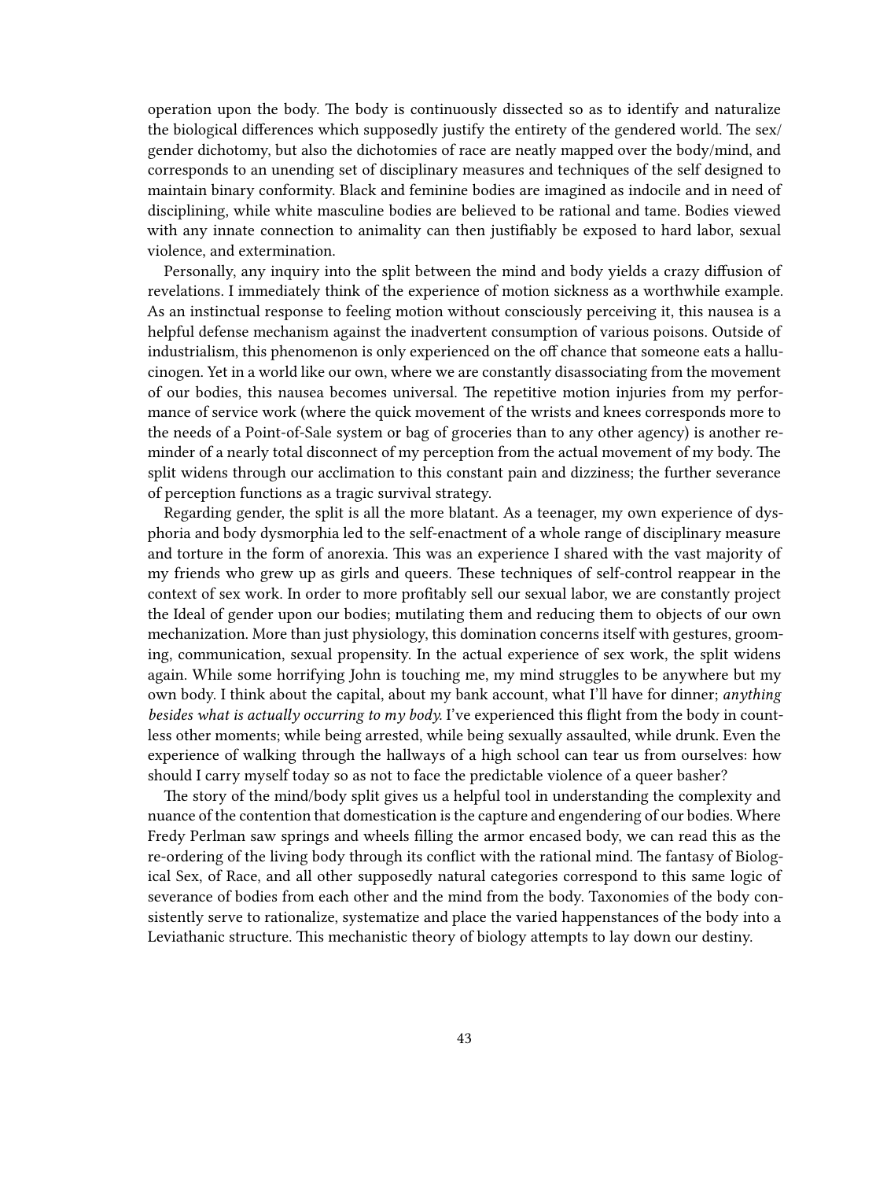operation upon the body. The body is continuously dissected so as to identify and naturalize the biological differences which supposedly justify the entirety of the gendered world. The sex/gender dichotomy, but also the dichotomies of race are neatly mapped over the body/mind, and corresponds to an unending set of disciplinary measures and techniques of the self designed to maintain binary conformity. Black and feminine bodies are imagined as indocile and in need of disciplining, while white masculine bodies are believed to be rational and tame. Bodies viewed with any innate connection to animality can then justifiably be exposed to hard labor, sexual violence, and extermination.

Personally, any inquiry into the split between the mind and body yields a crazy diffusion of revelations. I immediately think of the experience of motion sickness as a worthwhile example. As an instinctual response to feeling motion without consciously perceiving it, this nausea is a helpful defense mechanism against the inadvertent consumption of various poisons. Outside of industrialism, this phenomenon is only experienced on the off chance that someone eats a hallucinogen. Yet in a world like our own, where we are constantly disassociating from the movement of our bodies, this nausea becomes universal. The repetitive motion injuries from my performance of service work (where the quick movement of the wrists and knees corresponds more to the needs of a Point-of-Sale system or bag of groceries than to any other agency) is another reminder of a nearly total disconnect of my perception from the actual movement of my body. The split widens through our acclimation to this constant pain and dizziness; the further severance of perception functions as a tragic survival strategy.

Regarding gender, the split is all the more blatant. As a teenager, my own experience of dysphoria and body dysmorphia led to the self-enactment of a whole range of disciplinary measure and torture in the form of anorexia. This was an experience I shared with the vast majority of my friends who grew up as girls and queers. These techniques of self-control reappear in the context of sex work. In order to more profitably sell our sexual labor, we are constantly project the Ideal of gender upon our bodies; mutilating them and reducing them to objects of our own mechanization. More than just physiology, this domination concerns itself with gestures, grooming, communication, sexual propensity. In the actual experience of sex work, the split widens again. While some horrifying John is touching me, my mind struggles to be anywhere but my own body. I think about the capital, about my bank account, what I'll have for dinner; *anything besides what is actually occurring to my body.* I've experienced this flight from the body in countless other moments; while being arrested, while being sexually assaulted, while drunk. Even the experience of walking through the hallways of a high school can tear us from ourselves: how should I carry myself today so as not to face the predictable violence of a queer basher?

The story of the mind/body split gives us a helpful tool in understanding the complexity and nuance of the contention that domestication is the capture and engendering of our bodies. Where Fredy Perlman saw springs and wheels filling the armor encased body, we can read this as the re-ordering of the living body through its conflict with the rational mind. The fantasy of Biological Sex, of Race, and all other supposedly natural categories correspond to this same logic of severance of bodies from each other and the mind from the body. Taxonomies of the body consistently serve to rationalize, systematize and place the varied happenstances of the body into a Leviathanic structure. This mechanistic theory of biology attempts to lay down our destiny.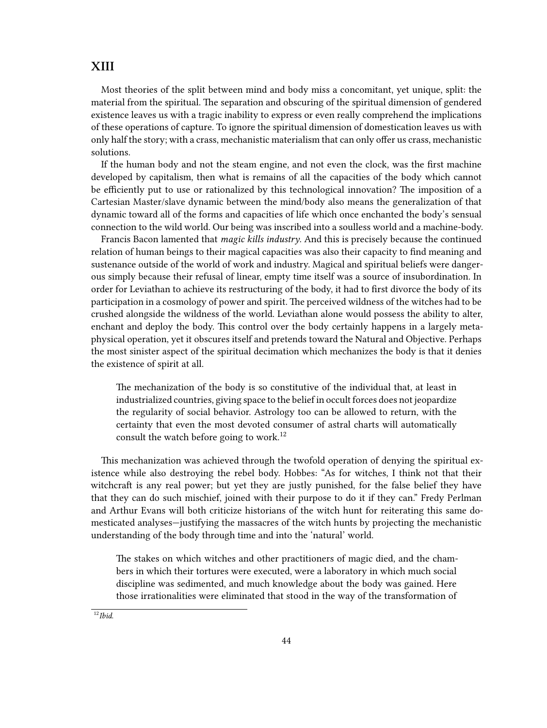## XIII

Most theories of the split between mind and body miss a concomitant, yet unique, split: the material from the spiritual. The separation and obscuring of the spiritual dimension of gendered existence leaves us with a tragic inability to express or even really comprehend the implications of these operations of capture. To ignore the spiritual dimension of domestication leaves us with only half the story; with a crass, mechanistic materialism that can only offer us crass, mechanistic solutions.

If the human body and not the steam engine, and not even the clock, was the first machine developed by capitalism, then what is remains of all the capacities of the body which cannot be efficiently put to use or rationalized by this technological innovation? The imposition of a Cartesian Master/slave dynamic between the mind/body also means the generalization of that dynamic toward all of the forms and capacities of life which once enchanted the body's sensual connection to the wild world. Our being was inscribed into a soulless world and a machine-body.

Francis Bacon lamented that *magic kills industry*. And this is precisely because the continued relation of human beings to their magical capacities was also their capacity to find meaning and sustenance outside of the world of work and industry. Magical and spiritual beliefs were dangerous simply because their refusal of linear, empty time itself was a source of insubordination. In order for Leviathan to achieve its restructuring of the body, it had to first divorce the body of its participation in a cosmology of power and spirit. The perceived wildness of the witches had to be crushed alongside the wildness of the world. Leviathan alone would possess the ability to alter, enchant and deploy the body. This control over the body certainly happens in a largely metaphysical operation, yet it obscures itself and pretends toward the Natural and Objective. Perhaps the most sinister aspect of the spiritual decimation which mechanizes the body is that it denies the existence of spirit at all.

> The mechanization of the body is so constitutive of the individual that, at least in industrialized countries, giving space to the belief in occult forces does not jeopardize the regularity of social behavior. Astrology too can be allowed to return, with the certainty that even the most devoted consumer of astral charts will automatically consult the watch before going to work.[12]

This mechanization was achieved through the twofold operation of denying the spiritual existence while also destroying the rebel body. Hobbes: "As for witches, I think not that their witchcraft is any real power; but yet they are justly punished, for the false belief they have that they can do such mischief, joined with their purpose to do it if they can." Fredy Perlman and Arthur Evans will both criticize historians of the witch hunt for reiterating this same domesticated analyses—justifying the massacres of the witch hunts by projecting the mechanistic understanding of the body through time and into the 'natural' world.

> The stakes on which witches and other practitioners of magic died, and the chambers in which their tortures were executed, were a laboratory in which much social discipline was sedimented, and much knowledge about the body was gained. Here those irrationalities were eliminated that stood in the way of the transformation of

[12] *Ibid.*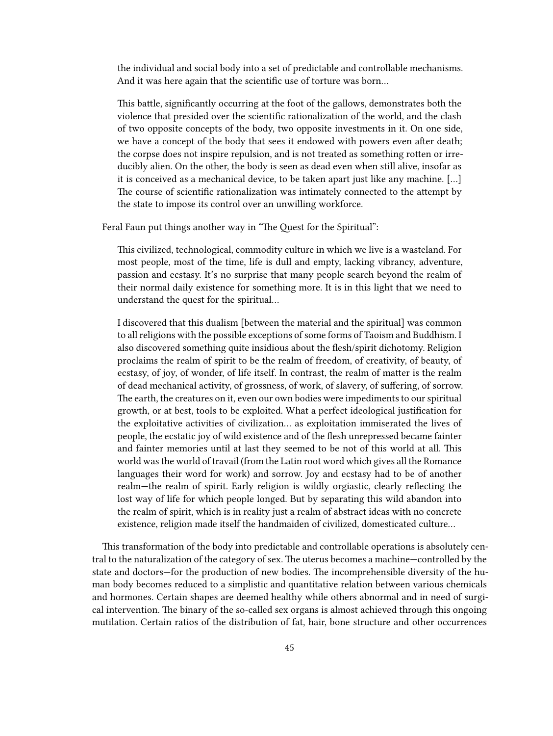> the individual and social body into a set of predictable and controllable mechanisms. And it was here again that the scientific use of torture was born…
>
> This battle, significantly occurring at the foot of the gallows, demonstrates both the violence that presided over the scientific rationalization of the world, and the clash of two opposite concepts of the body, two opposite investments in it. On one side, we have a concept of the body that sees it endowed with powers even after death; the corpse does not inspire repulsion, and is not treated as something rotten or irreducibly alien. On the other, the body is seen as dead even when still alive, insofar as it is conceived as a mechanical device, to be taken apart just like any machine. […] The course of scientific rationalization was intimately connected to the attempt by the state to impose its control over an unwilling workforce.

Feral Faun put things another way in "The Quest for the Spiritual":

> This civilized, technological, commodity culture in which we live is a wasteland. For most people, most of the time, life is dull and empty, lacking vibrancy, adventure, passion and ecstasy. It's no surprise that many people search beyond the realm of their normal daily existence for something more. It is in this light that we need to understand the quest for the spiritual…
>
> I discovered that this dualism [between the material and the spiritual] was common to all religions with the possible exceptions of some forms of Taoism and Buddhism. I also discovered something quite insidious about the flesh/spirit dichotomy. Religion proclaims the realm of spirit to be the realm of freedom, of creativity, of beauty, of ecstasy, of joy, of wonder, of life itself. In contrast, the realm of matter is the realm of dead mechanical activity, of grossness, of work, of slavery, of suffering, of sorrow. The earth, the creatures on it, even our own bodies were impediments to our spiritual growth, or at best, tools to be exploited. What a perfect ideological justification for the exploitative activities of civilization… as exploitation immiserated the lives of people, the ecstatic joy of wild existence and of the flesh unrepressed became fainter and fainter memories until at last they seemed to be not of this world at all. This world was the world of travail (from the Latin root word which gives all the Romance languages their word for work) and sorrow. Joy and ecstasy had to be of another realm—the realm of spirit. Early religion is wildly orgiastic, clearly reflecting the lost way of life for which people longed. But by separating this wild abandon into the realm of spirit, which is in reality just a realm of abstract ideas with no concrete existence, religion made itself the handmaiden of civilized, domesticated culture…

This transformation of the body into predictable and controllable operations is absolutely central to the naturalization of the category of sex. The uterus becomes a machine—controlled by the state and doctors—for the production of new bodies. The incomprehensible diversity of the human body becomes reduced to a simplistic and quantitative relation between various chemicals and hormones. Certain shapes are deemed healthy while others abnormal and in need of surgical intervention. The binary of the so-called sex organs is almost achieved through this ongoing mutilation. Certain ratios of the distribution of fat, hair, bone structure and other occurrences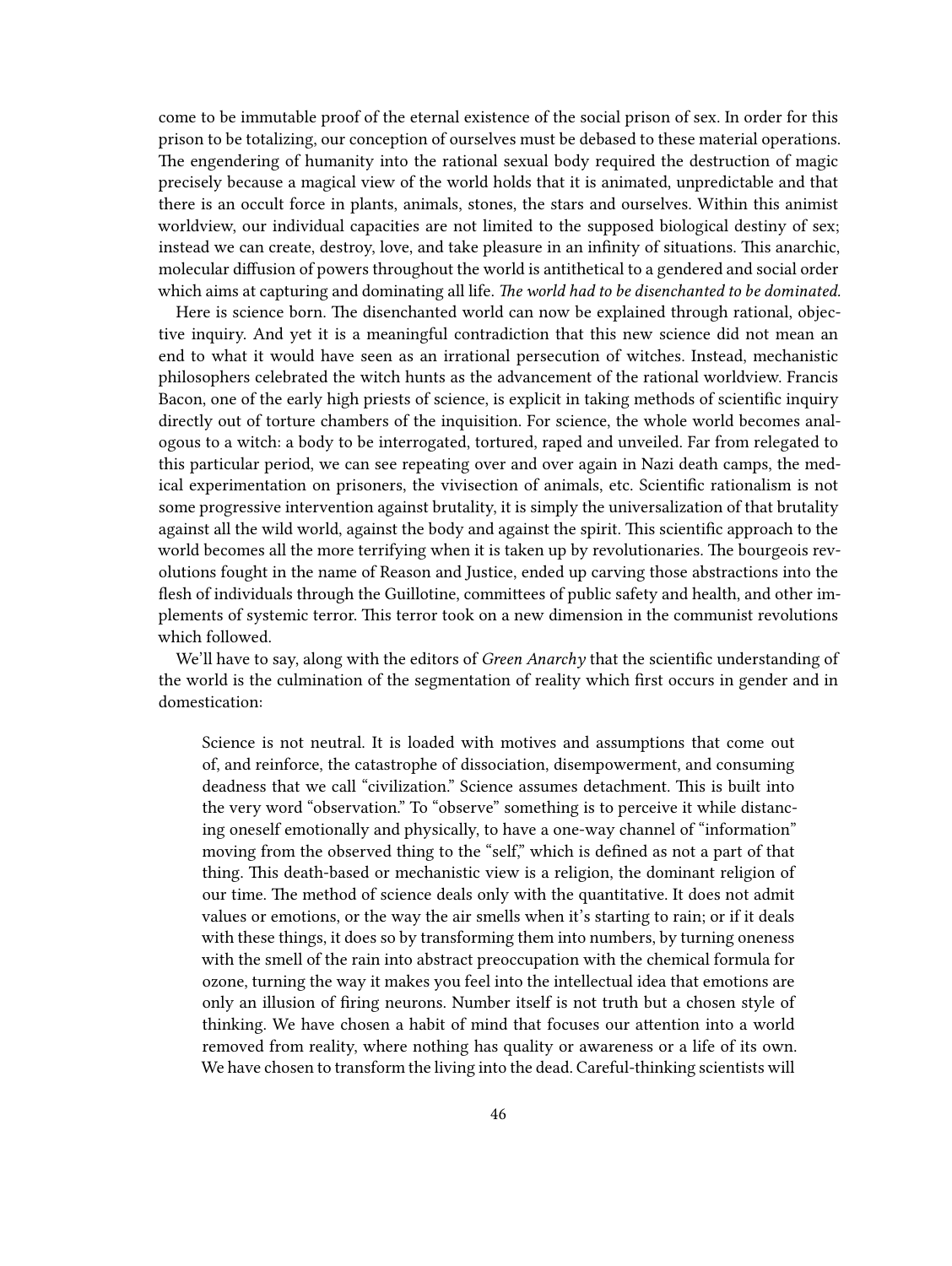come to be immutable proof of the eternal existence of the social prison of sex. In order for this prison to be totalizing, our conception of ourselves must be debased to these material operations. The engendering of humanity into the rational sexual body required the destruction of magic precisely because a magical view of the world holds that it is animated, unpredictable and that there is an occult force in plants, animals, stones, the stars and ourselves. Within this animist worldview, our individual capacities are not limited to the supposed biological destiny of sex; instead we can create, destroy, love, and take pleasure in an infinity of situations. This anarchic, molecular diffusion of powers throughout the world is antithetical to a gendered and social order which aims at capturing and dominating all life. *The world had to be disenchanted to be dominated.*

Here is science born. The disenchanted world can now be explained through rational, objective inquiry. And yet it is a meaningful contradiction that this new science did not mean an end to what it would have seen as an irrational persecution of witches. Instead, mechanistic philosophers celebrated the witch hunts as the advancement of the rational worldview. Francis Bacon, one of the early high priests of science, is explicit in taking methods of scientific inquiry directly out of torture chambers of the inquisition. For science, the whole world becomes analogous to a witch: a body to be interrogated, tortured, raped and unveiled. Far from relegated to this particular period, we can see repeating over and over again in Nazi death camps, the medical experimentation on prisoners, the vivisection of animals, etc. Scientific rationalism is not some progressive intervention against brutality, it is simply the universalization of that brutality against all the wild world, against the body and against the spirit. This scientific approach to the world becomes all the more terrifying when it is taken up by revolutionaries. The bourgeois revolutions fought in the name of Reason and Justice, ended up carving those abstractions into the flesh of individuals through the Guillotine, committees of public safety and health, and other implements of systemic terror. This terror took on a new dimension in the communist revolutions which followed.

We'll have to say, along with the editors of *Green Anarchy* that the scientific understanding of the world is the culmination of the segmentation of reality which first occurs in gender and in domestication:

> Science is not neutral. It is loaded with motives and assumptions that come out of, and reinforce, the catastrophe of dissociation, disempowerment, and consuming deadness that we call "civilization." Science assumes detachment. This is built into the very word "observation." To "observe" something is to perceive it while distancing oneself emotionally and physically, to have a one-way channel of "information" moving from the observed thing to the "self," which is defined as not a part of that thing. This death-based or mechanistic view is a religion, the dominant religion of our time. The method of science deals only with the quantitative. It does not admit values or emotions, or the way the air smells when it's starting to rain; or if it deals with these things, it does so by transforming them into numbers, by turning oneness with the smell of the rain into abstract preoccupation with the chemical formula for ozone, turning the way it makes you feel into the intellectual idea that emotions are only an illusion of firing neurons. Number itself is not truth but a chosen style of thinking. We have chosen a habit of mind that focuses our attention into a world removed from reality, where nothing has quality or awareness or a life of its own. We have chosen to transform the living into the dead. Careful-thinking scientists will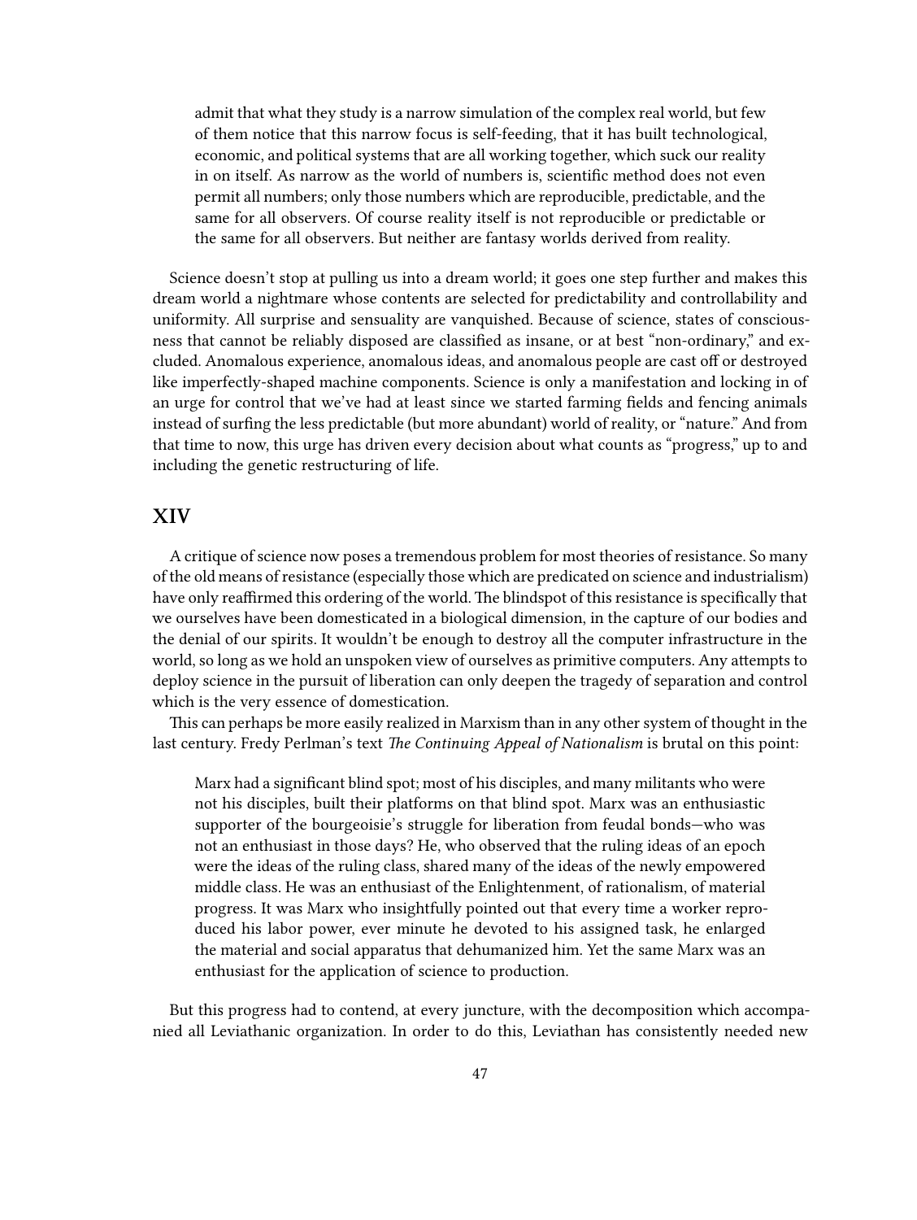> admit that what they study is a narrow simulation of the complex real world, but few of them notice that this narrow focus is self-feeding, that it has built technological, economic, and political systems that are all working together, which suck our reality in on itself. As narrow as the world of numbers is, scientific method does not even permit all numbers; only those numbers which are reproducible, predictable, and the same for all observers. Of course reality itself is not reproducible or predictable or the same for all observers. But neither are fantasy worlds derived from reality.

Science doesn't stop at pulling us into a dream world; it goes one step further and makes this dream world a nightmare whose contents are selected for predictability and controllability and uniformity. All surprise and sensuality are vanquished. Because of science, states of consciousness that cannot be reliably disposed are classified as insane, or at best "non-ordinary," and excluded. Anomalous experience, anomalous ideas, and anomalous people are cast off or destroyed like imperfectly-shaped machine components. Science is only a manifestation and locking in of an urge for control that we've had at least since we started farming fields and fencing animals instead of surfing the less predictable (but more abundant) world of reality, or "nature." And from that time to now, this urge has driven every decision about what counts as "progress," up to and including the genetic restructuring of life.

## XIV

A critique of science now poses a tremendous problem for most theories of resistance. So many of the old means of resistance (especially those which are predicated on science and industrialism) have only reaffirmed this ordering of the world. The blindspot of this resistance is specifically that we ourselves have been domesticated in a biological dimension, in the capture of our bodies and the denial of our spirits. It wouldn't be enough to destroy all the computer infrastructure in the world, so long as we hold an unspoken view of ourselves as primitive computers. Any attempts to deploy science in the pursuit of liberation can only deepen the tragedy of separation and control which is the very essence of domestication.

This can perhaps be more easily realized in Marxism than in any other system of thought in the last century. Fredy Perlman's text *The Continuing Appeal of Nationalism* is brutal on this point:

> Marx had a significant blind spot; most of his disciples, and many militants who were not his disciples, built their platforms on that blind spot. Marx was an enthusiastic supporter of the bourgeoisie's struggle for liberation from feudal bonds—who was not an enthusiast in those days? He, who observed that the ruling ideas of an epoch were the ideas of the ruling class, shared many of the ideas of the newly empowered middle class. He was an enthusiast of the Enlightenment, of rationalism, of material progress. It was Marx who insightfully pointed out that every time a worker reproduced his labor power, ever minute he devoted to his assigned task, he enlarged the material and social apparatus that dehumanized him. Yet the same Marx was an enthusiast for the application of science to production.

But this progress had to contend, at every juncture, with the decomposition which accompanied all Leviathanic organization. In order to do this, Leviathan has consistently needed new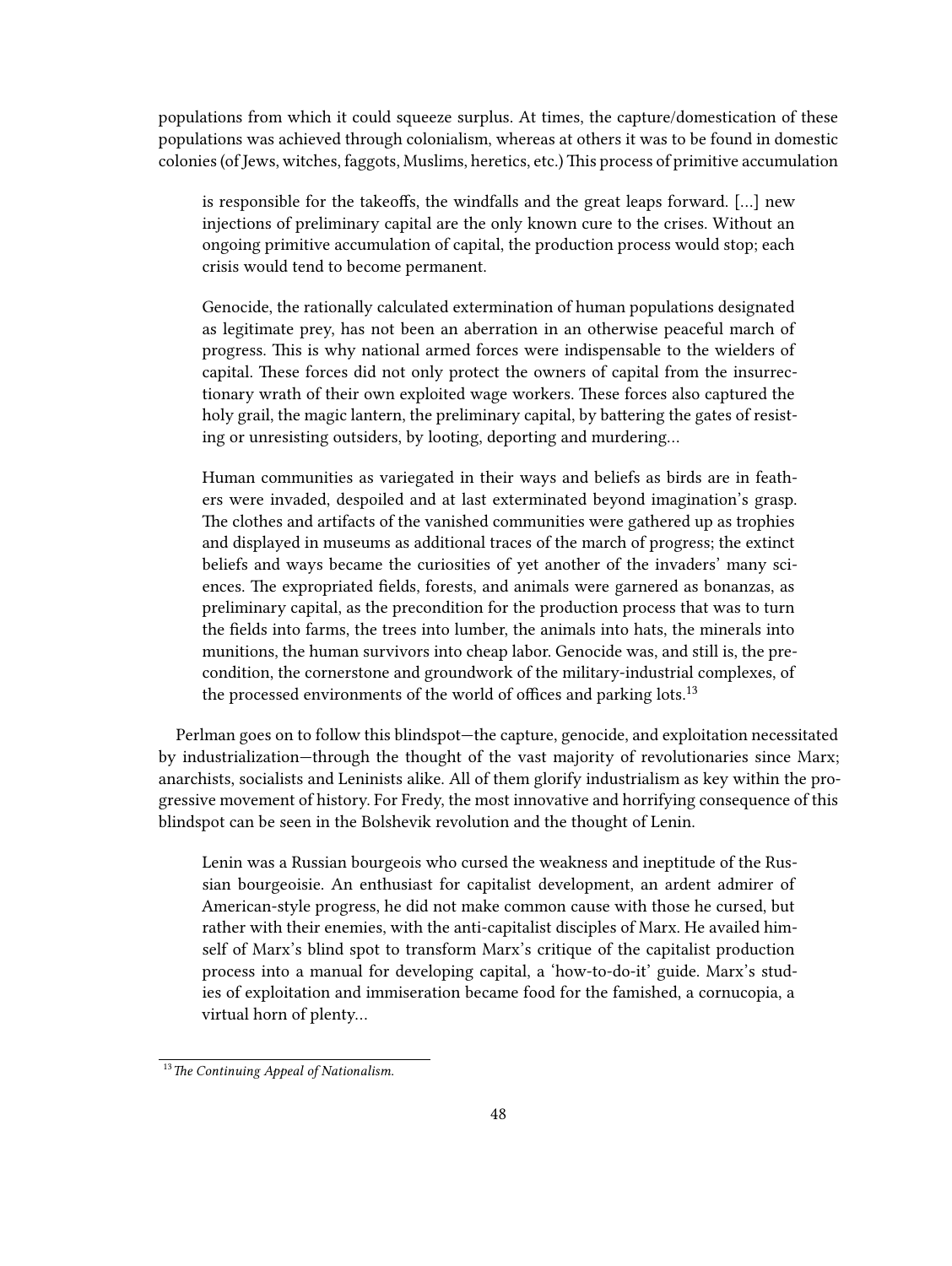populations from which it could squeeze surplus. At times, the capture/domestication of these populations was achieved through colonialism, whereas at others it was to be found in domestic colonies (of Jews, witches, faggots, Muslims, heretics, etc.) This process of primitive accumulation

> is responsible for the takeoffs, the windfalls and the great leaps forward. […] new injections of preliminary capital are the only known cure to the crises. Without an ongoing primitive accumulation of capital, the production process would stop; each crisis would tend to become permanent.
>
> Genocide, the rationally calculated extermination of human populations designated as legitimate prey, has not been an aberration in an otherwise peaceful march of progress. This is why national armed forces were indispensable to the wielders of capital. These forces did not only protect the owners of capital from the insurrectionary wrath of their own exploited wage workers. These forces also captured the holy grail, the magic lantern, the preliminary capital, by battering the gates of resisting or unresisting outsiders, by looting, deporting and murdering…
>
> Human communities as variegated in their ways and beliefs as birds are in feathers were invaded, despoiled and at last exterminated beyond imagination's grasp. The clothes and artifacts of the vanished communities were gathered up as trophies and displayed in museums as additional traces of the march of progress; the extinct beliefs and ways became the curiosities of yet another of the invaders' many sciences. The expropriated fields, forests, and animals were garnered as bonanzas, as preliminary capital, as the precondition for the production process that was to turn the fields into farms, the trees into lumber, the animals into hats, the minerals into munitions, the human survivors into cheap labor. Genocide was, and still is, the precondition, the cornerstone and groundwork of the military-industrial complexes, of the processed environments of the world of offices and parking lots.[13]

Perlman goes on to follow this blindspot—the capture, genocide, and exploitation necessitated by industrialization—through the thought of the vast majority of revolutionaries since Marx; anarchists, socialists and Leninists alike. All of them glorify industrialism as key within the progressive movement of history. For Fredy, the most innovative and horrifying consequence of this blindspot can be seen in the Bolshevik revolution and the thought of Lenin.

> Lenin was a Russian bourgeois who cursed the weakness and ineptitude of the Russian bourgeoisie. An enthusiast for capitalist development, an ardent admirer of American-style progress, he did not make common cause with those he cursed, but rather with their enemies, with the anti-capitalist disciples of Marx. He availed himself of Marx's blind spot to transform Marx's critique of the capitalist production process into a manual for developing capital, a 'how-to-do-it' guide. Marx's studies of exploitation and immiseration became food for the famished, a cornucopia, a virtual horn of plenty…

[13] *The Continuing Appeal of Nationalism.*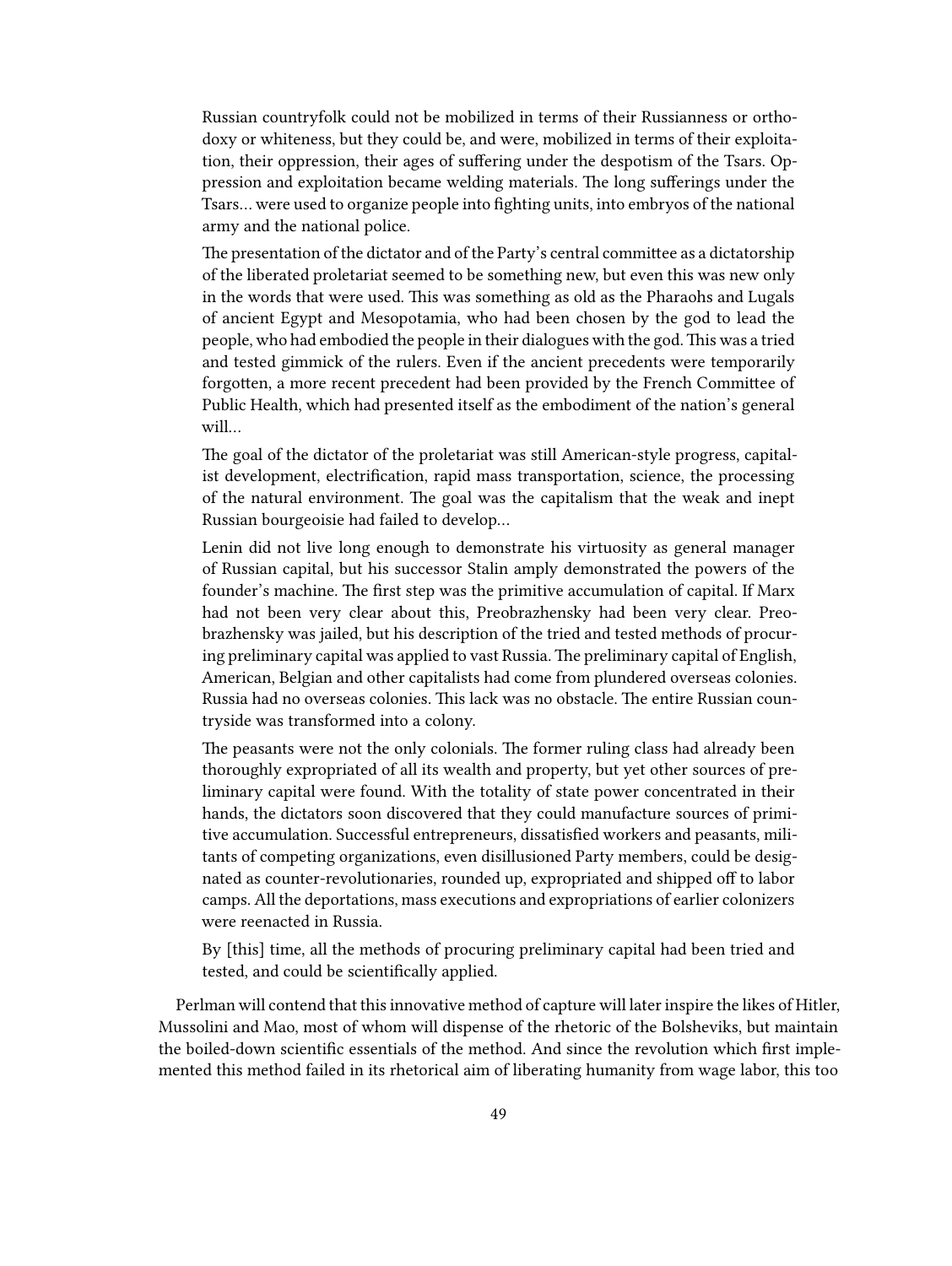> Russian countryfolk could not be mobilized in terms of their Russianness or orthodoxy or whiteness, but they could be, and were, mobilized in terms of their exploitation, their oppression, their ages of suffering under the despotism of the Tsars. Oppression and exploitation became welding materials. The long sufferings under the Tsars… were used to organize people into fighting units, into embryos of the national army and the national police.
>
> The presentation of the dictator and of the Party's central committee as a dictatorship of the liberated proletariat seemed to be something new, but even this was new only in the words that were used. This was something as old as the Pharaohs and Lugals of ancient Egypt and Mesopotamia, who had been chosen by the god to lead the people, who had embodied the people in their dialogues with the god. This was a tried and tested gimmick of the rulers. Even if the ancient precedents were temporarily forgotten, a more recent precedent had been provided by the French Committee of Public Health, which had presented itself as the embodiment of the nation's general will…
>
> The goal of the dictator of the proletariat was still American-style progress, capitalist development, electrification, rapid mass transportation, science, the processing of the natural environment. The goal was the capitalism that the weak and inept Russian bourgeoisie had failed to develop…
>
> Lenin did not live long enough to demonstrate his virtuosity as general manager of Russian capital, but his successor Stalin amply demonstrated the powers of the founder's machine. The first step was the primitive accumulation of capital. If Marx had not been very clear about this, Preobrazhensky had been very clear. Preobrazhensky was jailed, but his description of the tried and tested methods of procuring preliminary capital was applied to vast Russia. The preliminary capital of English, American, Belgian and other capitalists had come from plundered overseas colonies. Russia had no overseas colonies. This lack was no obstacle. The entire Russian countryside was transformed into a colony.
>
> The peasants were not the only colonials. The former ruling class had already been thoroughly expropriated of all its wealth and property, but yet other sources of preliminary capital were found. With the totality of state power concentrated in their hands, the dictators soon discovered that they could manufacture sources of primitive accumulation. Successful entrepreneurs, dissatisfied workers and peasants, militants of competing organizations, even disillusioned Party members, could be designated as counter-revolutionaries, rounded up, expropriated and shipped off to labor camps. All the deportations, mass executions and expropriations of earlier colonizers were reenacted in Russia.
>
> By [this] time, all the methods of procuring preliminary capital had been tried and tested, and could be scientifically applied.

Perlman will contend that this innovative method of capture will later inspire the likes of Hitler, Mussolini and Mao, most of whom will dispense of the rhetoric of the Bolsheviks, but maintain the boiled-down scientific essentials of the method. And since the revolution which first implemented this method failed in its rhetorical aim of liberating humanity from wage labor, this too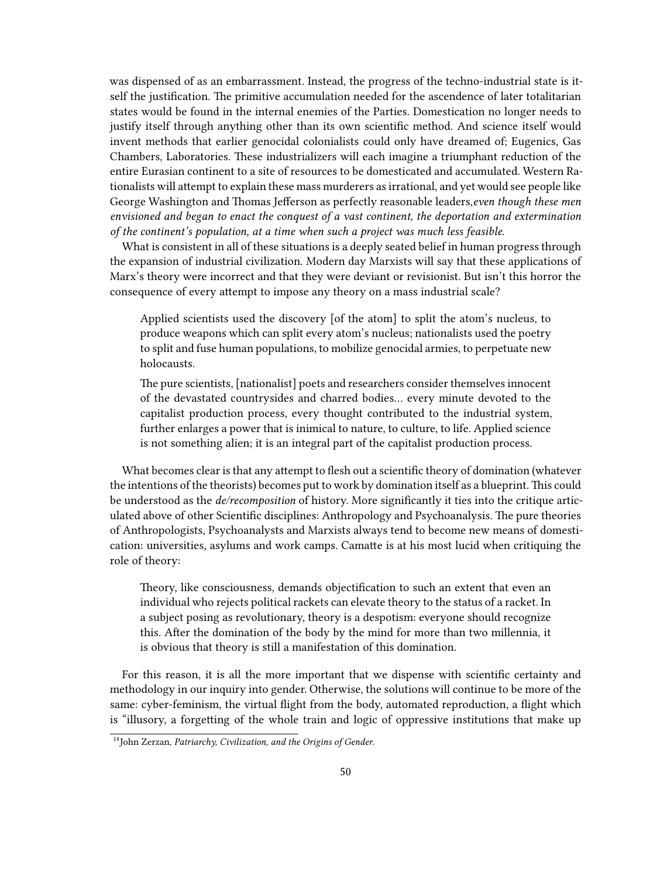was dispensed of as an embarrassment. Instead, the progress of the techno-industrial state is itself the justification. The primitive accumulation needed for the ascendence of later totalitarian states would be found in the internal enemies of the Parties. Domestication no longer needs to justify itself through anything other than its own scientific method. And science itself would invent methods that earlier genocidal colonialists could only have dreamed of; Eugenics, Gas Chambers, Laboratories. These industrializers will each imagine a triumphant reduction of the entire Eurasian continent to a site of resources to be domesticated and accumulated. Western Rationalists will attempt to explain these mass murderers as irrational, and yet would see people like George Washington and Thomas Jefferson as perfectly reasonable leaders,*even though these men envisioned and began to enact the conquest of a vast continent, the deportation and extermination of the continent's population, at a time when such a project was much less feasible.*

What is consistent in all of these situations is a deeply seated belief in human progress through the expansion of industrial civilization. Modern day Marxists will say that these applications of Marx's theory were incorrect and that they were deviant or revisionist. But isn't this horror the consequence of every attempt to impose any theory on a mass industrial scale?

> Applied scientists used the discovery [of the atom] to split the atom's nucleus, to produce weapons which can split every atom's nucleus; nationalists used the poetry to split and fuse human populations, to mobilize genocidal armies, to perpetuate new holocausts.
>
> The pure scientists, [nationalist] poets and researchers consider themselves innocent of the devastated countrysides and charred bodies… every minute devoted to the capitalist production process, every thought contributed to the industrial system, further enlarges a power that is inimical to nature, to culture, to life. Applied science is not something alien; it is an integral part of the capitalist production process.

What becomes clear is that any attempt to flesh out a scientific theory of domination (whatever the intentions of the theorists) becomes put to work by domination itself as a blueprint. This could be understood as the *de/recomposition* of history. More significantly it ties into the critique articulated above of other Scientific disciplines: Anthropology and Psychoanalysis. The pure theories of Anthropologists, Psychoanalysts and Marxists always tend to become new means of domestication: universities, asylums and work camps. Camatte is at his most lucid when critiquing the role of theory:

> Theory, like consciousness, demands objectification to such an extent that even an individual who rejects political rackets can elevate theory to the status of a racket. In a subject posing as revolutionary, theory is a despotism: everyone should recognize this. After the domination of the body by the mind for more than two millennia, it is obvious that theory is still a manifestation of this domination.

For this reason, it is all the more important that we dispense with scientific certainty and methodology in our inquiry into gender. Otherwise, the solutions will continue to be more of the same: cyber-feminism, the virtual flight from the body, automated reproduction, a flight which is "illusory, a forgetting of the whole train and logic of oppressive institutions that make up

[14] John Zerzan, *Patriarchy, Civilization, and the Origins of Gender.*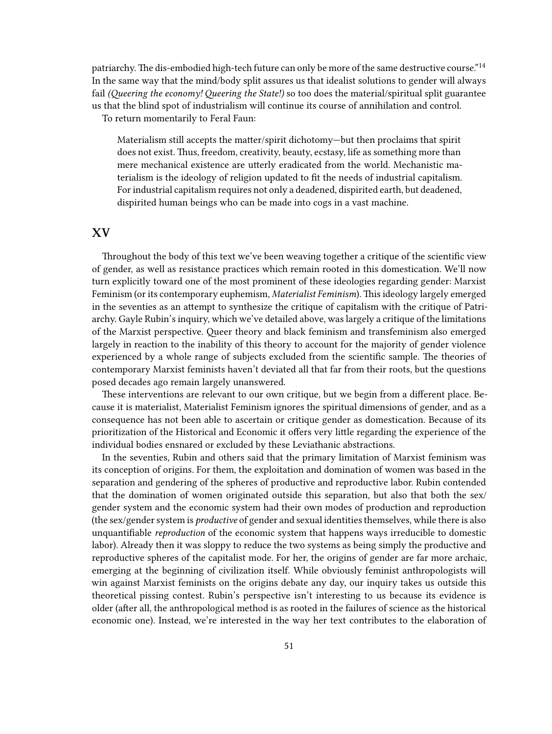patriarchy. The dis-embodied high-tech future can only be more of the same destructive course."[14] In the same way that the mind/body split assures us that idealist solutions to gender will always fail *(Queering the economy! Queering the State!)* so too does the material/spiritual split guarantee us that the blind spot of industrialism will continue its course of annihilation and control.

To return momentarily to Feral Faun:

> Materialism still accepts the matter/spirit dichotomy—but then proclaims that spirit does not exist. Thus, freedom, creativity, beauty, ecstasy, life as something more than mere mechanical existence are utterly eradicated from the world. Mechanistic materialism is the ideology of religion updated to fit the needs of industrial capitalism. For industrial capitalism requires not only a deadened, dispirited earth, but deadened, dispirited human beings who can be made into cogs in a vast machine.

## XV

Throughout the body of this text we've been weaving together a critique of the scientific view of gender, as well as resistance practices which remain rooted in this domestication. We'll now turn explicitly toward one of the most prominent of these ideologies regarding gender: Marxist Feminism (or its contemporary euphemism, *Materialist Feminism*). This ideology largely emerged in the seventies as an attempt to synthesize the critique of capitalism with the critique of Patriarchy. Gayle Rubin's inquiry, which we've detailed above, was largely a critique of the limitations of the Marxist perspective. Queer theory and black feminism and transfeminism also emerged largely in reaction to the inability of this theory to account for the majority of gender violence experienced by a whole range of subjects excluded from the scientific sample. The theories of contemporary Marxist feminists haven't deviated all that far from their roots, but the questions posed decades ago remain largely unanswered.

These interventions are relevant to our own critique, but we begin from a different place. Because it is materialist, Materialist Feminism ignores the spiritual dimensions of gender, and as a consequence has not been able to ascertain or critique gender as domestication. Because of its prioritization of the Historical and Economic it offers very little regarding the experience of the individual bodies ensnared or excluded by these Leviathanic abstractions.

In the seventies, Rubin and others said that the primary limitation of Marxist feminism was its conception of origins. For them, the exploitation and domination of women was based in the separation and gendering of the spheres of productive and reproductive labor. Rubin contended that the domination of women originated outside this separation, but also that both the sex/gender system and the economic system had their own modes of production and reproduction (the sex/gender system is *productive* of gender and sexual identities themselves, while there is also unquantifiable *reproduction* of the economic system that happens ways irreducible to domestic labor). Already then it was sloppy to reduce the two systems as being simply the productive and reproductive spheres of the capitalist mode. For her, the origins of gender are far more archaic, emerging at the beginning of civilization itself. While obviously feminist anthropologists will win against Marxist feminists on the origins debate any day, our inquiry takes us outside this theoretical pissing contest. Rubin's perspective isn't interesting to us because its evidence is older (after all, the anthropological method is as rooted in the failures of science as the historical economic one). Instead, we're interested in the way her text contributes to the elaboration of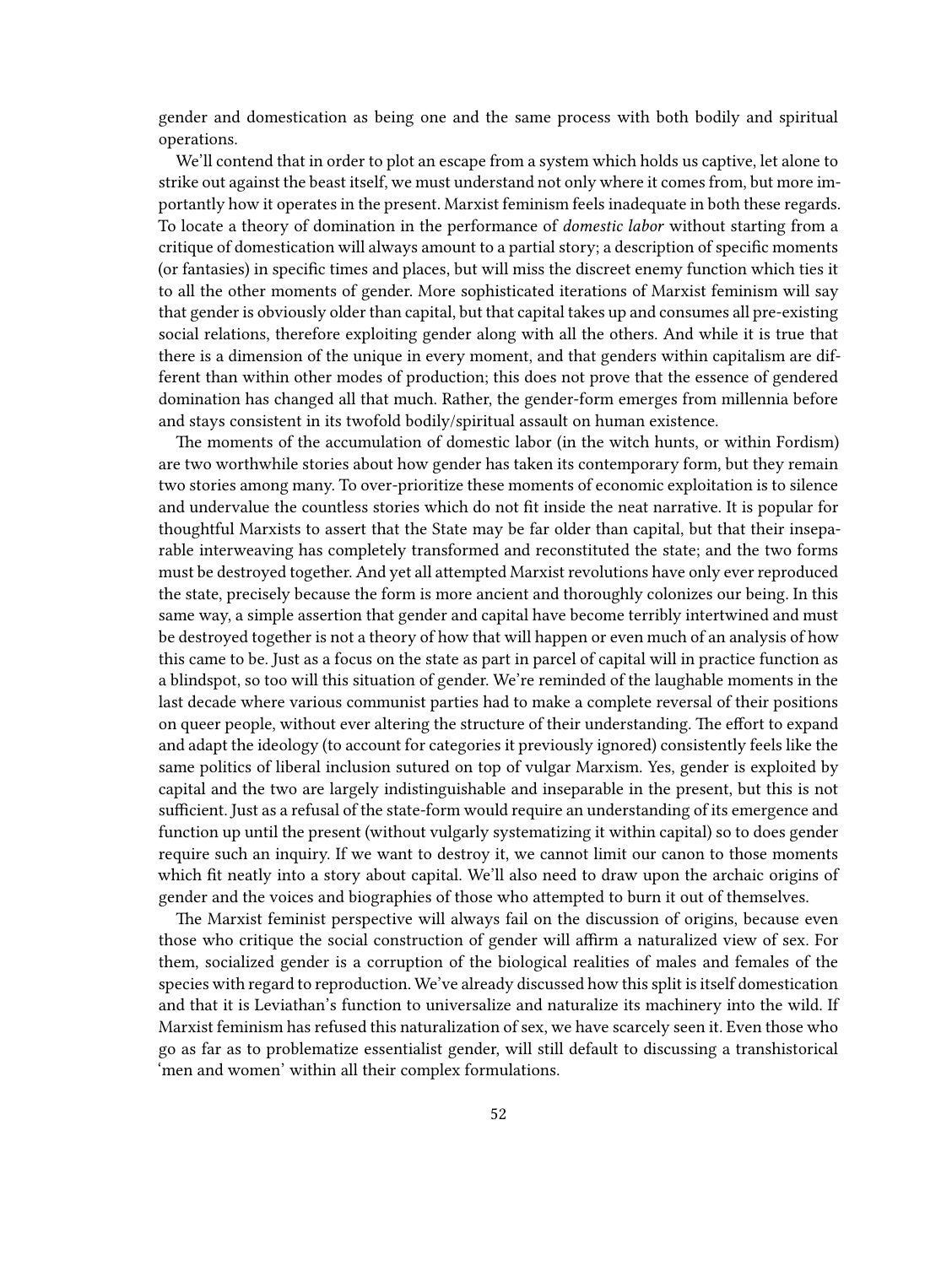gender and domestication as being one and the same process with both bodily and spiritual operations.

We'll contend that in order to plot an escape from a system which holds us captive, let alone to strike out against the beast itself, we must understand not only where it comes from, but more importantly how it operates in the present. Marxist feminism feels inadequate in both these regards. To locate a theory of domination in the performance of *domestic labor* without starting from a critique of domestication will always amount to a partial story; a description of specific moments (or fantasies) in specific times and places, but will miss the discreet enemy function which ties it to all the other moments of gender. More sophisticated iterations of Marxist feminism will say that gender is obviously older than capital, but that capital takes up and consumes all pre-existing social relations, therefore exploiting gender along with all the others. And while it is true that there is a dimension of the unique in every moment, and that genders within capitalism are different than within other modes of production; this does not prove that the essence of gendered domination has changed all that much. Rather, the gender-form emerges from millennia before and stays consistent in its twofold bodily/spiritual assault on human existence.

The moments of the accumulation of domestic labor (in the witch hunts, or within Fordism) are two worthwhile stories about how gender has taken its contemporary form, but they remain two stories among many. To over-prioritize these moments of economic exploitation is to silence and undervalue the countless stories which do not fit inside the neat narrative. It is popular for thoughtful Marxists to assert that the State may be far older than capital, but that their inseparable interweaving has completely transformed and reconstituted the state; and the two forms must be destroyed together. And yet all attempted Marxist revolutions have only ever reproduced the state, precisely because the form is more ancient and thoroughly colonizes our being. In this same way, a simple assertion that gender and capital have become terribly intertwined and must be destroyed together is not a theory of how that will happen or even much of an analysis of how this came to be. Just as a focus on the state as part in parcel of capital will in practice function as a blindspot, so too will this situation of gender. We're reminded of the laughable moments in the last decade where various communist parties had to make a complete reversal of their positions on queer people, without ever altering the structure of their understanding. The effort to expand and adapt the ideology (to account for categories it previously ignored) consistently feels like the same politics of liberal inclusion sutured on top of vulgar Marxism. Yes, gender is exploited by capital and the two are largely indistinguishable and inseparable in the present, but this is not sufficient. Just as a refusal of the state-form would require an understanding of its emergence and function up until the present (without vulgarly systematizing it within capital) so to does gender require such an inquiry. If we want to destroy it, we cannot limit our canon to those moments which fit neatly into a story about capital. We'll also need to draw upon the archaic origins of gender and the voices and biographies of those who attempted to burn it out of themselves.

The Marxist feminist perspective will always fail on the discussion of origins, because even those who critique the social construction of gender will affirm a naturalized view of sex. For them, socialized gender is a corruption of the biological realities of males and females of the species with regard to reproduction. We've already discussed how this split is itself domestication and that it is Leviathan's function to universalize and naturalize its machinery into the wild. If Marxist feminism has refused this naturalization of sex, we have scarcely seen it. Even those who go as far as to problematize essentialist gender, will still default to discussing a transhistorical 'men and women' within all their complex formulations.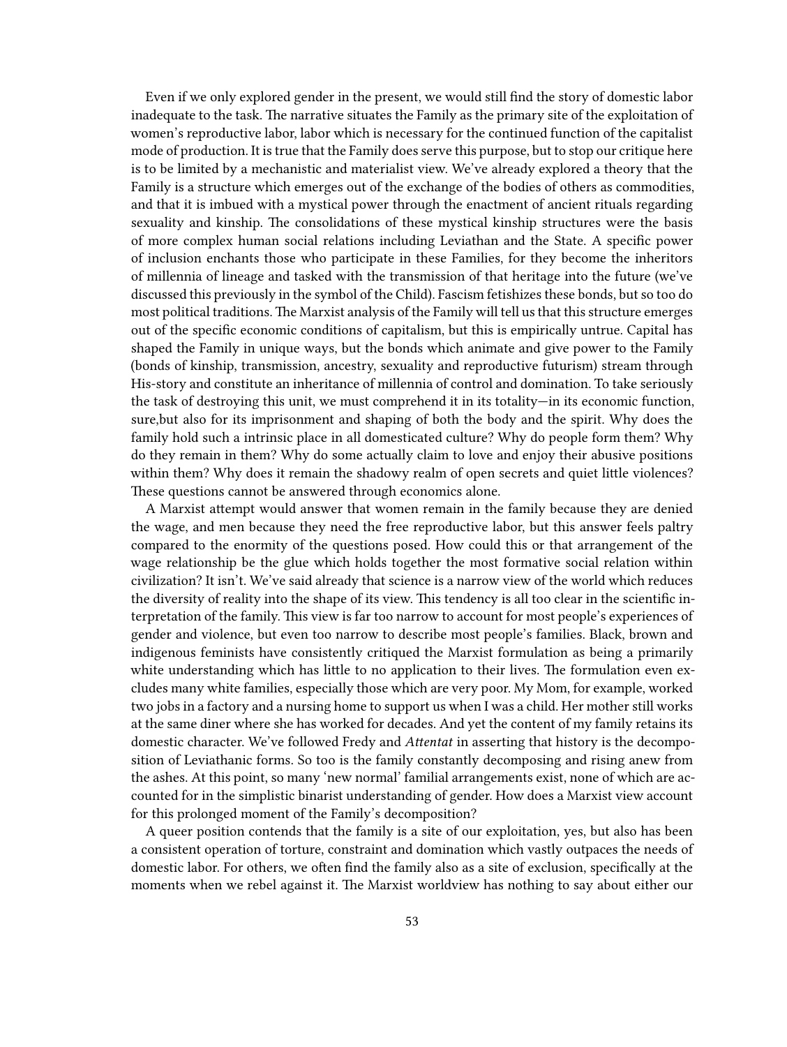Even if we only explored gender in the present, we would still find the story of domestic labor inadequate to the task. The narrative situates the Family as the primary site of the exploitation of women's reproductive labor, labor which is necessary for the continued function of the capitalist mode of production. It is true that the Family does serve this purpose, but to stop our critique here is to be limited by a mechanistic and materialist view. We've already explored a theory that the Family is a structure which emerges out of the exchange of the bodies of others as commodities, and that it is imbued with a mystical power through the enactment of ancient rituals regarding sexuality and kinship. The consolidations of these mystical kinship structures were the basis of more complex human social relations including Leviathan and the State. A specific power of inclusion enchants those who participate in these Families, for they become the inheritors of millennia of lineage and tasked with the transmission of that heritage into the future (we've discussed this previously in the symbol of the Child). Fascism fetishizes these bonds, but so too do most political traditions. The Marxist analysis of the Family will tell us that this structure emerges out of the specific economic conditions of capitalism, but this is empirically untrue. Capital has shaped the Family in unique ways, but the bonds which animate and give power to the Family (bonds of kinship, transmission, ancestry, sexuality and reproductive futurism) stream through His-story and constitute an inheritance of millennia of control and domination. To take seriously the task of destroying this unit, we must comprehend it in its totality—in its economic function, sure,but also for its imprisonment and shaping of both the body and the spirit. Why does the family hold such a intrinsic place in all domesticated culture? Why do people form them? Why do they remain in them? Why do some actually claim to love and enjoy their abusive positions within them? Why does it remain the shadowy realm of open secrets and quiet little violences? These questions cannot be answered through economics alone.

A Marxist attempt would answer that women remain in the family because they are denied the wage, and men because they need the free reproductive labor, but this answer feels paltry compared to the enormity of the questions posed. How could this or that arrangement of the wage relationship be the glue which holds together the most formative social relation within civilization? It isn't. We've said already that science is a narrow view of the world which reduces the diversity of reality into the shape of its view. This tendency is all too clear in the scientific interpretation of the family. This view is far too narrow to account for most people's experiences of gender and violence, but even too narrow to describe most people's families. Black, brown and indigenous feminists have consistently critiqued the Marxist formulation as being a primarily white understanding which has little to no application to their lives. The formulation even excludes many white families, especially those which are very poor. My Mom, for example, worked two jobs in a factory and a nursing home to support us when I was a child. Her mother still works at the same diner where she has worked for decades. And yet the content of my family retains its domestic character. We've followed Fredy and *Attentat* in asserting that history is the decomposition of Leviathanic forms. So too is the family constantly decomposing and rising anew from the ashes. At this point, so many 'new normal' familial arrangements exist, none of which are accounted for in the simplistic binarist understanding of gender. How does a Marxist view account for this prolonged moment of the Family's decomposition?

A queer position contends that the family is a site of our exploitation, yes, but also has been a consistent operation of torture, constraint and domination which vastly outpaces the needs of domestic labor. For others, we often find the family also as a site of exclusion, specifically at the moments when we rebel against it. The Marxist worldview has nothing to say about either our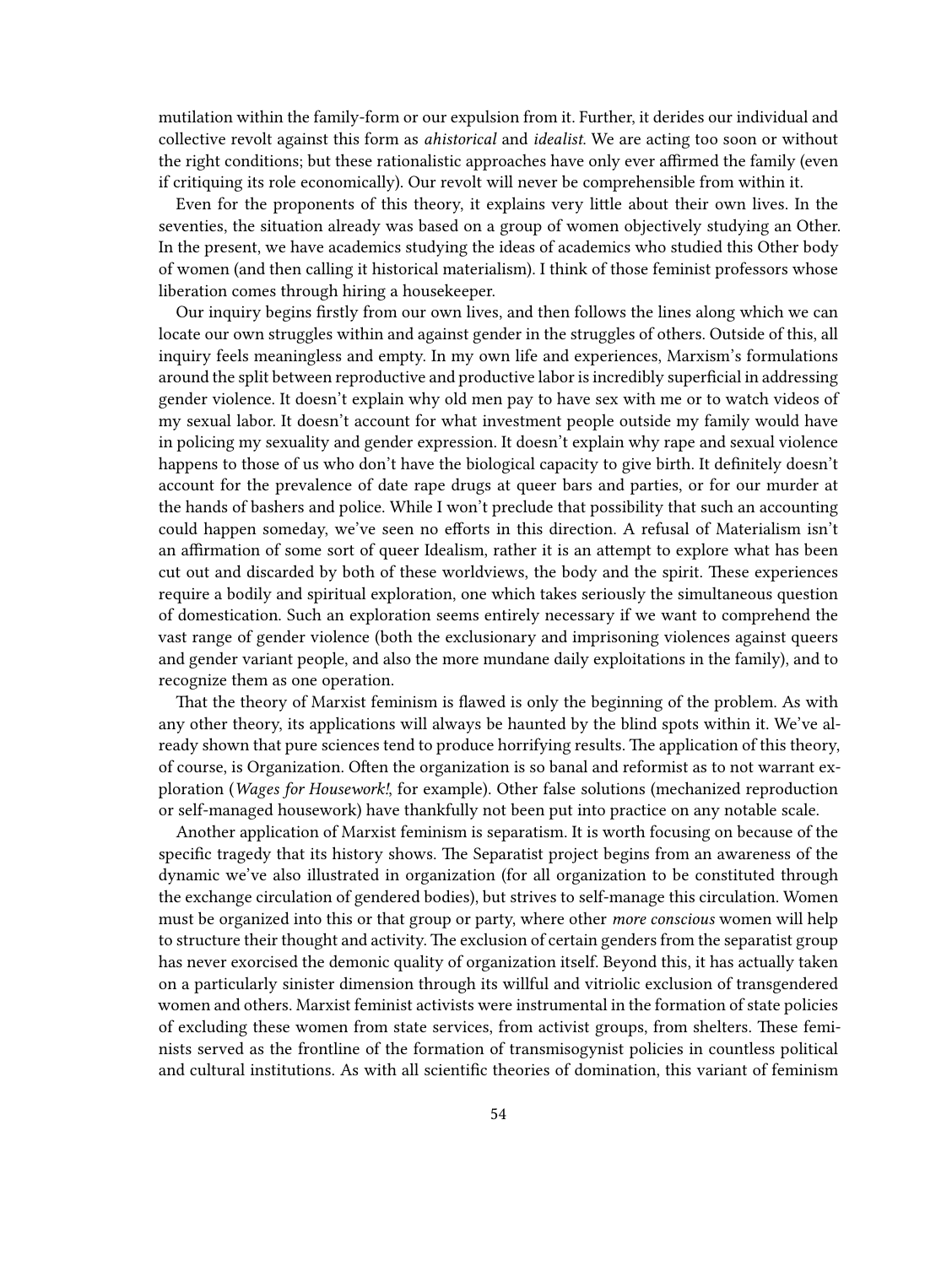mutilation within the family-form or our expulsion from it. Further, it derides our individual and collective revolt against this form as *ahistorical* and *idealist*. We are acting too soon or without the right conditions; but these rationalistic approaches have only ever affirmed the family (even if critiquing its role economically). Our revolt will never be comprehensible from within it.

Even for the proponents of this theory, it explains very little about their own lives. In the seventies, the situation already was based on a group of women objectively studying an Other. In the present, we have academics studying the ideas of academics who studied this Other body of women (and then calling it historical materialism). I think of those feminist professors whose liberation comes through hiring a housekeeper.

Our inquiry begins firstly from our own lives, and then follows the lines along which we can locate our own struggles within and against gender in the struggles of others. Outside of this, all inquiry feels meaningless and empty. In my own life and experiences, Marxism's formulations around the split between reproductive and productive labor is incredibly superficial in addressing gender violence. It doesn't explain why old men pay to have sex with me or to watch videos of my sexual labor. It doesn't account for what investment people outside my family would have in policing my sexuality and gender expression. It doesn't explain why rape and sexual violence happens to those of us who don't have the biological capacity to give birth. It definitely doesn't account for the prevalence of date rape drugs at queer bars and parties, or for our murder at the hands of bashers and police. While I won't preclude that possibility that such an accounting could happen someday, we've seen no efforts in this direction. A refusal of Materialism isn't an affirmation of some sort of queer Idealism, rather it is an attempt to explore what has been cut out and discarded by both of these worldviews, the body and the spirit. These experiences require a bodily and spiritual exploration, one which takes seriously the simultaneous question of domestication. Such an exploration seems entirely necessary if we want to comprehend the vast range of gender violence (both the exclusionary and imprisoning violences against queers and gender variant people, and also the more mundane daily exploitations in the family), and to recognize them as one operation.

That the theory of Marxist feminism is flawed is only the beginning of the problem. As with any other theory, its applications will always be haunted by the blind spots within it. We've already shown that pure sciences tend to produce horrifying results. The application of this theory, of course, is Organization. Often the organization is so banal and reformist as to not warrant exploration (*Wages for Housework!*, for example). Other false solutions (mechanized reproduction or self-managed housework) have thankfully not been put into practice on any notable scale.

Another application of Marxist feminism is separatism. It is worth focusing on because of the specific tragedy that its history shows. The Separatist project begins from an awareness of the dynamic we've also illustrated in organization (for all organization to be constituted through the exchange circulation of gendered bodies), but strives to self-manage this circulation. Women must be organized into this or that group or party, where other *more conscious* women will help to structure their thought and activity. The exclusion of certain genders from the separatist group has never exorcised the demonic quality of organization itself. Beyond this, it has actually taken on a particularly sinister dimension through its willful and vitriolic exclusion of transgendered women and others. Marxist feminist activists were instrumental in the formation of state policies of excluding these women from state services, from activist groups, from shelters. These feminists served as the frontline of the formation of transmisogynist policies in countless political and cultural institutions. As with all scientific theories of domination, this variant of feminism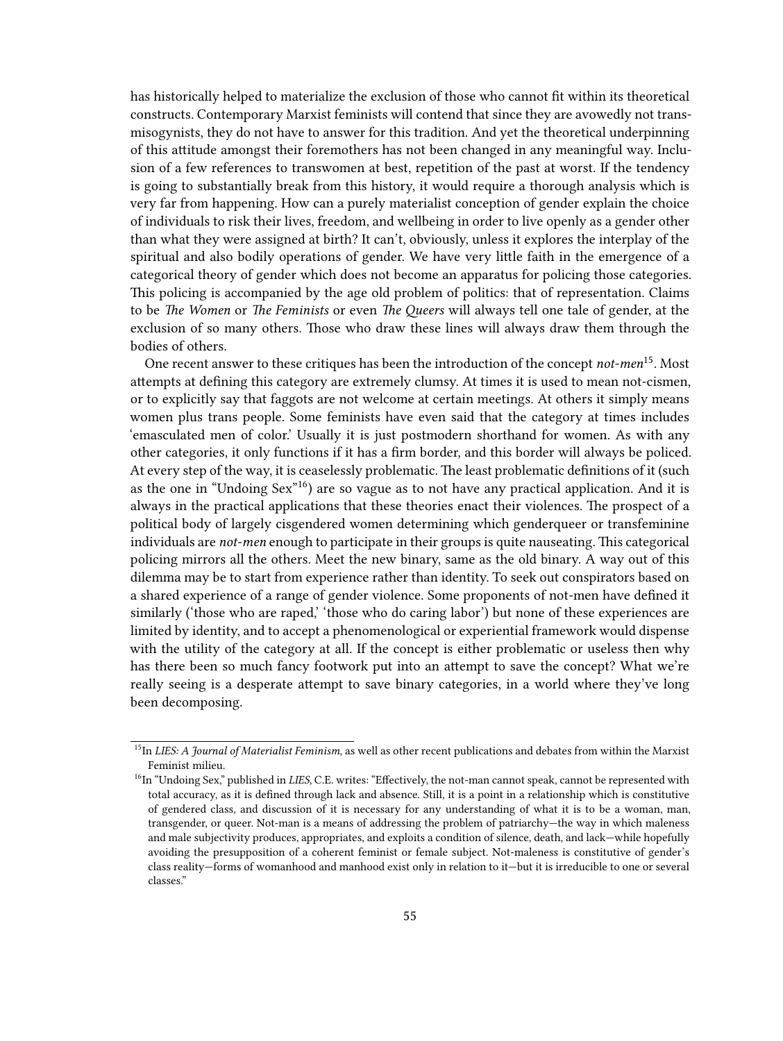has historically helped to materialize the exclusion of those who cannot fit within its theoretical constructs. Contemporary Marxist feminists will contend that since they are avowedly not transmisogynists, they do not have to answer for this tradition. And yet the theoretical underpinning of this attitude amongst their foremothers has not been changed in any meaningful way. Inclusion of a few references to transwomen at best, repetition of the past at worst. If the tendency is going to substantially break from this history, it would require a thorough analysis which is very far from happening. How can a purely materialist conception of gender explain the choice of individuals to risk their lives, freedom, and wellbeing in order to live openly as a gender other than what they were assigned at birth? It can't, obviously, unless it explores the interplay of the spiritual and also bodily operations of gender. We have very little faith in the emergence of a categorical theory of gender which does not become an apparatus for policing those categories. This policing is accompanied by the age old problem of politics: that of representation. Claims to be *The Women* or *The Feminists* or even *The Queers* will always tell one tale of gender, at the exclusion of so many others. Those who draw these lines will always draw them through the bodies of others.

One recent answer to these critiques has been the introduction of the concept *not-men*[15]. Most attempts at defining this category are extremely clumsy. At times it is used to mean not-cismen, or to explicitly say that faggots are not welcome at certain meetings. At others it simply means women plus trans people. Some feminists have even said that the category at times includes 'emasculated men of color.' Usually it is just postmodern shorthand for women. As with any other categories, it only functions if it has a firm border, and this border will always be policed. At every step of the way, it is ceaselessly problematic. The least problematic definitions of it (such as the one in "Undoing Sex"[16]) are so vague as to not have any practical application. And it is always in the practical applications that these theories enact their violences. The prospect of a political body of largely cisgendered women determining which genderqueer or transfeminine individuals are *not-men* enough to participate in their groups is quite nauseating. This categorical policing mirrors all the others. Meet the new binary, same as the old binary. A way out of this dilemma may be to start from experience rather than identity. To seek out conspirators based on a shared experience of a range of gender violence. Some proponents of not-men have defined it similarly ('those who are raped,' 'those who do caring labor') but none of these experiences are limited by identity, and to accept a phenomenological or experiential framework would dispense with the utility of the category at all. If the concept is either problematic or useless then why has there been so much fancy footwork put into an attempt to save the concept? What we're really seeing is a desperate attempt to save binary categories, in a world where they've long been decomposing.

---

[15] In *LIES: A Journal of Materialist Feminism*, as well as other recent publications and debates from within the Marxist Feminist milieu.

[16] In "Undoing Sex," published in *LIES*, C.E. writes: "Effectively, the not-man cannot speak, cannot be represented with total accuracy, as it is defined through lack and absence. Still, it is a point in a relationship which is constitutive of gendered class, and discussion of it is necessary for any understanding of what it is to be a woman, man, transgender, or queer. Not-man is a means of addressing the problem of patriarchy—the way in which maleness and male subjectivity produces, appropriates, and exploits a condition of silence, death, and lack—while hopefully avoiding the presupposition of a coherent feminist or female subject. Not-maleness is constitutive of gender's class reality—forms of womanhood and manhood exist only in relation to it—but it is irreducible to one or several classes."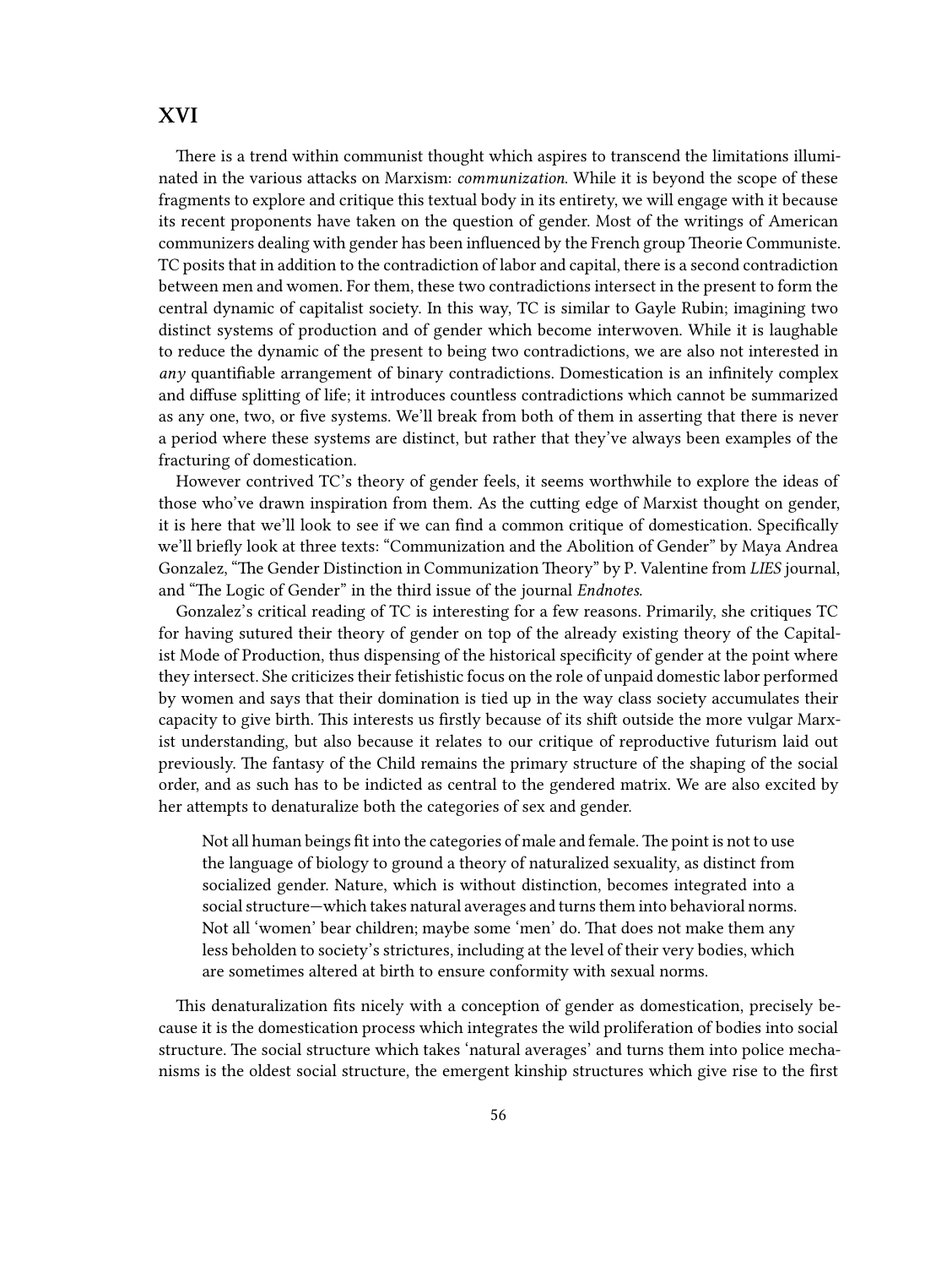## XVI

There is a trend within communist thought which aspires to transcend the limitations illuminated in the various attacks on Marxism: *communization.* While it is beyond the scope of these fragments to explore and critique this textual body in its entirety, we will engage with it because its recent proponents have taken on the question of gender. Most of the writings of American communizers dealing with gender has been influenced by the French group Theorie Communiste. TC posits that in addition to the contradiction of labor and capital, there is a second contradiction between men and women. For them, these two contradictions intersect in the present to form the central dynamic of capitalist society. In this way, TC is similar to Gayle Rubin; imagining two distinct systems of production and of gender which become interwoven. While it is laughable to reduce the dynamic of the present to being two contradictions, we are also not interested in *any* quantifiable arrangement of binary contradictions. Domestication is an infinitely complex and diffuse splitting of life; it introduces countless contradictions which cannot be summarized as any one, two, or five systems. We'll break from both of them in asserting that there is never a period where these systems are distinct, but rather that they've always been examples of the fracturing of domestication.

However contrived TC's theory of gender feels, it seems worthwhile to explore the ideas of those who've drawn inspiration from them. As the cutting edge of Marxist thought on gender, it is here that we'll look to see if we can find a common critique of domestication. Specifically we'll briefly look at three texts: "Communization and the Abolition of Gender" by Maya Andrea Gonzalez, "The Gender Distinction in Communization Theory" by P. Valentine from *LIES* journal, and "The Logic of Gender" in the third issue of the journal *Endnotes*.

Gonzalez's critical reading of TC is interesting for a few reasons. Primarily, she critiques TC for having sutured their theory of gender on top of the already existing theory of the Capitalist Mode of Production, thus dispensing of the historical specificity of gender at the point where they intersect. She criticizes their fetishistic focus on the role of unpaid domestic labor performed by women and says that their domination is tied up in the way class society accumulates their capacity to give birth. This interests us firstly because of its shift outside the more vulgar Marxist understanding, but also because it relates to our critique of reproductive futurism laid out previously. The fantasy of the Child remains the primary structure of the shaping of the social order, and as such has to be indicted as central to the gendered matrix. We are also excited by her attempts to denaturalize both the categories of sex and gender.

> Not all human beings fit into the categories of male and female. The point is not to use the language of biology to ground a theory of naturalized sexuality, as distinct from socialized gender. Nature, which is without distinction, becomes integrated into a social structure—which takes natural averages and turns them into behavioral norms. Not all 'women' bear children; maybe some 'men' do. That does not make them any less beholden to society's strictures, including at the level of their very bodies, which are sometimes altered at birth to ensure conformity with sexual norms.

This denaturalization fits nicely with a conception of gender as domestication, precisely because it is the domestication process which integrates the wild proliferation of bodies into social structure. The social structure which takes 'natural averages' and turns them into police mechanisms is the oldest social structure, the emergent kinship structures which give rise to the first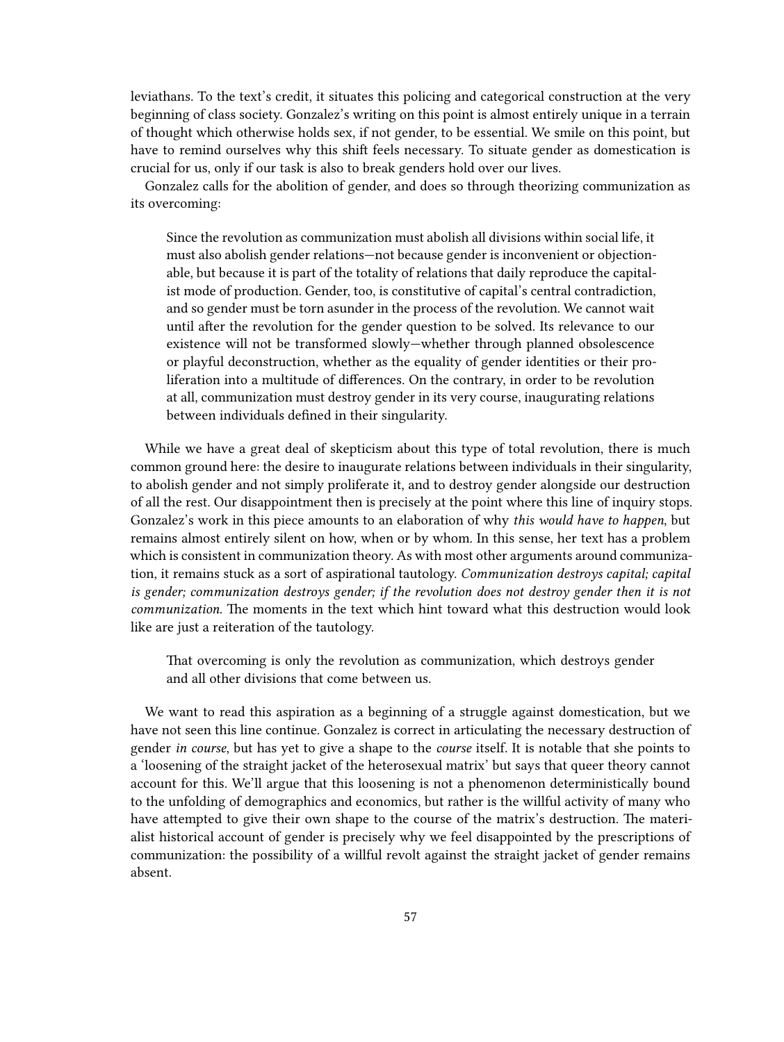leviathans. To the text's credit, it situates this policing and categorical construction at the very beginning of class society. Gonzalez's writing on this point is almost entirely unique in a terrain of thought which otherwise holds sex, if not gender, to be essential. We smile on this point, but have to remind ourselves why this shift feels necessary. To situate gender as domestication is crucial for us, only if our task is also to break genders hold over our lives.

Gonzalez calls for the abolition of gender, and does so through theorizing communization as its overcoming:

> Since the revolution as communization must abolish all divisions within social life, it must also abolish gender relations—not because gender is inconvenient or objectionable, but because it is part of the totality of relations that daily reproduce the capitalist mode of production. Gender, too, is constitutive of capital's central contradiction, and so gender must be torn asunder in the process of the revolution. We cannot wait until after the revolution for the gender question to be solved. Its relevance to our existence will not be transformed slowly—whether through planned obsolescence or playful deconstruction, whether as the equality of gender identities or their proliferation into a multitude of differences. On the contrary, in order to be revolution at all, communization must destroy gender in its very course, inaugurating relations between individuals defined in their singularity.

While we have a great deal of skepticism about this type of total revolution, there is much common ground here: the desire to inaugurate relations between individuals in their singularity, to abolish gender and not simply proliferate it, and to destroy gender alongside our destruction of all the rest. Our disappointment then is precisely at the point where this line of inquiry stops. Gonzalez's work in this piece amounts to an elaboration of why *this would have to happen*, but remains almost entirely silent on how, when or by whom. In this sense, her text has a problem which is consistent in communization theory. As with most other arguments around communization, it remains stuck as a sort of aspirational tautology. *Communization destroys capital; capital is gender; communization destroys gender; if the revolution does not destroy gender then it is not communization.* The moments in the text which hint toward what this destruction would look like are just a reiteration of the tautology.

> That overcoming is only the revolution as communization, which destroys gender and all other divisions that come between us.

We want to read this aspiration as a beginning of a struggle against domestication, but we have not seen this line continue. Gonzalez is correct in articulating the necessary destruction of gender *in course*, but has yet to give a shape to the *course* itself. It is notable that she points to a 'loosening of the straight jacket of the heterosexual matrix' but says that queer theory cannot account for this. We'll argue that this loosening is not a phenomenon deterministically bound to the unfolding of demographics and economics, but rather is the willful activity of many who have attempted to give their own shape to the course of the matrix's destruction. The materialist historical account of gender is precisely why we feel disappointed by the prescriptions of communization: the possibility of a willful revolt against the straight jacket of gender remains absent.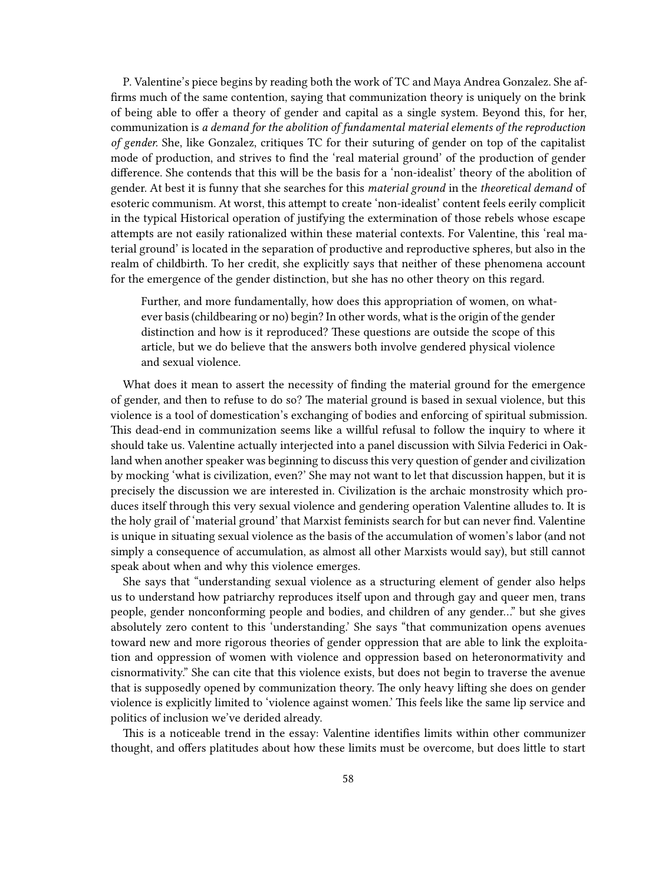P. Valentine's piece begins by reading both the work of TC and Maya Andrea Gonzalez. She affirms much of the same contention, saying that communization theory is uniquely on the brink of being able to offer a theory of gender and capital as a single system. Beyond this, for her, communization is *a demand for the abolition of fundamental material elements of the reproduction of gender.* She, like Gonzalez, critiques TC for their suturing of gender on top of the capitalist mode of production, and strives to find the 'real material ground' of the production of gender difference. She contends that this will be the basis for a 'non-idealist' theory of the abolition of gender. At best it is funny that she searches for this *material ground* in the *theoretical demand* of esoteric communism. At worst, this attempt to create 'non-idealist' content feels eerily complicit in the typical Historical operation of justifying the extermination of those rebels whose escape attempts are not easily rationalized within these material contexts. For Valentine, this 'real material ground' is located in the separation of productive and reproductive spheres, but also in the realm of childbirth. To her credit, she explicitly says that neither of these phenomena account for the emergence of the gender distinction, but she has no other theory on this regard.

> Further, and more fundamentally, how does this appropriation of women, on whatever basis (childbearing or no) begin? In other words, what is the origin of the gender distinction and how is it reproduced? These questions are outside the scope of this article, but we do believe that the answers both involve gendered physical violence and sexual violence.

What does it mean to assert the necessity of finding the material ground for the emergence of gender, and then to refuse to do so? The material ground is based in sexual violence, but this violence is a tool of domestication's exchanging of bodies and enforcing of spiritual submission. This dead-end in communization seems like a willful refusal to follow the inquiry to where it should take us. Valentine actually interjected into a panel discussion with Silvia Federici in Oakland when another speaker was beginning to discuss this very question of gender and civilization by mocking 'what is civilization, even?' She may not want to let that discussion happen, but it is precisely the discussion we are interested in. Civilization is the archaic monstrosity which produces itself through this very sexual violence and gendering operation Valentine alludes to. It is the holy grail of 'material ground' that Marxist feminists search for but can never find. Valentine is unique in situating sexual violence as the basis of the accumulation of women's labor (and not simply a consequence of accumulation, as almost all other Marxists would say), but still cannot speak about when and why this violence emerges.

She says that "understanding sexual violence as a structuring element of gender also helps us to understand how patriarchy reproduces itself upon and through gay and queer men, trans people, gender nonconforming people and bodies, and children of any gender…" but she gives absolutely zero content to this 'understanding.' She says "that communization opens avenues toward new and more rigorous theories of gender oppression that are able to link the exploitation and oppression of women with violence and oppression based on heteronormativity and cisnormativity." She can cite that this violence exists, but does not begin to traverse the avenue that is supposedly opened by communization theory. The only heavy lifting she does on gender violence is explicitly limited to 'violence against women.' This feels like the same lip service and politics of inclusion we've derided already.

This is a noticeable trend in the essay: Valentine identifies limits within other communizer thought, and offers platitudes about how these limits must be overcome, but does little to start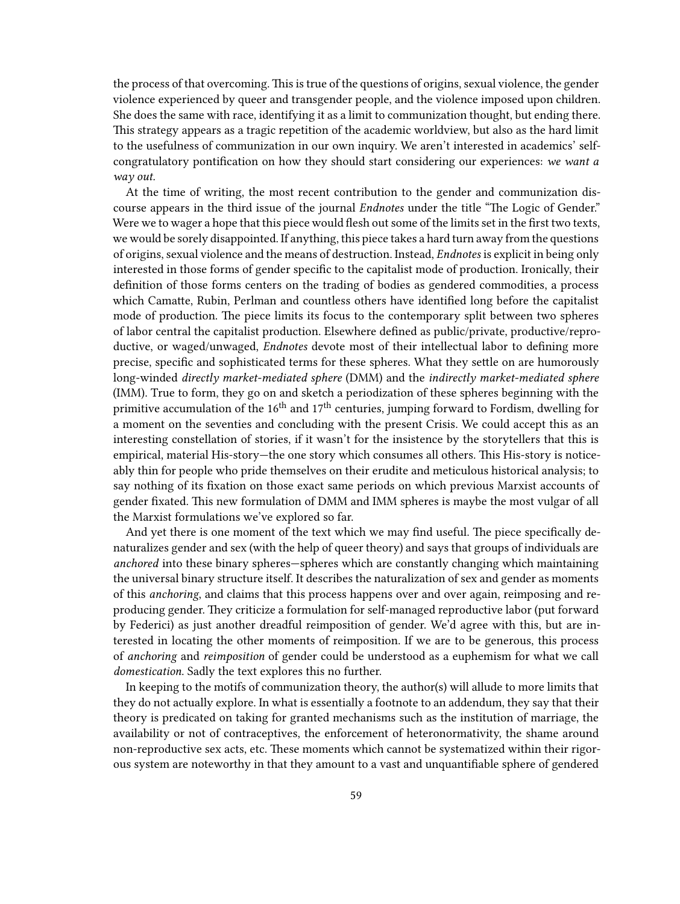the process of that overcoming. This is true of the questions of origins, sexual violence, the gender violence experienced by queer and transgender people, and the violence imposed upon children. She does the same with race, identifying it as a limit to communization thought, but ending there. This strategy appears as a tragic repetition of the academic worldview, but also as the hard limit to the usefulness of communization in our own inquiry. We aren't interested in academics' self-congratulatory pontification on how they should start considering our experiences: *we want a way out.*

At the time of writing, the most recent contribution to the gender and communization discourse appears in the third issue of the journal *Endnotes* under the title "The Logic of Gender." Were we to wager a hope that this piece would flesh out some of the limits set in the first two texts, we would be sorely disappointed. If anything, this piece takes a hard turn away from the questions of origins, sexual violence and the means of destruction. Instead, *Endnotes* is explicit in being only interested in those forms of gender specific to the capitalist mode of production. Ironically, their definition of those forms centers on the trading of bodies as gendered commodities, a process which Camatte, Rubin, Perlman and countless others have identified long before the capitalist mode of production. The piece limits its focus to the contemporary split between two spheres of labor central the capitalist production. Elsewhere defined as public/private, productive/reproductive, or waged/unwaged, *Endnotes* devote most of their intellectual labor to defining more precise, specific and sophisticated terms for these spheres. What they settle on are humorously long-winded *directly market-mediated sphere* (DMM) and the *indirectly market-mediated sphere* (IMM). True to form, they go on and sketch a periodization of these spheres beginning with the primitive accumulation of the 16th and 17th centuries, jumping forward to Fordism, dwelling for a moment on the seventies and concluding with the present Crisis. We could accept this as an interesting constellation of stories, if it wasn't for the insistence by the storytellers that this is empirical, material His-story—the one story which consumes all others. This His-story is noticeably thin for people who pride themselves on their erudite and meticulous historical analysis; to say nothing of its fixation on those exact same periods on which previous Marxist accounts of gender fixated. This new formulation of DMM and IMM spheres is maybe the most vulgar of all the Marxist formulations we've explored so far.

And yet there is one moment of the text which we may find useful. The piece specifically denaturalizes gender and sex (with the help of queer theory) and says that groups of individuals are *anchored* into these binary spheres—spheres which are constantly changing which maintaining the universal binary structure itself. It describes the naturalization of sex and gender as moments of this *anchoring*, and claims that this process happens over and over again, reimposing and reproducing gender. They criticize a formulation for self-managed reproductive labor (put forward by Federici) as just another dreadful reimposition of gender. We'd agree with this, but are interested in locating the other moments of reimposition. If we are to be generous, this process of *anchoring* and *reimposition* of gender could be understood as a euphemism for what we call *domestication.* Sadly the text explores this no further.

In keeping to the motifs of communization theory, the author(s) will allude to more limits that they do not actually explore. In what is essentially a footnote to an addendum, they say that their theory is predicated on taking for granted mechanisms such as the institution of marriage, the availability or not of contraceptives, the enforcement of heteronormativity, the shame around non-reproductive sex acts, etc. These moments which cannot be systematized within their rigorous system are noteworthy in that they amount to a vast and unquantifiable sphere of gendered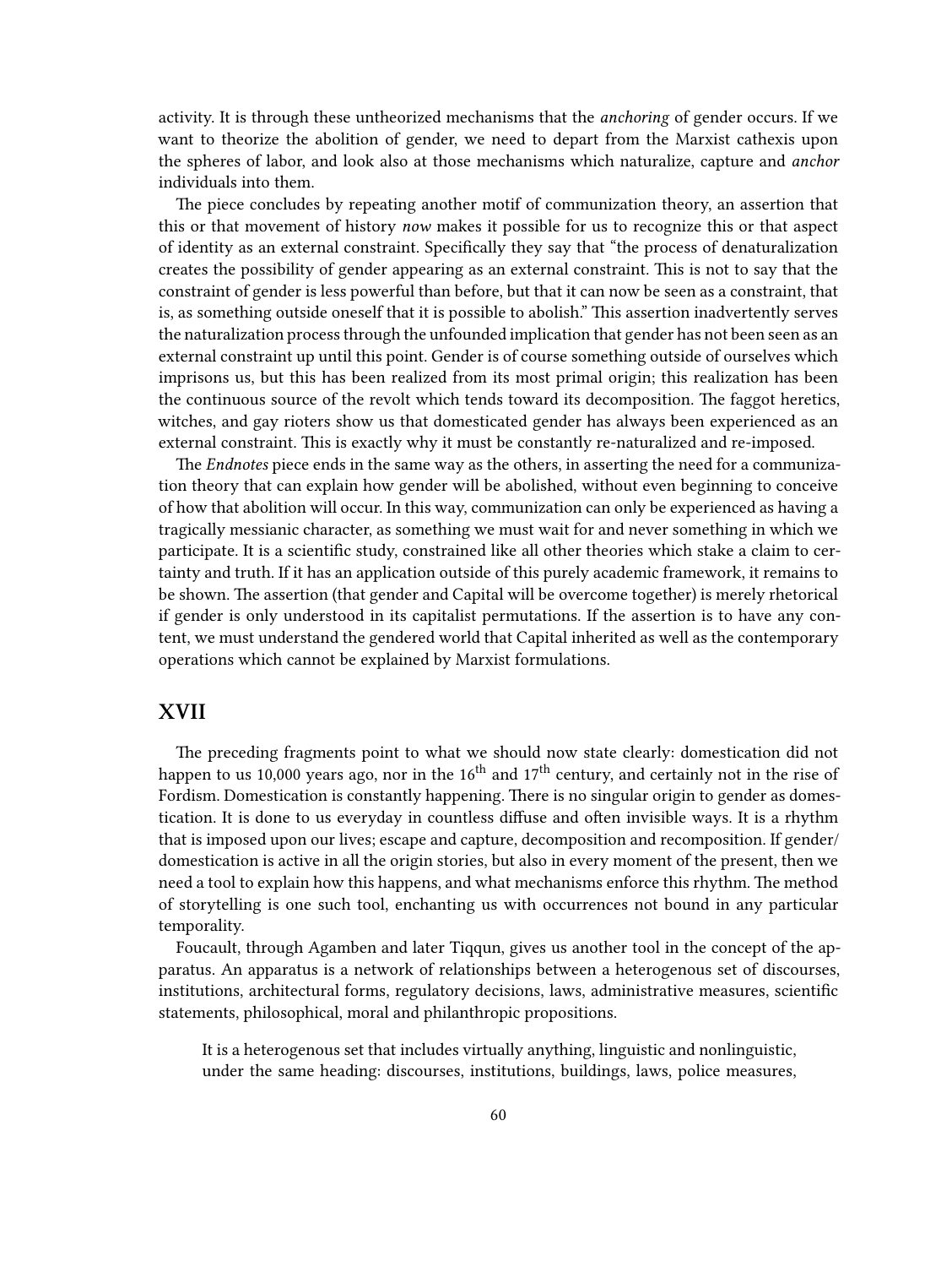activity. It is through these untheorized mechanisms that the *anchoring* of gender occurs. If we want to theorize the abolition of gender, we need to depart from the Marxist cathexis upon the spheres of labor, and look also at those mechanisms which naturalize, capture and *anchor* individuals into them.

The piece concludes by repeating another motif of communization theory, an assertion that this or that movement of history *now* makes it possible for us to recognize this or that aspect of identity as an external constraint. Specifically they say that "the process of denaturalization creates the possibility of gender appearing as an external constraint. This is not to say that the constraint of gender is less powerful than before, but that it can now be seen as a constraint, that is, as something outside oneself that it is possible to abolish." This assertion inadvertently serves the naturalization process through the unfounded implication that gender has not been seen as an external constraint up until this point. Gender is of course something outside of ourselves which imprisons us, but this has been realized from its most primal origin; this realization has been the continuous source of the revolt which tends toward its decomposition. The faggot heretics, witches, and gay rioters show us that domesticated gender has always been experienced as an external constraint. This is exactly why it must be constantly re-naturalized and re-imposed.

The *Endnotes* piece ends in the same way as the others, in asserting the need for a communization theory that can explain how gender will be abolished, without even beginning to conceive of how that abolition will occur. In this way, communization can only be experienced as having a tragically messianic character, as something we must wait for and never something in which we participate. It is a scientific study, constrained like all other theories which stake a claim to certainty and truth. If it has an application outside of this purely academic framework, it remains to be shown. The assertion (that gender and Capital will be overcome together) is merely rhetorical if gender is only understood in its capitalist permutations. If the assertion is to have any content, we must understand the gendered world that Capital inherited as well as the contemporary operations which cannot be explained by Marxist formulations.

## XVII

The preceding fragments point to what we should now state clearly: domestication did not happen to us 10,000 years ago, nor in the 16th and 17th century, and certainly not in the rise of Fordism. Domestication is constantly happening. There is no singular origin to gender as domestication. It is done to us everyday in countless diffuse and often invisible ways. It is a rhythm that is imposed upon our lives; escape and capture, decomposition and recomposition. If gender/domestication is active in all the origin stories, but also in every moment of the present, then we need a tool to explain how this happens, and what mechanisms enforce this rhythm. The method of storytelling is one such tool, enchanting us with occurrences not bound in any particular temporality.

Foucault, through Agamben and later Tiqqun, gives us another tool in the concept of the apparatus. An apparatus is a network of relationships between a heterogenous set of discourses, institutions, architectural forms, regulatory decisions, laws, administrative measures, scientific statements, philosophical, moral and philanthropic propositions.

> It is a heterogenous set that includes virtually anything, linguistic and nonlinguistic, under the same heading: discourses, institutions, buildings, laws, police measures,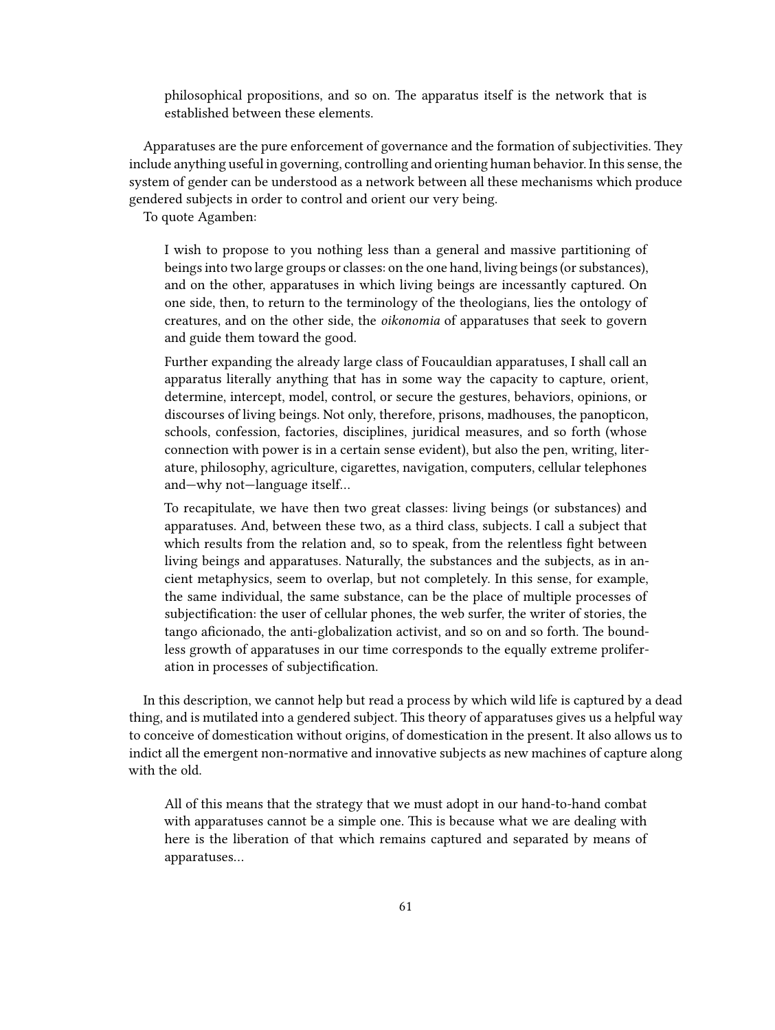> philosophical propositions, and so on. The apparatus itself is the network that is established between these elements.

Apparatuses are the pure enforcement of governance and the formation of subjectivities. They include anything useful in governing, controlling and orienting human behavior. In this sense, the system of gender can be understood as a network between all these mechanisms which produce gendered subjects in order to control and orient our very being.

To quote Agamben:

> I wish to propose to you nothing less than a general and massive partitioning of beings into two large groups or classes: on the one hand, living beings (or substances), and on the other, apparatuses in which living beings are incessantly captured. On one side, then, to return to the terminology of the theologians, lies the ontology of creatures, and on the other side, the *oikonomia* of apparatuses that seek to govern and guide them toward the good.
>
> Further expanding the already large class of Foucauldian apparatuses, I shall call an apparatus literally anything that has in some way the capacity to capture, orient, determine, intercept, model, control, or secure the gestures, behaviors, opinions, or discourses of living beings. Not only, therefore, prisons, madhouses, the panopticon, schools, confession, factories, disciplines, juridical measures, and so forth (whose connection with power is in a certain sense evident), but also the pen, writing, literature, philosophy, agriculture, cigarettes, navigation, computers, cellular telephones and—why not—language itself…
>
> To recapitulate, we have then two great classes: living beings (or substances) and apparatuses. And, between these two, as a third class, subjects. I call a subject that which results from the relation and, so to speak, from the relentless fight between living beings and apparatuses. Naturally, the substances and the subjects, as in ancient metaphysics, seem to overlap, but not completely. In this sense, for example, the same individual, the same substance, can be the place of multiple processes of subjectification: the user of cellular phones, the web surfer, the writer of stories, the tango aficionado, the anti-globalization activist, and so on and so forth. The boundless growth of apparatuses in our time corresponds to the equally extreme proliferation in processes of subjectification.

In this description, we cannot help but read a process by which wild life is captured by a dead thing, and is mutilated into a gendered subject. This theory of apparatuses gives us a helpful way to conceive of domestication without origins, of domestication in the present. It also allows us to indict all the emergent non-normative and innovative subjects as new machines of capture along with the old.

> All of this means that the strategy that we must adopt in our hand-to-hand combat with apparatuses cannot be a simple one. This is because what we are dealing with here is the liberation of that which remains captured and separated by means of apparatuses…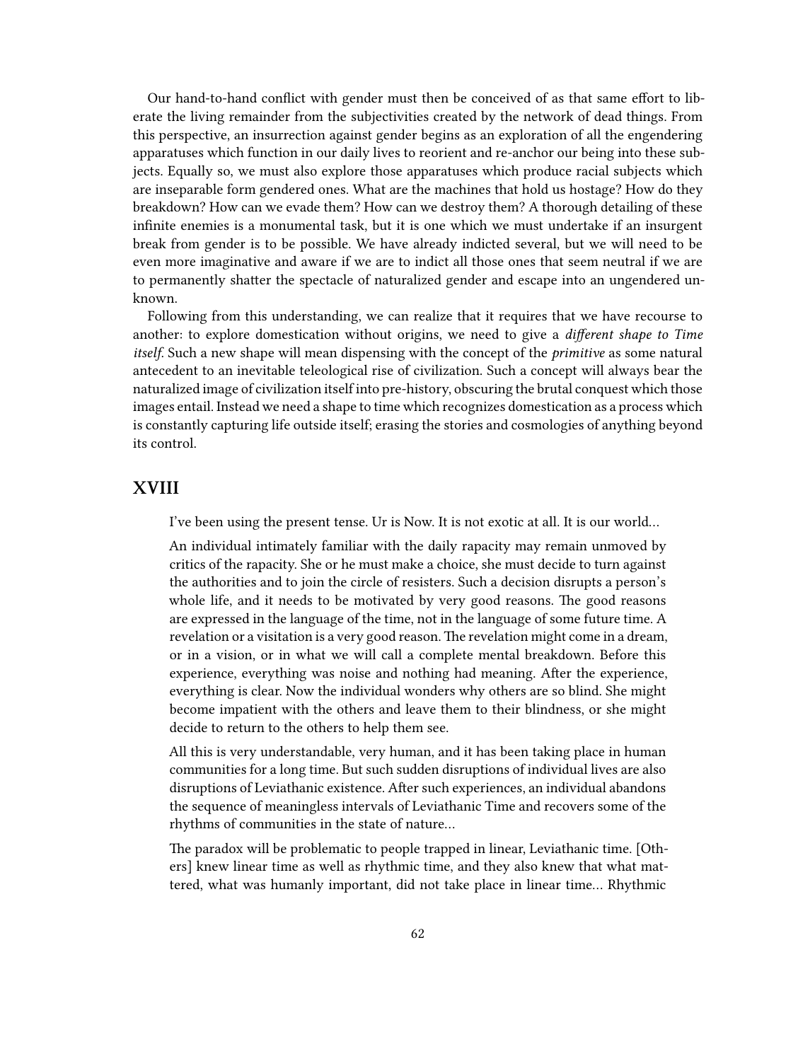Our hand-to-hand conflict with gender must then be conceived of as that same effort to liberate the living remainder from the subjectivities created by the network of dead things. From this perspective, an insurrection against gender begins as an exploration of all the engendering apparatuses which function in our daily lives to reorient and re-anchor our being into these subjects. Equally so, we must also explore those apparatuses which produce racial subjects which are inseparable form gendered ones. What are the machines that hold us hostage? How do they breakdown? How can we evade them? How can we destroy them? A thorough detailing of these infinite enemies is a monumental task, but it is one which we must undertake if an insurgent break from gender is to be possible. We have already indicted several, but we will need to be even more imaginative and aware if we are to indict all those ones that seem neutral if we are to permanently shatter the spectacle of naturalized gender and escape into an ungendered unknown.

Following from this understanding, we can realize that it requires that we have recourse to another: to explore domestication without origins, we need to give a *different shape to Time itself.* Such a new shape will mean dispensing with the concept of the *primitive* as some natural antecedent to an inevitable teleological rise of civilization. Such a concept will always bear the naturalized image of civilization itself into pre-history, obscuring the brutal conquest which those images entail. Instead we need a shape to time which recognizes domestication as a process which is constantly capturing life outside itself; erasing the stories and cosmologies of anything beyond its control.

## XVIII

> I've been using the present tense. Ur is Now. It is not exotic at all. It is our world…
>
> An individual intimately familiar with the daily rapacity may remain unmoved by critics of the rapacity. She or he must make a choice, she must decide to turn against the authorities and to join the circle of resisters. Such a decision disrupts a person's whole life, and it needs to be motivated by very good reasons. The good reasons are expressed in the language of the time, not in the language of some future time. A revelation or a visitation is a very good reason. The revelation might come in a dream, or in a vision, or in what we will call a complete mental breakdown. Before this experience, everything was noise and nothing had meaning. After the experience, everything is clear. Now the individual wonders why others are so blind. She might become impatient with the others and leave them to their blindness, or she might decide to return to the others to help them see.
>
> All this is very understandable, very human, and it has been taking place in human communities for a long time. But such sudden disruptions of individual lives are also disruptions of Leviathanic existence. After such experiences, an individual abandons the sequence of meaningless intervals of Leviathanic Time and recovers some of the rhythms of communities in the state of nature…
>
> The paradox will be problematic to people trapped in linear, Leviathanic time. [Others] knew linear time as well as rhythmic time, and they also knew that what mattered, what was humanly important, did not take place in linear time… Rhythmic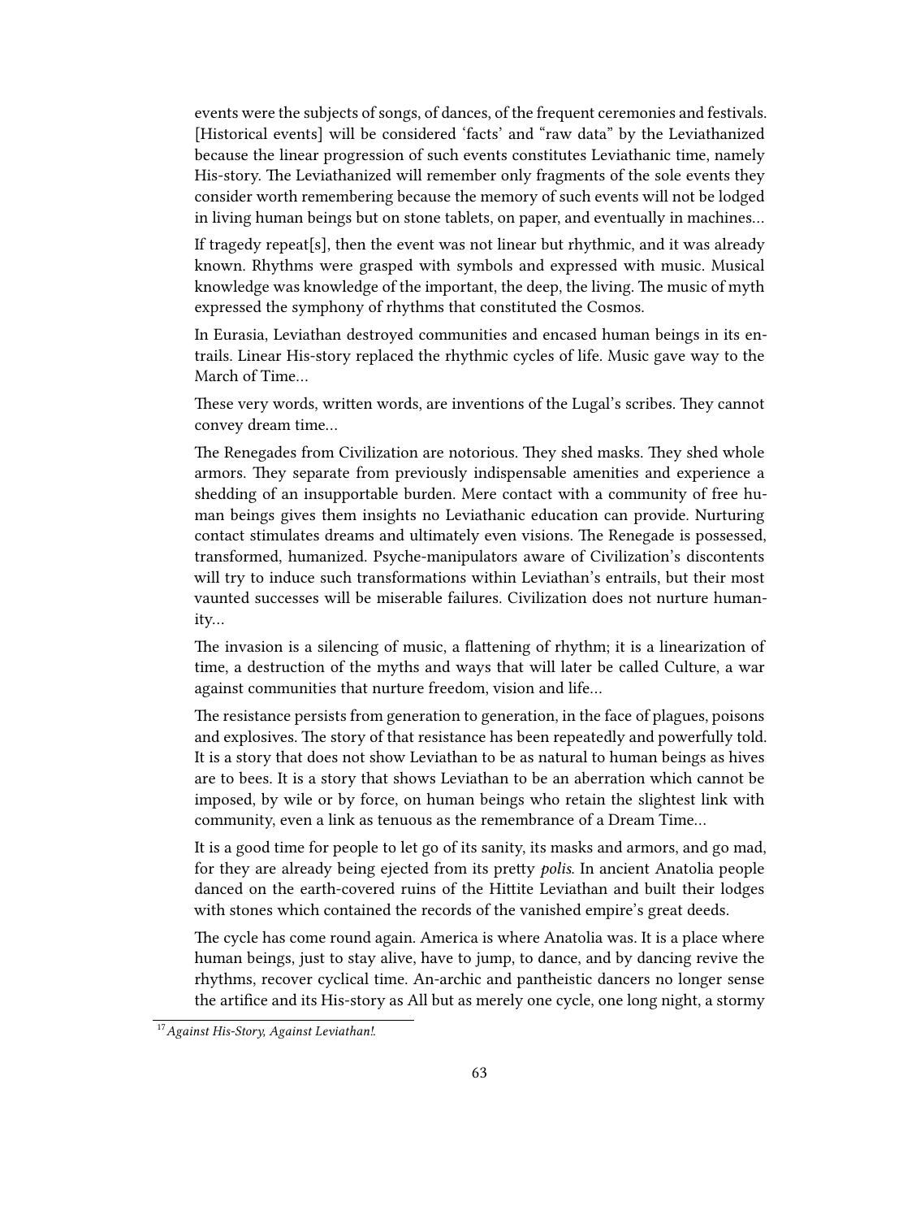events were the subjects of songs, of dances, of the frequent ceremonies and festivals. [Historical events] will be considered 'facts' and "raw data" by the Leviathanized because the linear progression of such events constitutes Leviathanic time, namely His-story. The Leviathanized will remember only fragments of the sole events they consider worth remembering because the memory of such events will not be lodged in living human beings but on stone tablets, on paper, and eventually in machines…

If tragedy repeat[s], then the event was not linear but rhythmic, and it was already known. Rhythms were grasped with symbols and expressed with music. Musical knowledge was knowledge of the important, the deep, the living. The music of myth expressed the symphony of rhythms that constituted the Cosmos.

In Eurasia, Leviathan destroyed communities and encased human beings in its entrails. Linear His-story replaced the rhythmic cycles of life. Music gave way to the March of Time…

These very words, written words, are inventions of the Lugal's scribes. They cannot convey dream time…

The Renegades from Civilization are notorious. They shed masks. They shed whole armors. They separate from previously indispensable amenities and experience a shedding of an insupportable burden. Mere contact with a community of free human beings gives them insights no Leviathanic education can provide. Nurturing contact stimulates dreams and ultimately even visions. The Renegade is possessed, transformed, humanized. Psyche-manipulators aware of Civilization's discontents will try to induce such transformations within Leviathan's entrails, but their most vaunted successes will be miserable failures. Civilization does not nurture humanity…

The invasion is a silencing of music, a flattening of rhythm; it is a linearization of time, a destruction of the myths and ways that will later be called Culture, a war against communities that nurture freedom, vision and life…

The resistance persists from generation to generation, in the face of plagues, poisons and explosives. The story of that resistance has been repeatedly and powerfully told. It is a story that does not show Leviathan to be as natural to human beings as hives are to bees. It is a story that shows Leviathan to be an aberration which cannot be imposed, by wile or by force, on human beings who retain the slightest link with community, even a link as tenuous as the remembrance of a Dream Time…

It is a good time for people to let go of its sanity, its masks and armors, and go mad, for they are already being ejected from its pretty *polis*. In ancient Anatolia people danced on the earth-covered ruins of the Hittite Leviathan and built their lodges with stones which contained the records of the vanished empire's great deeds.

The cycle has come round again. America is where Anatolia was. It is a place where human beings, just to stay alive, have to jump, to dance, and by dancing revive the rhythms, recover cyclical time. An-archic and pantheistic dancers no longer sense the artifice and its His-story as All but as merely one cycle, one long night, a stormy

[17] *Against His-Story, Against Leviathan!.*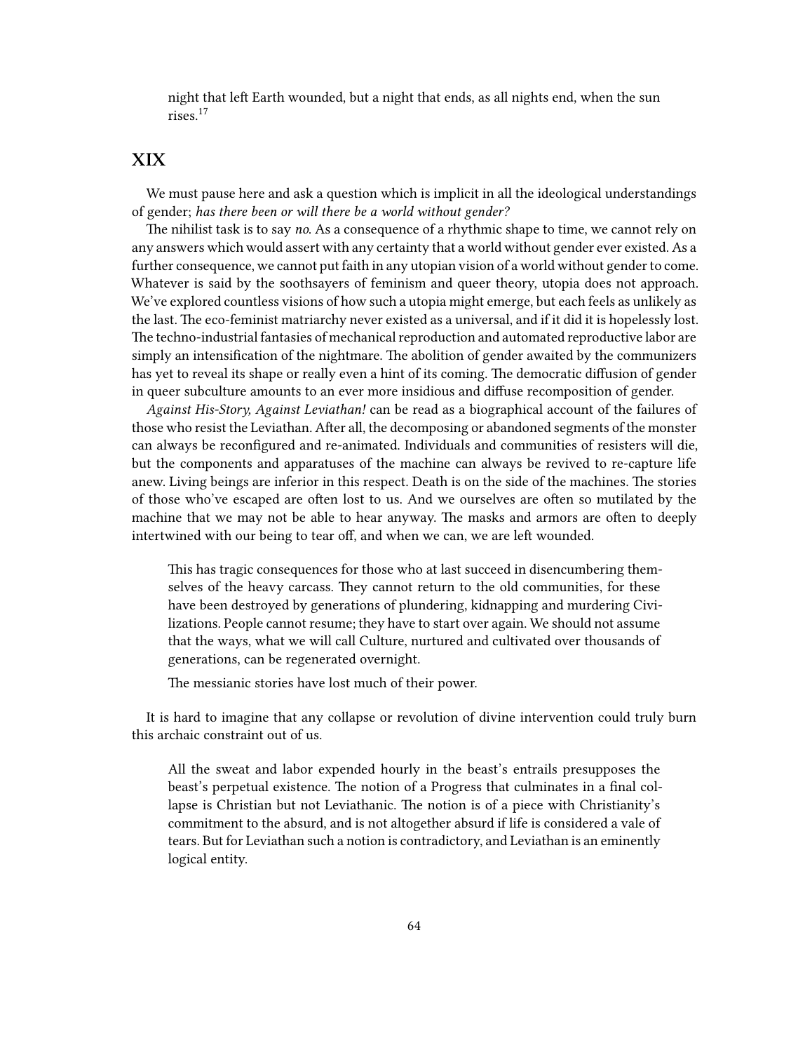> night that left Earth wounded, but a night that ends, as all nights end, when the sun rises.[17]

## XIX

We must pause here and ask a question which is implicit in all the ideological understandings of gender; *has there been or will there be a world without gender?*

The nihilist task is to say *no*. As a consequence of a rhythmic shape to time, we cannot rely on any answers which would assert with any certainty that a world without gender ever existed. As a further consequence, we cannot put faith in any utopian vision of a world without gender to come. Whatever is said by the soothsayers of feminism and queer theory, utopia does not approach. We've explored countless visions of how such a utopia might emerge, but each feels as unlikely as the last. The eco-feminist matriarchy never existed as a universal, and if it did it is hopelessly lost. The techno-industrial fantasies of mechanical reproduction and automated reproductive labor are simply an intensification of the nightmare. The abolition of gender awaited by the communizers has yet to reveal its shape or really even a hint of its coming. The democratic diffusion of gender in queer subculture amounts to an ever more insidious and diffuse recomposition of gender.

*Against His-Story, Against Leviathan!* can be read as a biographical account of the failures of those who resist the Leviathan. After all, the decomposing or abandoned segments of the monster can always be reconfigured and re-animated. Individuals and communities of resisters will die, but the components and apparatuses of the machine can always be revived to re-capture life anew. Living beings are inferior in this respect. Death is on the side of the machines. The stories of those who've escaped are often lost to us. And we ourselves are often so mutilated by the machine that we may not be able to hear anyway. The masks and armors are often to deeply intertwined with our being to tear off, and when we can, we are left wounded.

> This has tragic consequences for those who at last succeed in disencumbering themselves of the heavy carcass. They cannot return to the old communities, for these have been destroyed by generations of plundering, kidnapping and murdering Civilizations. People cannot resume; they have to start over again. We should not assume that the ways, what we will call Culture, nurtured and cultivated over thousands of generations, can be regenerated overnight.
>
> The messianic stories have lost much of their power.

It is hard to imagine that any collapse or revolution of divine intervention could truly burn this archaic constraint out of us.

> All the sweat and labor expended hourly in the beast's entrails presupposes the beast's perpetual existence. The notion of a Progress that culminates in a final collapse is Christian but not Leviathanic. The notion is of a piece with Christianity's commitment to the absurd, and is not altogether absurd if life is considered a vale of tears. But for Leviathan such a notion is contradictory, and Leviathan is an eminently logical entity.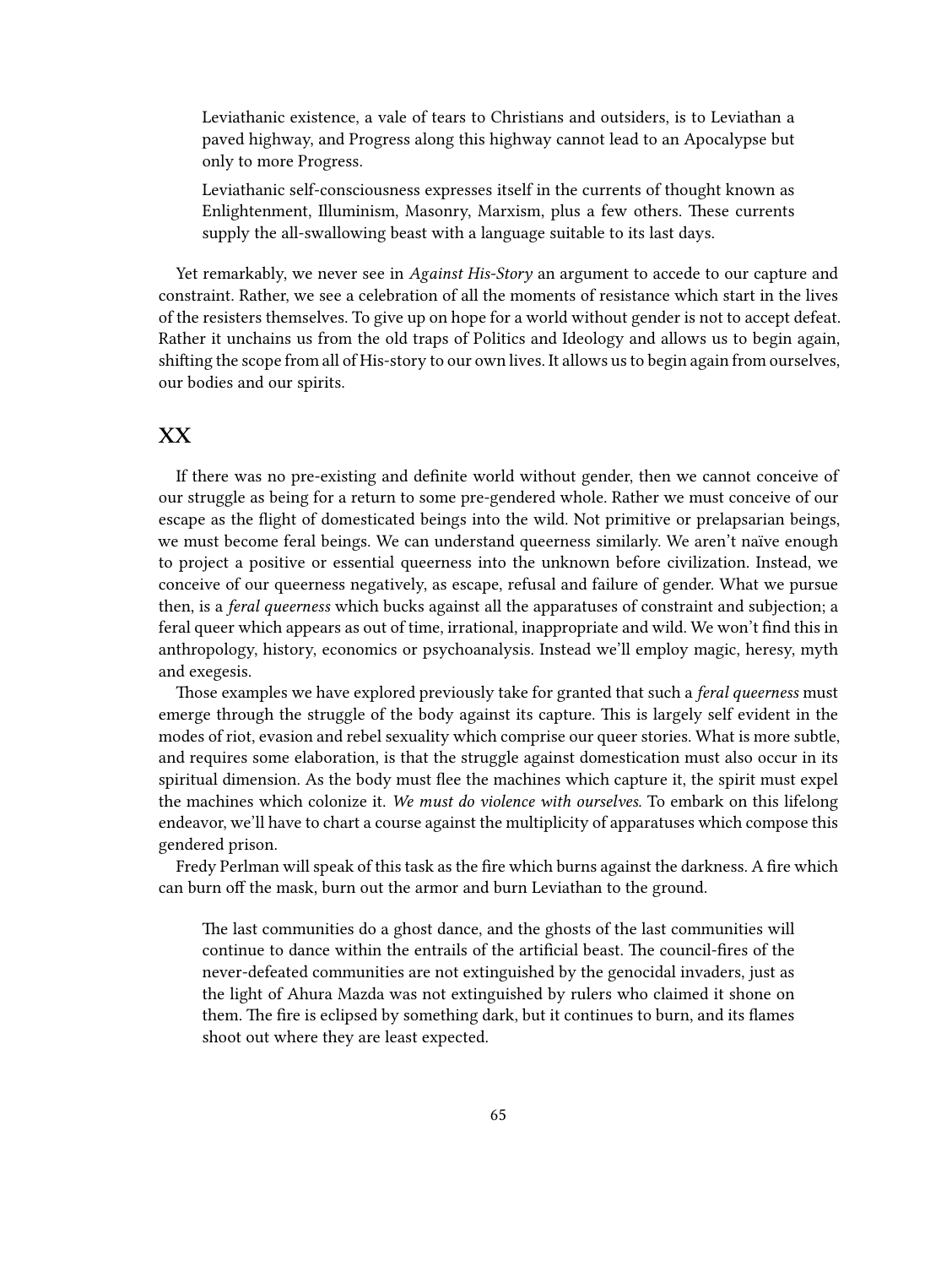> Leviathanic existence, a vale of tears to Christians and outsiders, is to Leviathan a paved highway, and Progress along this highway cannot lead to an Apocalypse but only to more Progress.
>
> Leviathanic self-consciousness expresses itself in the currents of thought known as Enlightenment, Illuminism, Masonry, Marxism, plus a few others. These currents supply the all-swallowing beast with a language suitable to its last days.

Yet remarkably, we never see in *Against His-Story* an argument to accede to our capture and constraint. Rather, we see a celebration of all the moments of resistance which start in the lives of the resisters themselves. To give up on hope for a world without gender is not to accept defeat. Rather it unchains us from the old traps of Politics and Ideology and allows us to begin again, shifting the scope from all of His-story to our own lives. It allows us to begin again from ourselves, our bodies and our spirits.

## XX

If there was no pre-existing and definite world without gender, then we cannot conceive of our struggle as being for a return to some pre-gendered whole. Rather we must conceive of our escape as the flight of domesticated beings into the wild. Not primitive or prelapsarian beings, we must become feral beings. We can understand queerness similarly. We aren't naïve enough to project a positive or essential queerness into the unknown before civilization. Instead, we conceive of our queerness negatively, as escape, refusal and failure of gender. What we pursue then, is a *feral queerness* which bucks against all the apparatuses of constraint and subjection; a feral queer which appears as out of time, irrational, inappropriate and wild. We won't find this in anthropology, history, economics or psychoanalysis. Instead we'll employ magic, heresy, myth and exegesis.

Those examples we have explored previously take for granted that such a *feral queerness* must emerge through the struggle of the body against its capture. This is largely self evident in the modes of riot, evasion and rebel sexuality which comprise our queer stories. What is more subtle, and requires some elaboration, is that the struggle against domestication must also occur in its spiritual dimension. As the body must flee the machines which capture it, the spirit must expel the machines which colonize it. *We must do violence with ourselves.* To embark on this lifelong endeavor, we'll have to chart a course against the multiplicity of apparatuses which compose this gendered prison.

Fredy Perlman will speak of this task as the fire which burns against the darkness. A fire which can burn off the mask, burn out the armor and burn Leviathan to the ground.

> The last communities do a ghost dance, and the ghosts of the last communities will continue to dance within the entrails of the artificial beast. The council-fires of the never-defeated communities are not extinguished by the genocidal invaders, just as the light of Ahura Mazda was not extinguished by rulers who claimed it shone on them. The fire is eclipsed by something dark, but it continues to burn, and its flames shoot out where they are least expected.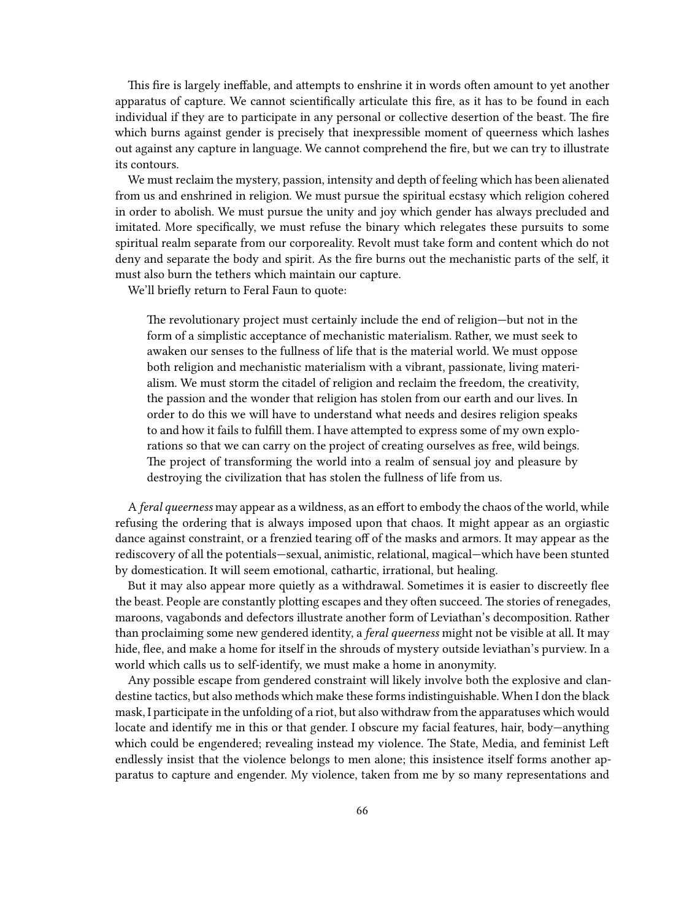This fire is largely ineffable, and attempts to enshrine it in words often amount to yet another apparatus of capture. We cannot scientifically articulate this fire, as it has to be found in each individual if they are to participate in any personal or collective desertion of the beast. The fire which burns against gender is precisely that inexpressible moment of queerness which lashes out against any capture in language. We cannot comprehend the fire, but we can try to illustrate its contours.

We must reclaim the mystery, passion, intensity and depth of feeling which has been alienated from us and enshrined in religion. We must pursue the spiritual ecstasy which religion cohered in order to abolish. We must pursue the unity and joy which gender has always precluded and imitated. More specifically, we must refuse the binary which relegates these pursuits to some spiritual realm separate from our corporeality. Revolt must take form and content which do not deny and separate the body and spirit. As the fire burns out the mechanistic parts of the self, it must also burn the tethers which maintain our capture.

We'll briefly return to Feral Faun to quote:

> The revolutionary project must certainly include the end of religion—but not in the form of a simplistic acceptance of mechanistic materialism. Rather, we must seek to awaken our senses to the fullness of life that is the material world. We must oppose both religion and mechanistic materialism with a vibrant, passionate, living materialism. We must storm the citadel of religion and reclaim the freedom, the creativity, the passion and the wonder that religion has stolen from our earth and our lives. In order to do this we will have to understand what needs and desires religion speaks to and how it fails to fulfill them. I have attempted to express some of my own explorations so that we can carry on the project of creating ourselves as free, wild beings. The project of transforming the world into a realm of sensual joy and pleasure by destroying the civilization that has stolen the fullness of life from us.

A *feral queerness* may appear as a wildness, as an effort to embody the chaos of the world, while refusing the ordering that is always imposed upon that chaos. It might appear as an orgiastic dance against constraint, or a frenzied tearing off of the masks and armors. It may appear as the rediscovery of all the potentials—sexual, animistic, relational, magical—which have been stunted by domestication. It will seem emotional, cathartic, irrational, but healing.

But it may also appear more quietly as a withdrawal. Sometimes it is easier to discreetly flee the beast. People are constantly plotting escapes and they often succeed. The stories of renegades, maroons, vagabonds and defectors illustrate another form of Leviathan's decomposition. Rather than proclaiming some new gendered identity, a *feral queerness* might not be visible at all. It may hide, flee, and make a home for itself in the shrouds of mystery outside leviathan's purview. In a world which calls us to self-identify, we must make a home in anonymity.

Any possible escape from gendered constraint will likely involve both the explosive and clandestine tactics, but also methods which make these forms indistinguishable. When I don the black mask, I participate in the unfolding of a riot, but also withdraw from the apparatuses which would locate and identify me in this or that gender. I obscure my facial features, hair, body—anything which could be engendered; revealing instead my violence. The State, Media, and feminist Left endlessly insist that the violence belongs to men alone; this insistence itself forms another apparatus to capture and engender. My violence, taken from me by so many representations and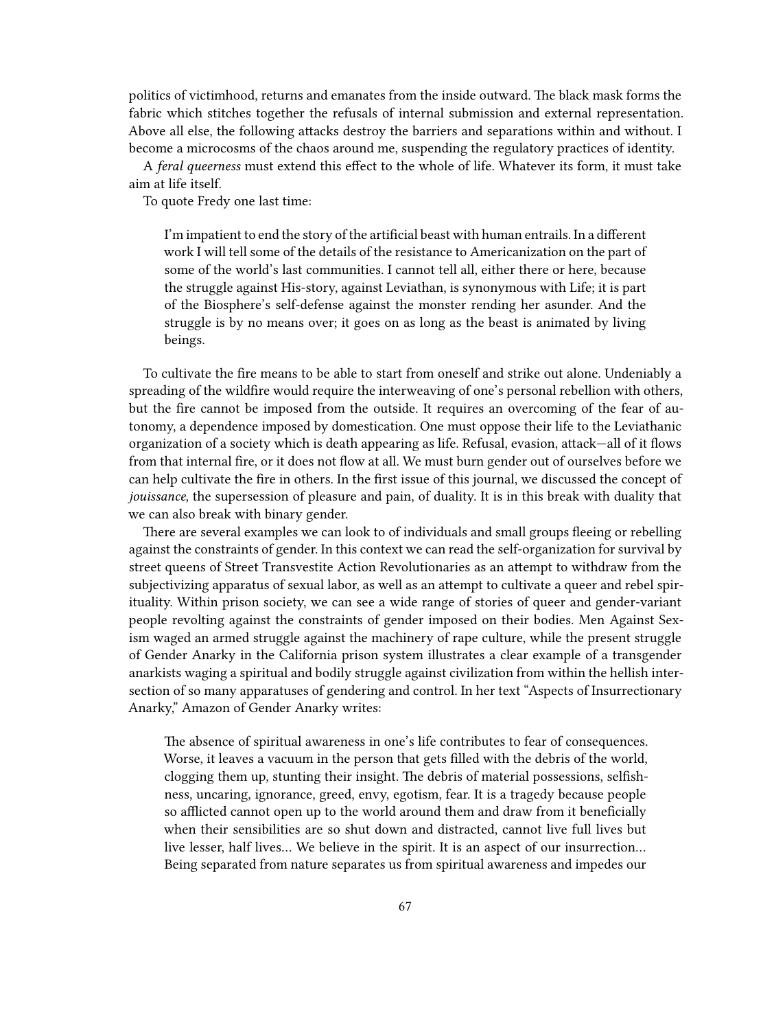politics of victimhood, returns and emanates from the inside outward. The black mask forms the fabric which stitches together the refusals of internal submission and external representation. Above all else, the following attacks destroy the barriers and separations within and without. I become a microcosms of the chaos around me, suspending the regulatory practices of identity.

A *feral queerness* must extend this effect to the whole of life. Whatever its form, it must take aim at life itself.

To quote Fredy one last time:

> I'm impatient to end the story of the artificial beast with human entrails. In a different work I will tell some of the details of the resistance to Americanization on the part of some of the world's last communities. I cannot tell all, either there or here, because the struggle against His-story, against Leviathan, is synonymous with Life; it is part of the Biosphere's self-defense against the monster rending her asunder. And the struggle is by no means over; it goes on as long as the beast is animated by living beings.

To cultivate the fire means to be able to start from oneself and strike out alone. Undeniably a spreading of the wildfire would require the interweaving of one's personal rebellion with others, but the fire cannot be imposed from the outside. It requires an overcoming of the fear of autonomy, a dependence imposed by domestication. One must oppose their life to the Leviathanic organization of a society which is death appearing as life. Refusal, evasion, attack—all of it flows from that internal fire, or it does not flow at all. We must burn gender out of ourselves before we can help cultivate the fire in others. In the first issue of this journal, we discussed the concept of *jouissance*, the supersession of pleasure and pain, of duality. It is in this break with duality that we can also break with binary gender.

There are several examples we can look to of individuals and small groups fleeing or rebelling against the constraints of gender. In this context we can read the self-organization for survival by street queens of Street Transvestite Action Revolutionaries as an attempt to withdraw from the subjectivizing apparatus of sexual labor, as well as an attempt to cultivate a queer and rebel spirituality. Within prison society, we can see a wide range of stories of queer and gender-variant people revolting against the constraints of gender imposed on their bodies. Men Against Sexism waged an armed struggle against the machinery of rape culture, while the present struggle of Gender Anarky in the California prison system illustrates a clear example of a transgender anarkists waging a spiritual and bodily struggle against civilization from within the hellish intersection of so many apparatuses of gendering and control. In her text "Aspects of Insurrectionary Anarky," Amazon of Gender Anarky writes:

> The absence of spiritual awareness in one's life contributes to fear of consequences. Worse, it leaves a vacuum in the person that gets filled with the debris of the world, clogging them up, stunting their insight. The debris of material possessions, selfishness, uncaring, ignorance, greed, envy, egotism, fear. It is a tragedy because people so afflicted cannot open up to the world around them and draw from it beneficially when their sensibilities are so shut down and distracted, cannot live full lives but live lesser, half lives… We believe in the spirit. It is an aspect of our insurrection… Being separated from nature separates us from spiritual awareness and impedes our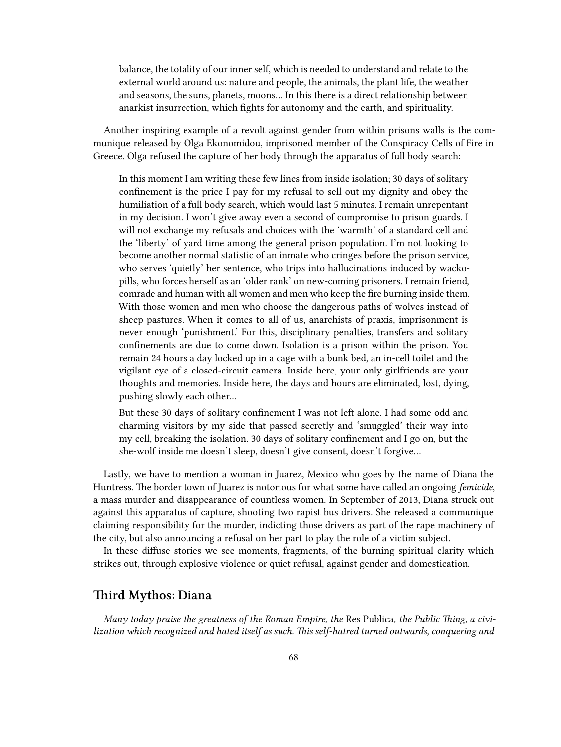> balance, the totality of our inner self, which is needed to understand and relate to the external world around us: nature and people, the animals, the plant life, the weather and seasons, the suns, planets, moons… In this there is a direct relationship between anarkist insurrection, which fights for autonomy and the earth, and spirituality.

Another inspiring example of a revolt against gender from within prisons walls is the communique released by Olga Ekonomidou, imprisoned member of the Conspiracy Cells of Fire in Greece. Olga refused the capture of her body through the apparatus of full body search:

> In this moment I am writing these few lines from inside isolation; 30 days of solitary confinement is the price I pay for my refusal to sell out my dignity and obey the humiliation of a full body search, which would last 5 minutes. I remain unrepentant in my decision. I won't give away even a second of compromise to prison guards. I will not exchange my refusals and choices with the 'warmth' of a standard cell and the 'liberty' of yard time among the general prison population. I'm not looking to become another normal statistic of an inmate who cringes before the prison service, who serves 'quietly' her sentence, who trips into hallucinations induced by wacko-pills, who forces herself as an 'older rank' on new-coming prisoners. I remain friend, comrade and human with all women and men who keep the fire burning inside them. With those women and men who choose the dangerous paths of wolves instead of sheep pastures. When it comes to all of us, anarchists of praxis, imprisonment is never enough 'punishment.' For this, disciplinary penalties, transfers and solitary confinements are due to come down. Isolation is a prison within the prison. You remain 24 hours a day locked up in a cage with a bunk bed, an in-cell toilet and the vigilant eye of a closed-circuit camera. Inside here, your only girlfriends are your thoughts and memories. Inside here, the days and hours are eliminated, lost, dying, pushing slowly each other…
>
> But these 30 days of solitary confinement I was not left alone. I had some odd and charming visitors by my side that passed secretly and 'smuggled' their way into my cell, breaking the isolation. 30 days of solitary confinement and I go on, but the she-wolf inside me doesn't sleep, doesn't give consent, doesn't forgive…

Lastly, we have to mention a woman in Juarez, Mexico who goes by the name of Diana the Huntress. The border town of Juarez is notorious for what some have called an ongoing *femicide*, a mass murder and disappearance of countless women. In September of 2013, Diana struck out against this apparatus of capture, shooting two rapist bus drivers. She released a communique claiming responsibility for the murder, indicting those drivers as part of the rape machinery of the city, but also announcing a refusal on her part to play the role of a victim subject.

In these diffuse stories we see moments, fragments, of the burning spiritual clarity which strikes out, through explosive violence or quiet refusal, against gender and domestication.

## Third Mythos: Diana

*Many today praise the greatness of the Roman Empire, the* Res Publica*, the Public Thing, a civilization which recognized and hated itself as such. This self-hatred turned outwards, conquering and*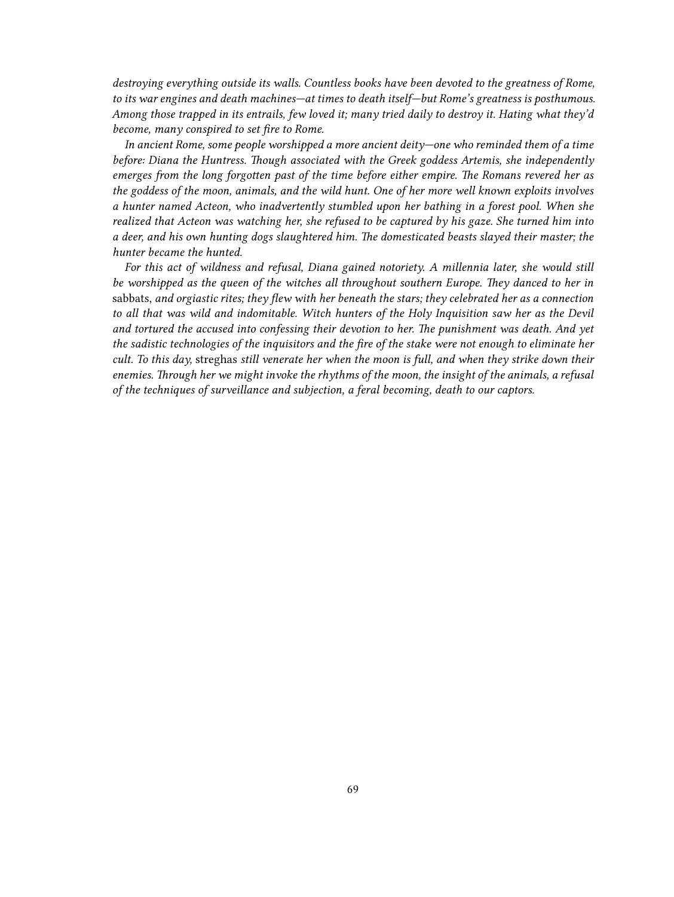*destroying everything outside its walls. Countless books have been devoted to the greatness of Rome, to its war engines and death machines—at times to death itself—but Rome's greatness is posthumous. Among those trapped in its entrails, few loved it; many tried daily to destroy it. Hating what they'd become, many conspired to set fire to Rome.*

*In ancient Rome, some people worshipped a more ancient deity—one who reminded them of a time before: Diana the Huntress. Though associated with the Greek goddess Artemis, she independently emerges from the long forgotten past of the time before either empire. The Romans revered her as the goddess of the moon, animals, and the wild hunt. One of her more well known exploits involves a hunter named Acteon, who inadvertently stumbled upon her bathing in a forest pool. When she realized that Acteon was watching her, she refused to be captured by his gaze. She turned him into a deer, and his own hunting dogs slaughtered him. The domesticated beasts slayed their master; the hunter became the hunted.*

*For this act of wildness and refusal, Diana gained notoriety. A millennia later, she would still be worshipped as the queen of the witches all throughout southern Europe. They danced to her in* sabbats, *and orgiastic rites; they flew with her beneath the stars; they celebrated her as a connection to all that was wild and indomitable. Witch hunters of the Holy Inquisition saw her as the Devil and tortured the accused into confessing their devotion to her. The punishment was death. And yet the sadistic technologies of the inquisitors and the fire of the stake were not enough to eliminate her cult. To this day,* streghas *still venerate her when the moon is full, and when they strike down their enemies. Through her we might invoke the rhythms of the moon, the insight of the animals, a refusal of the techniques of surveillance and subjection, a feral becoming, death to our captors.*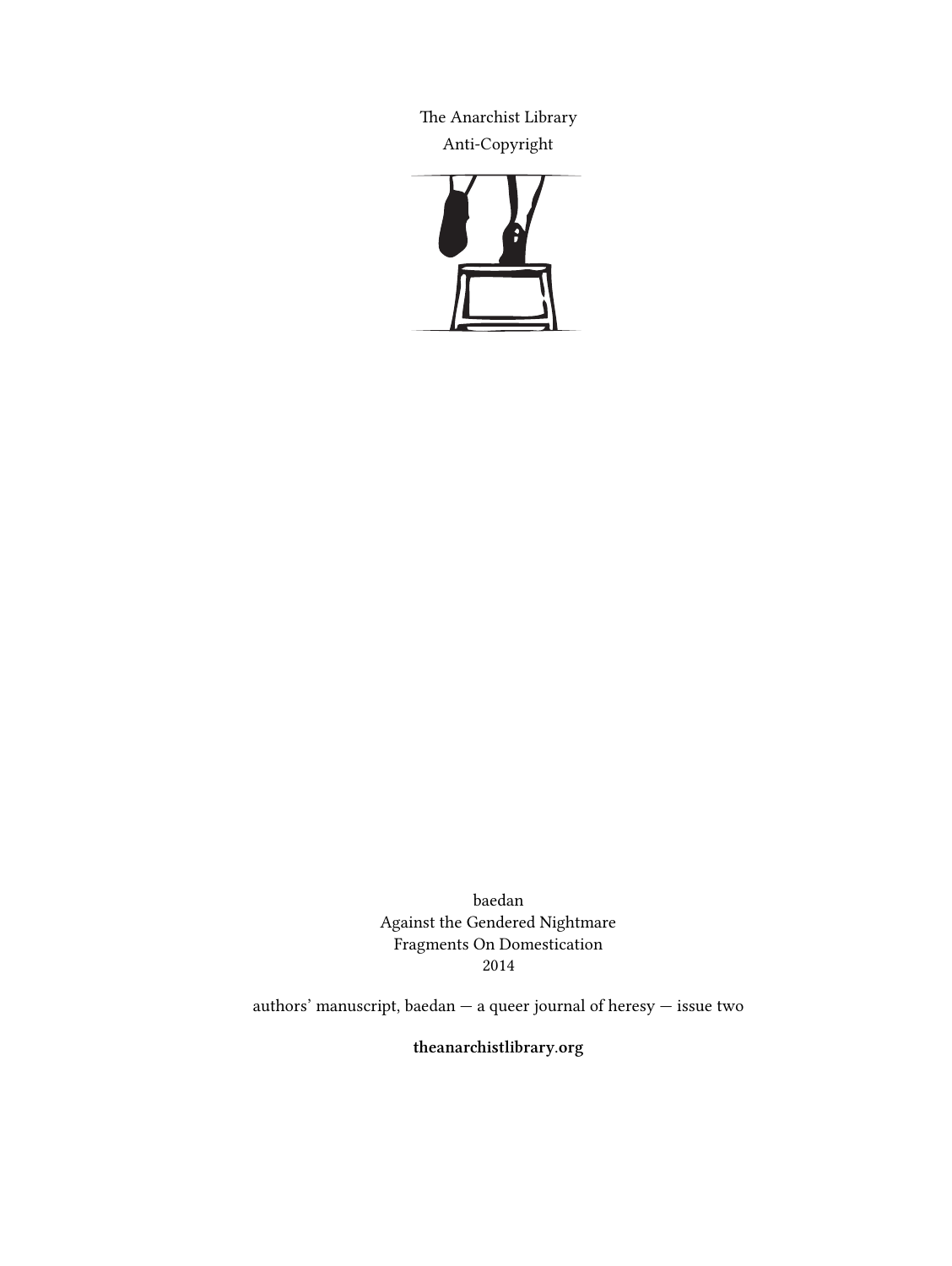The Anarchist Library
Anti-Copyright

baedan
Against the Gendered Nightmare
Fragments On Domestication
2014

authors' manuscript, baedan — a queer journal of heresy — issue two

**theanarchistlibrary.org**